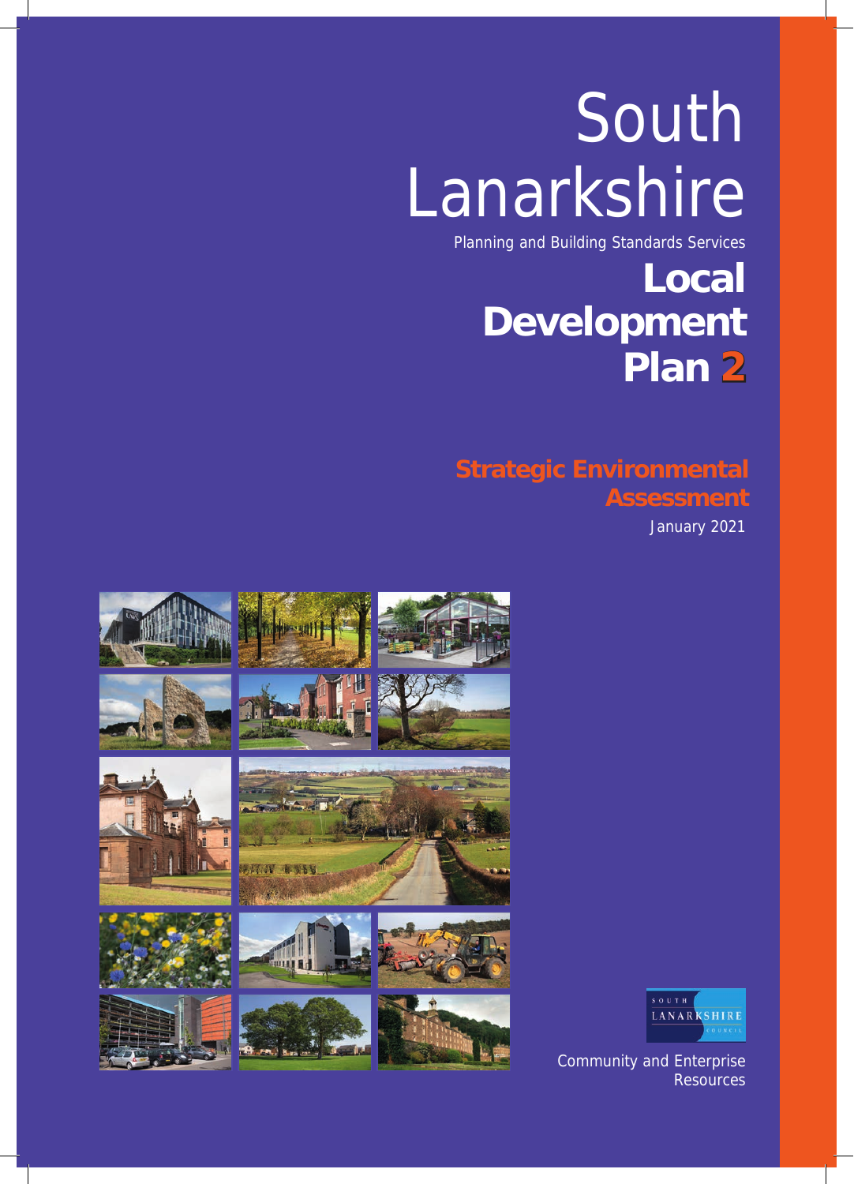# South Lanarkshire

Planning and Building Standards Services

# Local Development Plan 2

## Strategic Environmental Assessment

January 2021

South Lanarkshire Council

Community and Enterprise Resources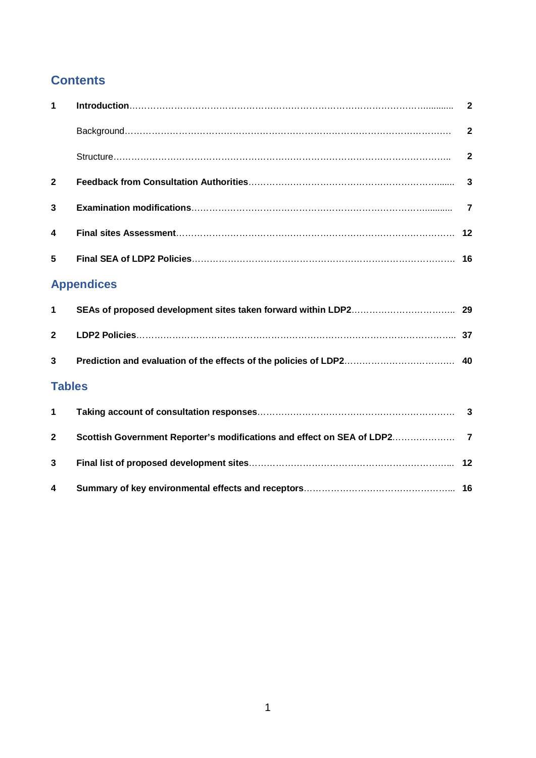## Contents

| | | |
|---|---|---|
| **1** | **Introduction** | **2** |
| | Background | **2** |
| | Structure | **2** |
| **2** | **Feedback from Consultation Authorities** | **3** |
| **3** | **Examination modifications** | **7** |
| **4** | **Final sites Assessment** | **12** |
| **5** | **Final SEA of LDP2 Policies** | **16** |

## Appendices

| | | |
|---|---|---|
| **1** | **SEAs of proposed development sites taken forward within LDP2** | **29** |
| **2** | **LDP2 Policies** | **37** |
| **3** | **Prediction and evaluation of the effects of the policies of LDP2** | **40** |

## Tables

| | | |
|---|---|---|
| **1** | **Taking account of consultation responses** | **3** |
| **2** | **Scottish Government Reporter's modifications and effect on SEA of LDP2** | **7** |
| **3** | **Final list of proposed development sites** | **12** |
| **4** | **Summary of key environmental effects and receptors** | **16** |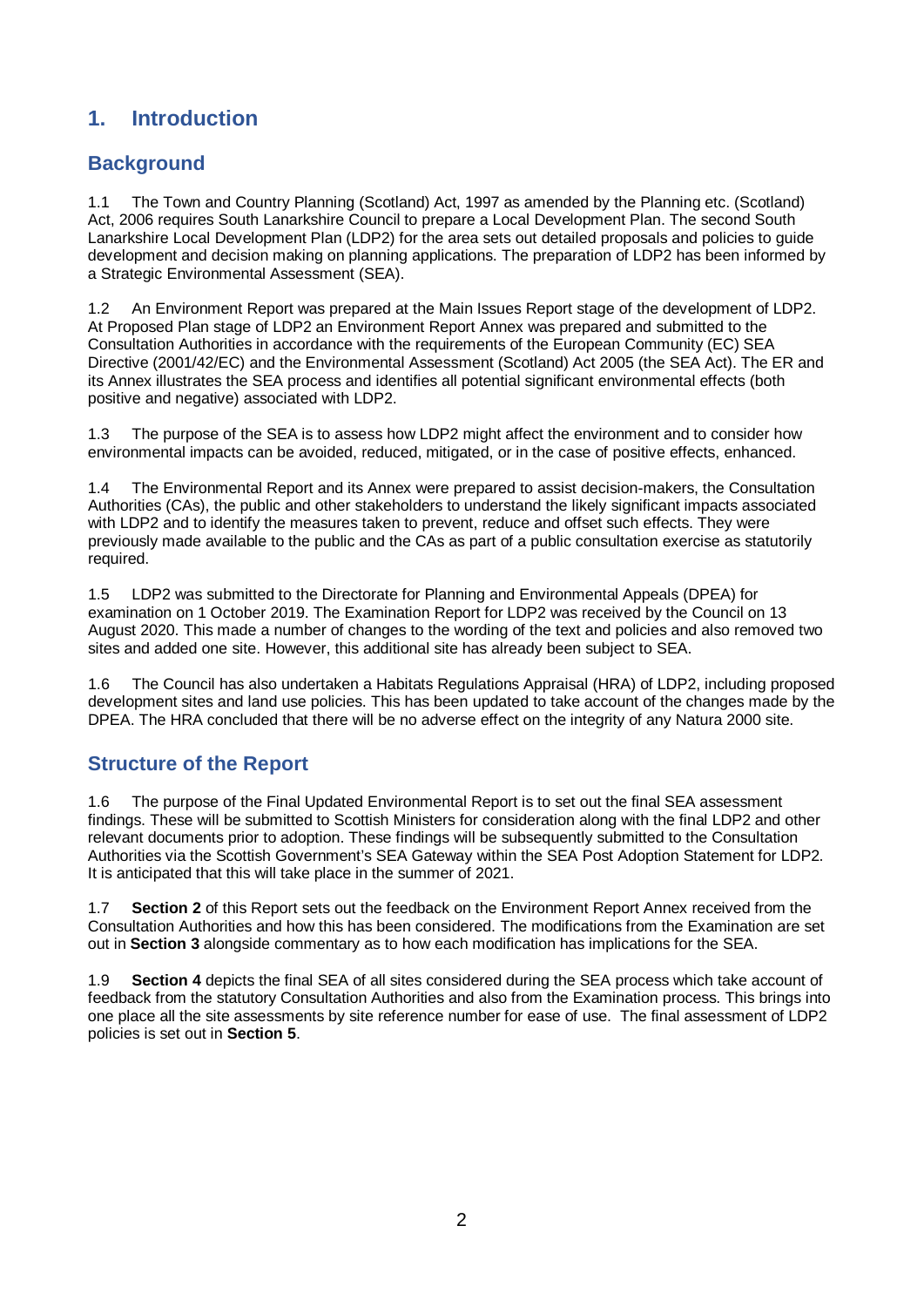# 1. Introduction

## Background

1.1 The Town and Country Planning (Scotland) Act, 1997 as amended by the Planning etc. (Scotland) Act, 2006 requires South Lanarkshire Council to prepare a Local Development Plan. The second South Lanarkshire Local Development Plan (LDP2) for the area sets out detailed proposals and policies to guide development and decision making on planning applications. The preparation of LDP2 has been informed by a Strategic Environmental Assessment (SEA).

1.2 An Environment Report was prepared at the Main Issues Report stage of the development of LDP2. At Proposed Plan stage of LDP2 an Environment Report Annex was prepared and submitted to the Consultation Authorities in accordance with the requirements of the European Community (EC) SEA Directive (2001/42/EC) and the Environmental Assessment (Scotland) Act 2005 (the SEA Act). The ER and its Annex illustrates the SEA process and identifies all potential significant environmental effects (both positive and negative) associated with LDP2.

1.3 The purpose of the SEA is to assess how LDP2 might affect the environment and to consider how environmental impacts can be avoided, reduced, mitigated, or in the case of positive effects, enhanced.

1.4 The Environmental Report and its Annex were prepared to assist decision-makers, the Consultation Authorities (CAs), the public and other stakeholders to understand the likely significant impacts associated with LDP2 and to identify the measures taken to prevent, reduce and offset such effects. They were previously made available to the public and the CAs as part of a public consultation exercise as statutorily required.

1.5 LDP2 was submitted to the Directorate for Planning and Environmental Appeals (DPEA) for examination on 1 October 2019. The Examination Report for LDP2 was received by the Council on 13 August 2020. This made a number of changes to the wording of the text and policies and also removed two sites and added one site. However, this additional site has already been subject to SEA.

1.6 The Council has also undertaken a Habitats Regulations Appraisal (HRA) of LDP2, including proposed development sites and land use policies. This has been updated to take account of the changes made by the DPEA. The HRA concluded that there will be no adverse effect on the integrity of any Natura 2000 site.

## Structure of the Report

1.6 The purpose of the Final Updated Environmental Report is to set out the final SEA assessment findings. These will be submitted to Scottish Ministers for consideration along with the final LDP2 and other relevant documents prior to adoption. These findings will be subsequently submitted to the Consultation Authorities via the Scottish Government's SEA Gateway within the SEA Post Adoption Statement for LDP2. It is anticipated that this will take place in the summer of 2021.

1.7 **Section 2** of this Report sets out the feedback on the Environment Report Annex received from the Consultation Authorities and how this has been considered. The modifications from the Examination are set out in **Section 3** alongside commentary as to how each modification has implications for the SEA.

1.9 **Section 4** depicts the final SEA of all sites considered during the SEA process which take account of feedback from the statutory Consultation Authorities and also from the Examination process. This brings into one place all the site assessments by site reference number for ease of use. The final assessment of LDP2 policies is set out in **Section 5**.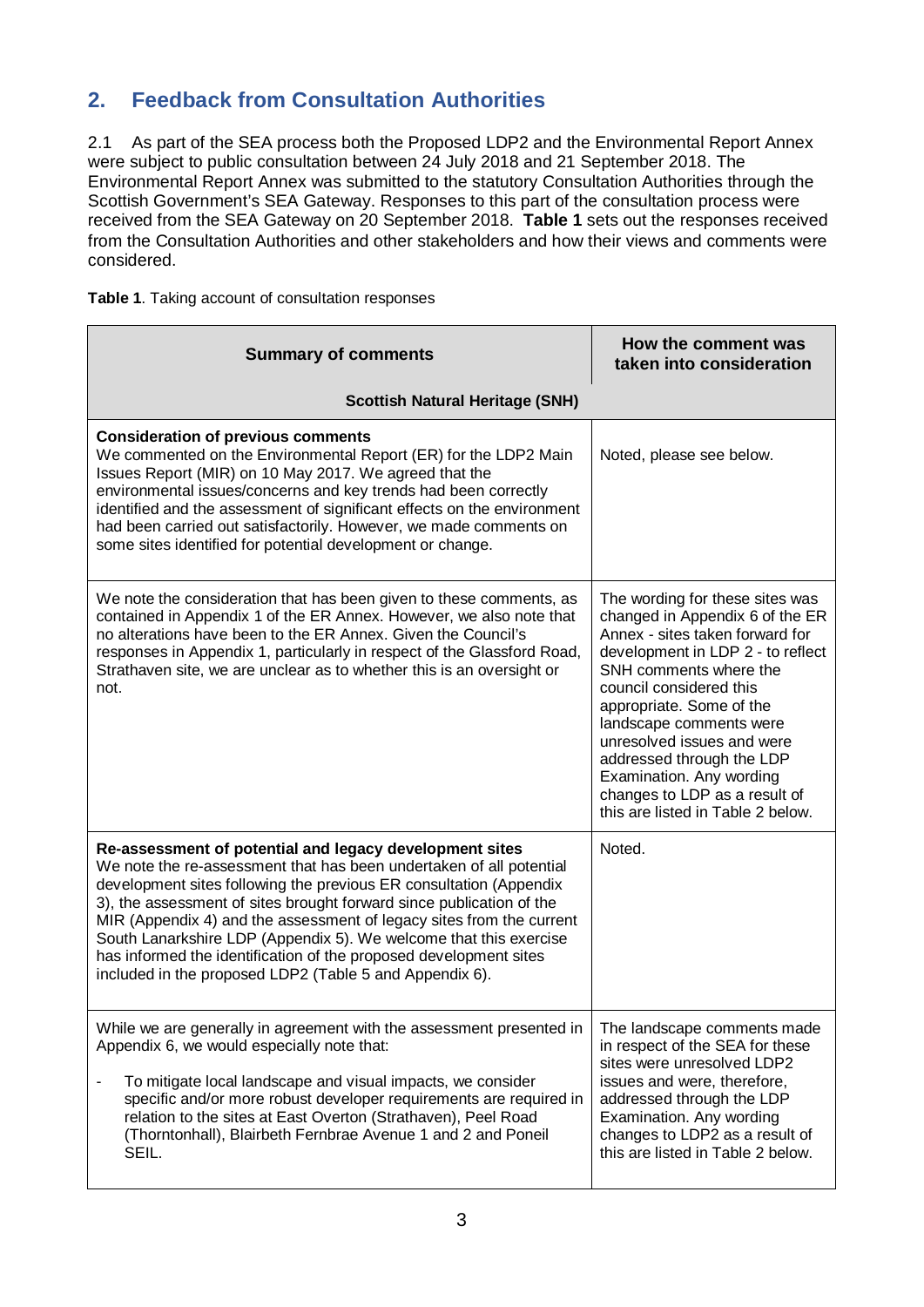## 2. Feedback from Consultation Authorities

2.1 As part of the SEA process both the Proposed LDP2 and the Environmental Report Annex were subject to public consultation between 24 July 2018 and 21 September 2018. The Environmental Report Annex was submitted to the statutory Consultation Authorities through the Scottish Government's SEA Gateway. Responses to this part of the consultation process were received from the SEA Gateway on 20 September 2018. **Table 1** sets out the responses received from the Consultation Authorities and other stakeholders and how their views and comments were considered.

**Table 1**. Taking account of consultation responses

| Summary of comments | How the comment was taken into consideration |
|---|---|
| **Scottish Natural Heritage (SNH)** | |
| **Consideration of previous comments**<br>We commented on the Environmental Report (ER) for the LDP2 Main Issues Report (MIR) on 10 May 2017. We agreed that the environmental issues/concerns and key trends had been correctly identified and the assessment of significant effects on the environment had been carried out satisfactorily. However, we made comments on some sites identified for potential development or change. | Noted, please see below. |
| We note the consideration that has been given to these comments, as contained in Appendix 1 of the ER Annex. However, we also note that no alterations have been to the ER Annex. Given the Council's responses in Appendix 1, particularly in respect of the Glassford Road, Strathaven site, we are unclear as to whether this is an oversight or not. | The wording for these sites was changed in Appendix 6 of the ER Annex - sites taken forward for development in LDP 2 - to reflect SNH comments where the council considered this appropriate. Some of the landscape comments were unresolved issues and were addressed through the LDP Examination. Any wording changes to LDP as a result of this are listed in Table 2 below. |
| **Re-assessment of potential and legacy development sites**<br>We note the re-assessment that has been undertaken of all potential development sites following the previous ER consultation (Appendix 3), the assessment of sites brought forward since publication of the MIR (Appendix 4) and the assessment of legacy sites from the current South Lanarkshire LDP (Appendix 5). We welcome that this exercise has informed the identification of the proposed development sites included in the proposed LDP2 (Table 5 and Appendix 6). | Noted. |
| While we are generally in agreement with the assessment presented in Appendix 6, we would especially note that:<br>- To mitigate local landscape and visual impacts, we consider specific and/or more robust developer requirements are required in relation to the sites at East Overton (Strathaven), Peel Road (Thorntonhall), Blairbeth Fernbrae Avenue 1 and 2 and Poneil SEIL. | The landscape comments made in respect of the SEA for these sites were unresolved LDP2 issues and were, therefore, addressed through the LDP Examination. Any wording changes to LDP2 as a result of this are listed in Table 2 below. |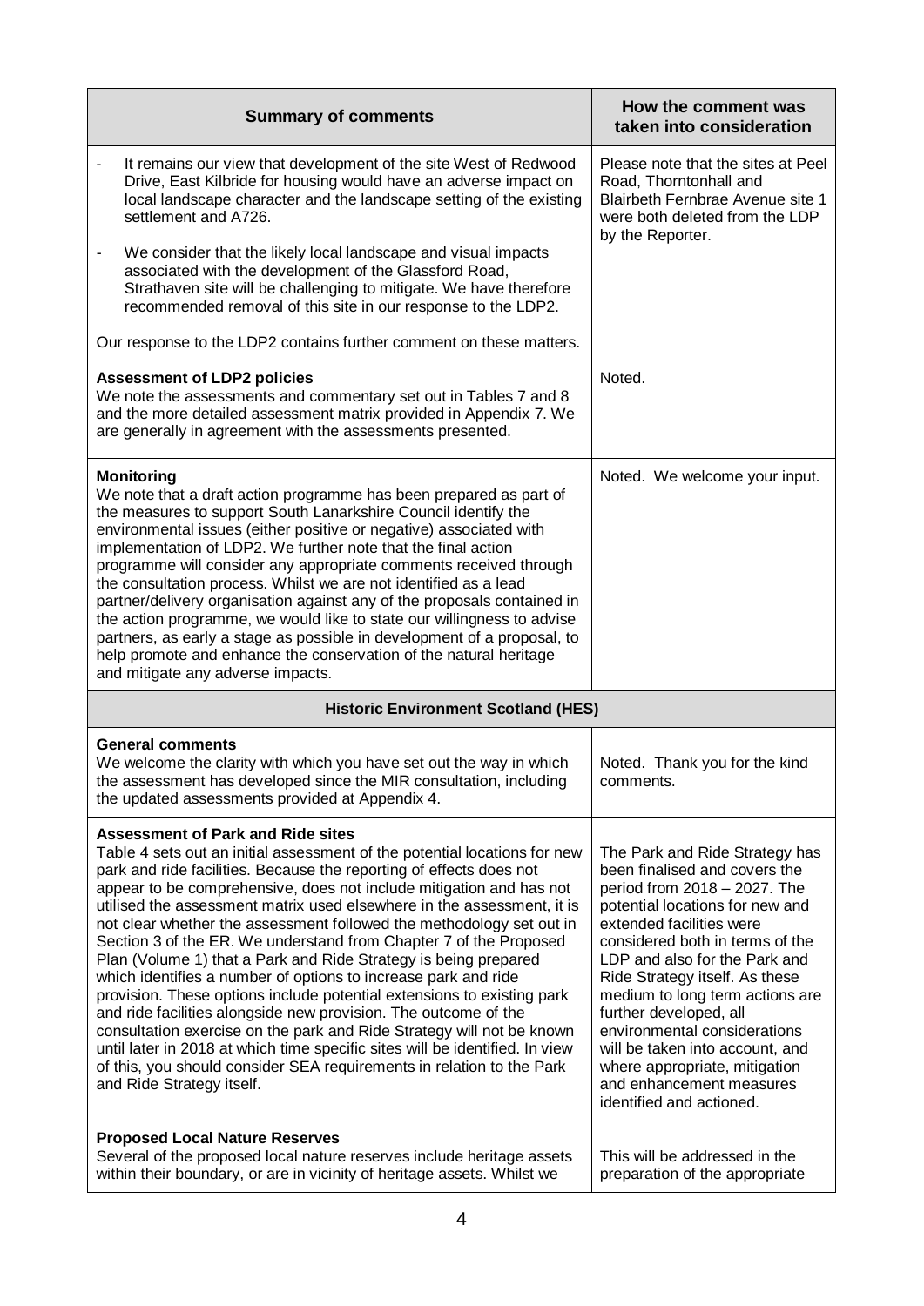| Summary of comments | How the comment was taken into consideration |
|---|---|
| - It remains our view that development of the site West of Redwood Drive, East Kilbride for housing would have an adverse impact on local landscape character and the landscape setting of the existing settlement and A726.<br>- We consider that the likely local landscape and visual impacts associated with the development of the Glassford Road, Strathaven site will be challenging to mitigate. We have therefore recommended removal of this site in our response to the LDP2.<br><br>Our response to the LDP2 contains further comment on these matters. | Please note that the sites at Peel Road, Thorntonhall and Blairbeth Fernbrae Avenue site 1 were both deleted from the LDP by the Reporter. |
| **Assessment of LDP2 policies**<br>We note the assessments and commentary set out in Tables 7 and 8 and the more detailed assessment matrix provided in Appendix 7. We are generally in agreement with the assessments presented. | Noted. |
| **Monitoring**<br>We note that a draft action programme has been prepared as part of the measures to support South Lanarkshire Council identify the environmental issues (either positive or negative) associated with implementation of LDP2. We further note that the final action programme will consider any appropriate comments received through the consultation process. Whilst we are not identified as a lead partner/delivery organisation against any of the proposals contained in the action programme, we would like to state our willingness to advise partners, as early a stage as possible in development of a proposal, to help promote and enhance the conservation of the natural heritage and mitigate any adverse impacts. | Noted. We welcome your input. |
| **Historic Environment Scotland (HES)** | |
| **General comments**<br>We welcome the clarity with which you have set out the way in which the assessment has developed since the MIR consultation, including the updated assessments provided at Appendix 4. | Noted. Thank you for the kind comments. |
| **Assessment of Park and Ride sites**<br>Table 4 sets out an initial assessment of the potential locations for new park and ride facilities. Because the reporting of effects does not appear to be comprehensive, does not include mitigation and has not utilised the assessment matrix used elsewhere in the assessment, it is not clear whether the assessment followed the methodology set out in Section 3 of the ER. We understand from Chapter 7 of the Proposed Plan (Volume 1) that a Park and Ride Strategy is being prepared which identifies a number of options to increase park and ride provision. These options include potential extensions to existing park and ride facilities alongside new provision. The outcome of the consultation exercise on the park and Ride Strategy will not be known until later in 2018 at which time specific sites will be identified. In view of this, you should consider SEA requirements in relation to the Park and Ride Strategy itself. | The Park and Ride Strategy has been finalised and covers the period from 2018 – 2027. The potential locations for new and extended facilities were considered both in terms of the LDP and also for the Park and Ride Strategy itself. As these medium to long term actions are further developed, all environmental considerations will be taken into account, and where appropriate, mitigation and enhancement measures identified and actioned. |
| **Proposed Local Nature Reserves**<br>Several of the proposed local nature reserves include heritage assets within their boundary, or are in vicinity of heritage assets. Whilst we | This will be addressed in the preparation of the appropriate |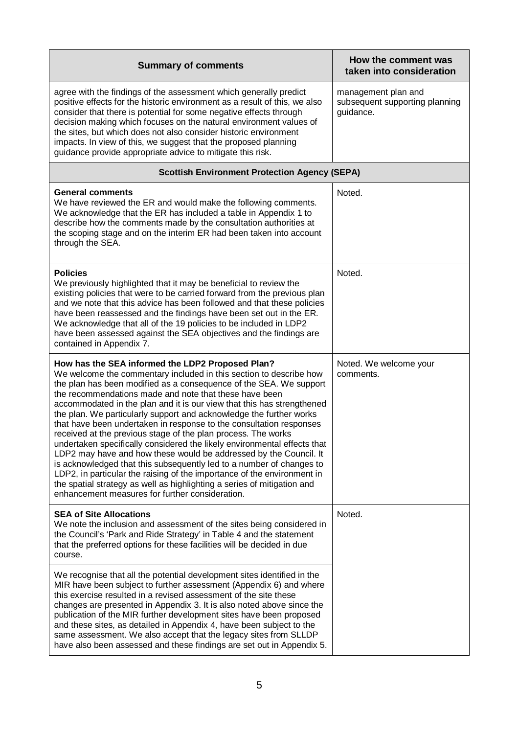| Summary of comments | How the comment was taken into consideration |
|---|---|
| agree with the findings of the assessment which generally predict positive effects for the historic environment as a result of this, we also consider that there is potential for some negative effects through decision making which focuses on the natural environment values of the sites, but which does not also consider historic environment impacts. In view of this, we suggest that the proposed planning guidance provide appropriate advice to mitigate this risk. | management plan and subsequent supporting planning guidance. |
| **Scottish Environment Protection Agency (SEPA)** | |
| **General comments**<br>We have reviewed the ER and would make the following comments. We acknowledge that the ER has included a table in Appendix 1 to describe how the comments made by the consultation authorities at the scoping stage and on the interim ER had been taken into account through the SEA. | Noted. |
| **Policies**<br>We previously highlighted that it may be beneficial to review the existing policies that were to be carried forward from the previous plan and we note that this advice has been followed and that these policies have been reassessed and the findings have been set out in the ER. We acknowledge that all of the 19 policies to be included in LDP2 have been assessed against the SEA objectives and the findings are contained in Appendix 7. | Noted. |
| **How has the SEA informed the LDP2 Proposed Plan?**<br>We welcome the commentary included in this section to describe how the plan has been modified as a consequence of the SEA. We support the recommendations made and note that these have been accommodated in the plan and it is our view that this has strengthened the plan. We particularly support and acknowledge the further works that have been undertaken in response to the consultation responses received at the previous stage of the plan process. The works undertaken specifically considered the likely environmental effects that LDP2 may have and how these would be addressed by the Council. It is acknowledged that this subsequently led to a number of changes to LDP2, in particular the raising of the importance of the environment in the spatial strategy as well as highlighting a series of mitigation and enhancement measures for further consideration. | Noted. We welcome your comments. |
| **SEA of Site Allocations**<br>We note the inclusion and assessment of the sites being considered in the Council's 'Park and Ride Strategy' in Table 4 and the statement that the preferred options for these facilities will be decided in due course.<br><br>We recognise that all the potential development sites identified in the MIR have been subject to further assessment (Appendix 6) and where this exercise resulted in a revised assessment of the site these changes are presented in Appendix 3. It is also noted above since the publication of the MIR further development sites have been proposed and these sites, as detailed in Appendix 4, have been subject to the same assessment. We also accept that the legacy sites from SLLDP have also been assessed and these findings are set out in Appendix 5. | Noted. |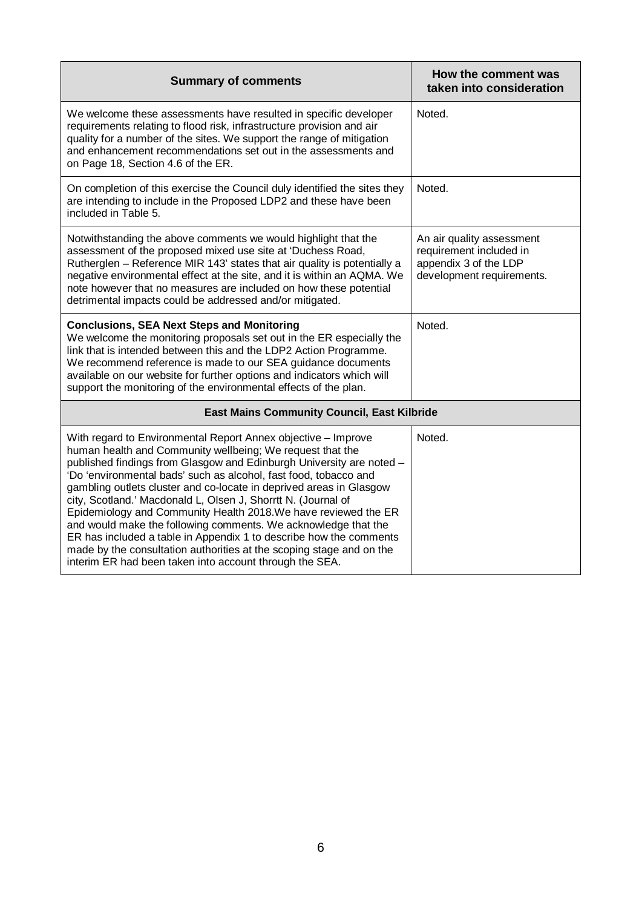| Summary of comments | How the comment was taken into consideration |
|---|---|
| We welcome these assessments have resulted in specific developer requirements relating to flood risk, infrastructure provision and air quality for a number of the sites. We support the range of mitigation and enhancement recommendations set out in the assessments and on Page 18, Section 4.6 of the ER. | Noted. |
| On completion of this exercise the Council duly identified the sites they are intending to include in the Proposed LDP2 and these have been included in Table 5. | Noted. |
| Notwithstanding the above comments we would highlight that the assessment of the proposed mixed use site at 'Duchess Road, Rutherglen – Reference MIR 143' states that air quality is potentially a negative environmental effect at the site, and it is within an AQMA. We note however that no measures are included on how these potential detrimental impacts could be addressed and/or mitigated. | An air quality assessment requirement included in appendix 3 of the LDP development requirements. |
| **Conclusions, SEA Next Steps and Monitoring** We welcome the monitoring proposals set out in the ER especially the link that is intended between this and the LDP2 Action Programme. We recommend reference is made to our SEA guidance documents available on our website for further options and indicators which will support the monitoring of the environmental effects of the plan. | Noted. |
| **East Mains Community Council, East Kilbride** | |
| With regard to Environmental Report Annex objective – Improve human health and Community wellbeing; We request that the published findings from Glasgow and Edinburgh University are noted – 'Do 'environmental bads' such as alcohol, fast food, tobacco and gambling outlets cluster and co-locate in deprived areas in Glasgow city, Scotland.' Macdonald L, Olsen J, Shorrtt N. (Journal of Epidemiology and Community Health 2018.We have reviewed the ER and would make the following comments. We acknowledge that the ER has included a table in Appendix 1 to describe how the comments made by the consultation authorities at the scoping stage and on the interim ER had been taken into account through the SEA. | Noted. |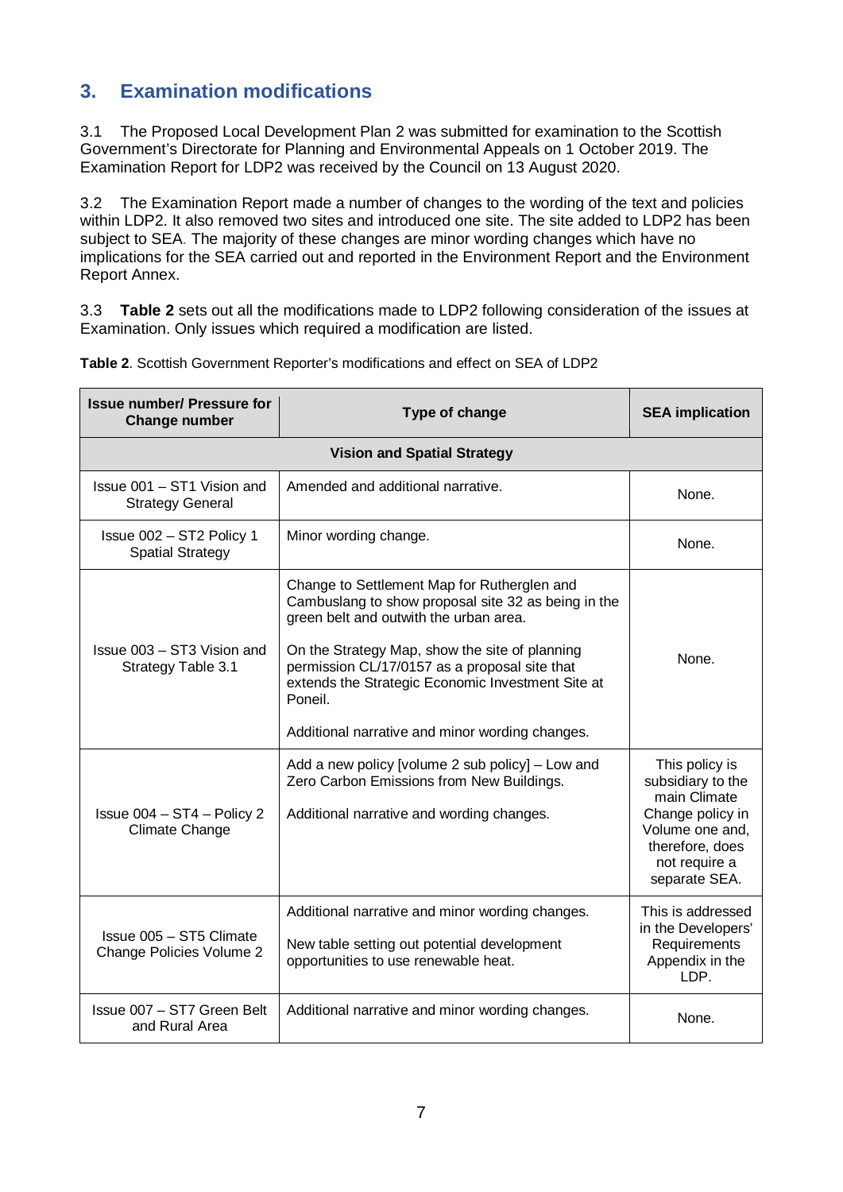## 3. Examination modifications

3.1 The Proposed Local Development Plan 2 was submitted for examination to the Scottish Government's Directorate for Planning and Environmental Appeals on 1 October 2019. The Examination Report for LDP2 was received by the Council on 13 August 2020.

3.2 The Examination Report made a number of changes to the wording of the text and policies within LDP2. It also removed two sites and introduced one site. The site added to LDP2 has been subject to SEA. The majority of these changes are minor wording changes which have no implications for the SEA carried out and reported in the Environment Report and the Environment Report Annex.

3.3 **Table 2** sets out all the modifications made to LDP2 following consideration of the issues at Examination. Only issues which required a modification are listed.

**Table 2**. Scottish Government Reporter's modifications and effect on SEA of LDP2

| Issue number/ Pressure for Change number | Type of change | SEA implication |
|---|---|---|
| **Vision and Spatial Strategy** | | |
| Issue 001 – ST1 Vision and Strategy General | Amended and additional narrative. | None. |
| Issue 002 – ST2 Policy 1 Spatial Strategy | Minor wording change. | None. |
| Issue 003 – ST3 Vision and Strategy Table 3.1 | Change to Settlement Map for Rutherglen and Cambuslang to show proposal site 32 as being in the green belt and outwith the urban area.<br><br>On the Strategy Map, show the site of planning permission CL/17/0157 as a proposal site that extends the Strategic Economic Investment Site at Poneil.<br><br>Additional narrative and minor wording changes. | None. |
| Issue 004 – ST4 – Policy 2 Climate Change | Add a new policy [volume 2 sub policy] – Low and Zero Carbon Emissions from New Buildings.<br><br>Additional narrative and wording changes. | This policy is subsidiary to the main Climate Change policy in Volume one and, therefore, does not require a separate SEA. |
| Issue 005 – ST5 Climate Change Policies Volume 2 | Additional narrative and minor wording changes.<br><br>New table setting out potential development opportunities to use renewable heat. | This is addressed in the Developers' Requirements Appendix in the LDP. |
| Issue 007 – ST7 Green Belt and Rural Area | Additional narrative and minor wording changes. | None. |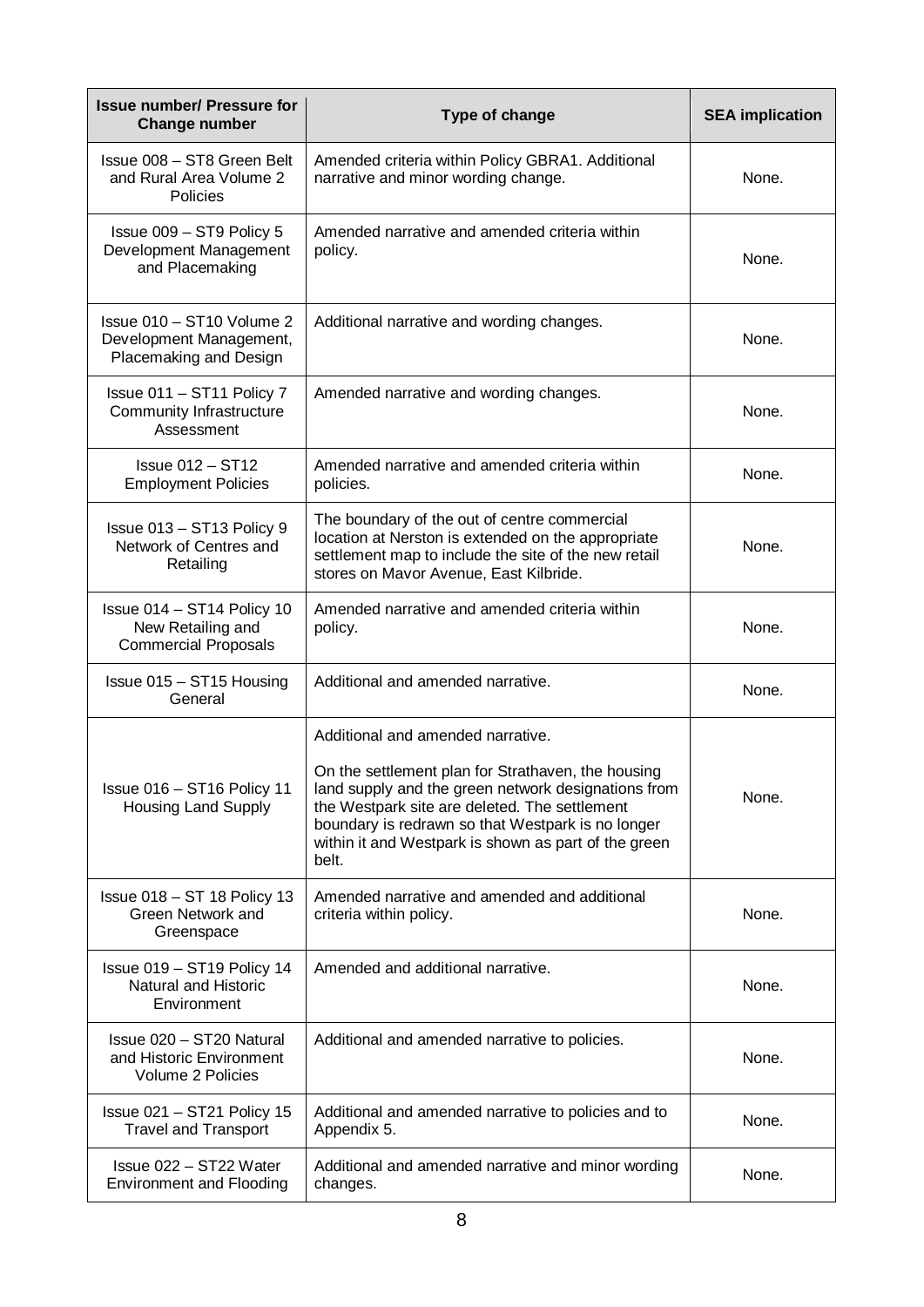| Issue number/ Pressure for Change number | Type of change | SEA implication |
|---|---|---|
| Issue 008 – ST8 Green Belt and Rural Area Volume 2 Policies | Amended criteria within Policy GBRA1. Additional narrative and minor wording change. | None. |
| Issue 009 – ST9 Policy 5 Development Management and Placemaking | Amended narrative and amended criteria within policy. | None. |
| Issue 010 – ST10 Volume 2 Development Management, Placemaking and Design | Additional narrative and wording changes. | None. |
| Issue 011 – ST11 Policy 7 Community Infrastructure Assessment | Amended narrative and wording changes. | None. |
| Issue 012 – ST12 Employment Policies | Amended narrative and amended criteria within policies. | None. |
| Issue 013 – ST13 Policy 9 Network of Centres and Retailing | The boundary of the out of centre commercial location at Nerston is extended on the appropriate settlement map to include the site of the new retail stores on Mavor Avenue, East Kilbride. | None. |
| Issue 014 – ST14 Policy 10 New Retailing and Commercial Proposals | Amended narrative and amended criteria within policy. | None. |
| Issue 015 – ST15 Housing General | Additional and amended narrative. | None. |
| Issue 016 – ST16 Policy 11 Housing Land Supply | Additional and amended narrative.<br><br>On the settlement plan for Strathaven, the housing land supply and the green network designations from the Westpark site are deleted. The settlement boundary is redrawn so that Westpark is no longer within it and Westpark is shown as part of the green belt. | None. |
| Issue 018 – ST 18 Policy 13 Green Network and Greenspace | Amended narrative and amended and additional criteria within policy. | None. |
| Issue 019 – ST19 Policy 14 Natural and Historic Environment | Amended and additional narrative. | None. |
| Issue 020 – ST20 Natural and Historic Environment Volume 2 Policies | Additional and amended narrative to policies. | None. |
| Issue 021 – ST21 Policy 15 Travel and Transport | Additional and amended narrative to policies and to Appendix 5. | None. |
| Issue 022 – ST22 Water Environment and Flooding | Additional and amended narrative and minor wording changes. | None. |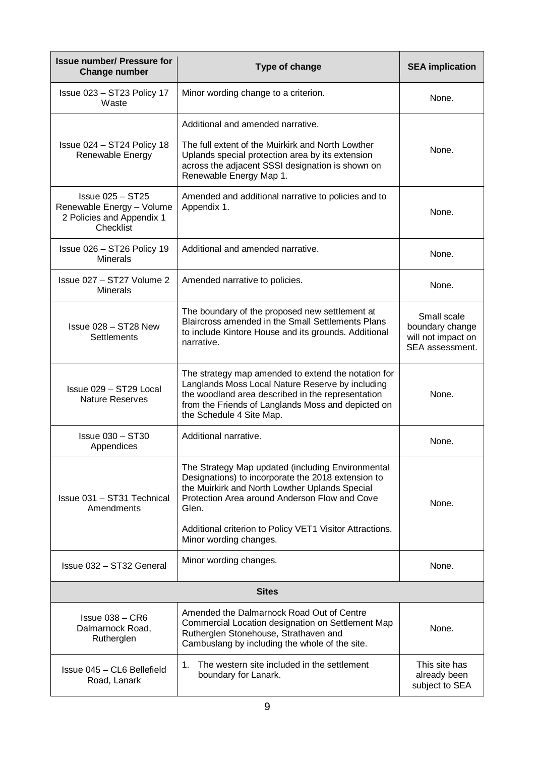| Issue number/ Pressure for Change number | Type of change | SEA implication |
|---|---|---|
| Issue 023 – ST23 Policy 17 Waste | Minor wording change to a criterion. | None. |
| Issue 024 – ST24 Policy 18 Renewable Energy | Additional and amended narrative.<br><br>The full extent of the Muirkirk and North Lowther Uplands special protection area by its extension across the adjacent SSSI designation is shown on Renewable Energy Map 1. | None. |
| Issue 025 – ST25 Renewable Energy – Volume 2 Policies and Appendix 1 Checklist | Amended and additional narrative to policies and to Appendix 1. | None. |
| Issue 026 – ST26 Policy 19 Minerals | Additional and amended narrative. | None. |
| Issue 027 – ST27 Volume 2 Minerals | Amended narrative to policies. | None. |
| Issue 028 – ST28 New Settlements | The boundary of the proposed new settlement at Blaircross amended in the Small Settlements Plans to include Kintore House and its grounds. Additional narrative. | Small scale boundary change will not impact on SEA assessment. |
| Issue 029 – ST29 Local Nature Reserves | The strategy map amended to extend the notation for Langlands Moss Local Nature Reserve by including the woodland area described in the representation from the Friends of Langlands Moss and depicted on the Schedule 4 Site Map. | None. |
| Issue 030 – ST30 Appendices | Additional narrative. | None. |
| Issue 031 – ST31 Technical Amendments | The Strategy Map updated (including Environmental Designations) to incorporate the 2018 extension to the Muirkirk and North Lowther Uplands Special Protection Area around Anderson Flow and Cove Glen.<br><br>Additional criterion to Policy VET1 Visitor Attractions. Minor wording changes. | None. |
| Issue 032 – ST32 General | Minor wording changes. | None. |
| **Sites** | | |
| Issue 038 – CR6 Dalmarnock Road, Rutherglen | Amended the Dalmarnock Road Out of Centre Commercial Location designation on Settlement Map Rutherglen Stonehouse, Strathaven and Cambuslang by including the whole of the site. | None. |
| Issue 045 – CL6 Bellefield Road, Lanark | 1. The western site included in the settlement boundary for Lanark. | This site has already been subject to SEA |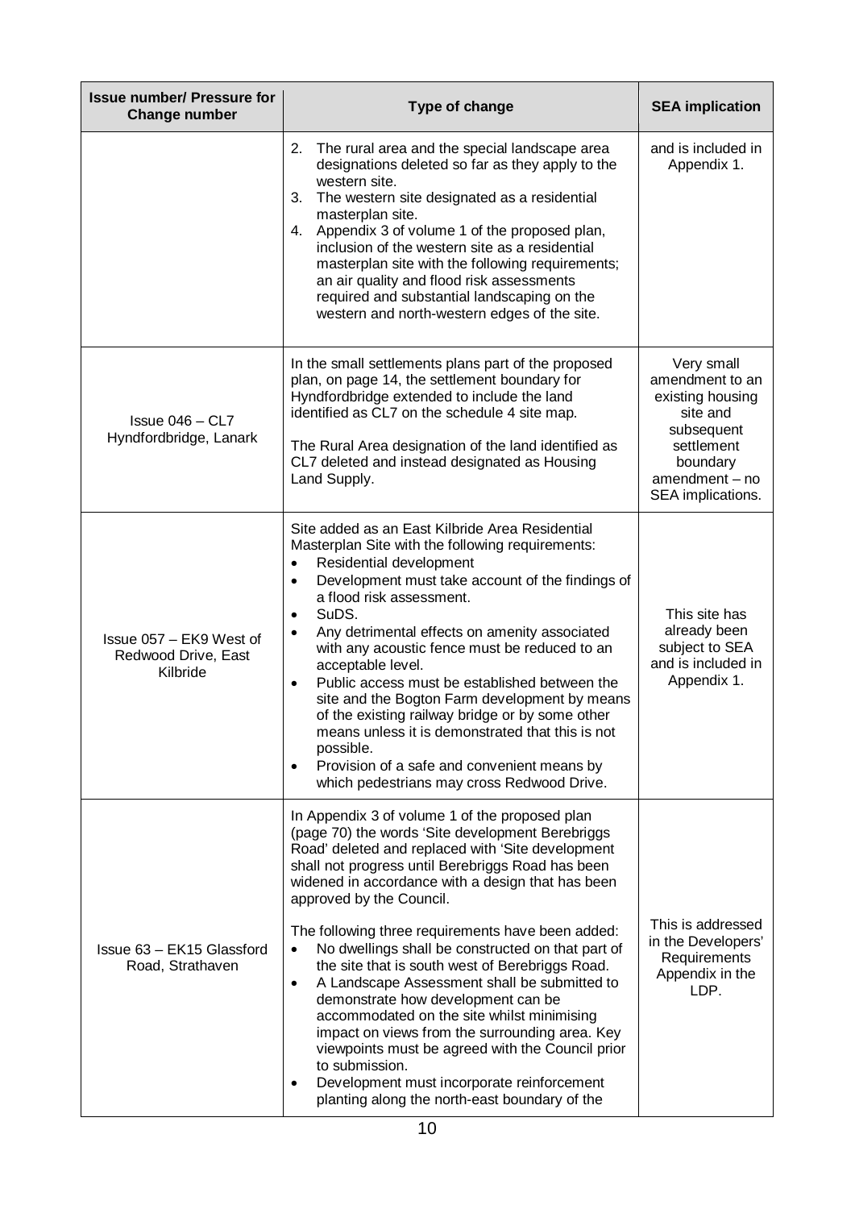| Issue number/ Pressure for Change number | Type of change | SEA implication |
|---|---|---|
| | 2. The rural area and the special landscape area designations deleted so far as they apply to the western site.<br>3. The western site designated as a residential masterplan site.<br>4. Appendix 3 of volume 1 of the proposed plan, inclusion of the western site as a residential masterplan site with the following requirements; an air quality and flood risk assessments required and substantial landscaping on the western and north-western edges of the site. | and is included in Appendix 1. |
| Issue 046 – CL7 Hyndfordbridge, Lanark | In the small settlements plans part of the proposed plan, on page 14, the settlement boundary for Hyndfordbridge extended to include the land identified as CL7 on the schedule 4 site map.<br><br>The Rural Area designation of the land identified as CL7 deleted and instead designated as Housing Land Supply. | Very small amendment to an existing housing site and subsequent settlement boundary amendment – no SEA implications. |
| Issue 057 – EK9 West of Redwood Drive, East Kilbride | Site added as an East Kilbride Area Residential Masterplan Site with the following requirements:<br>• Residential development<br>• Development must take account of the findings of a flood risk assessment.<br>• SuDS.<br>• Any detrimental effects on amenity associated with any acoustic fence must be reduced to an acceptable level.<br>• Public access must be established between the site and the Bogton Farm development by means of the existing railway bridge or by some other means unless it is demonstrated that this is not possible.<br>• Provision of a safe and convenient means by which pedestrians may cross Redwood Drive. | This site has already been subject to SEA and is included in Appendix 1. |
| Issue 63 – EK15 Glassford Road, Strathaven | In Appendix 3 of volume 1 of the proposed plan (page 70) the words 'Site development Berebriggs Road' deleted and replaced with 'Site development shall not progress until Berebriggs Road has been widened in accordance with a design that has been approved by the Council.<br><br>The following three requirements have been added:<br>• No dwellings shall be constructed on that part of the site that is south west of Berebriggs Road.<br>• A Landscape Assessment shall be submitted to demonstrate how development can be accommodated on the site whilst minimising impact on views from the surrounding area. Key viewpoints must be agreed with the Council prior to submission.<br>• Development must incorporate reinforcement planting along the north-east boundary of the | This is addressed in the Developers' Requirements Appendix in the LDP. |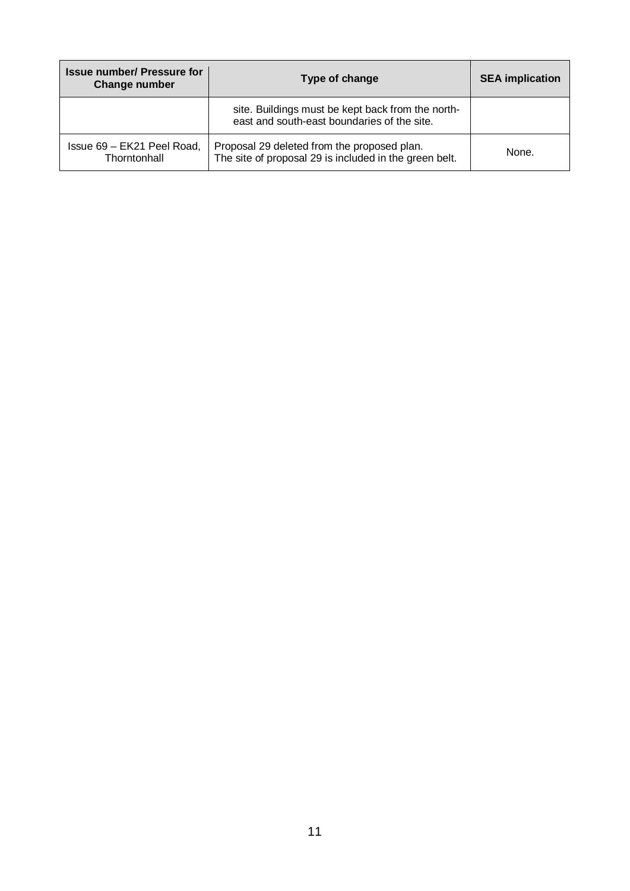| Issue number/ Pressure for Change number | Type of change | SEA implication |
| --- | --- | --- |
| | site. Buildings must be kept back from the north-east and south-east boundaries of the site. | |
| Issue 69 – EK21 Peel Road, Thorntonhall | Proposal 29 deleted from the proposed plan. The site of proposal 29 is included in the green belt. | None. |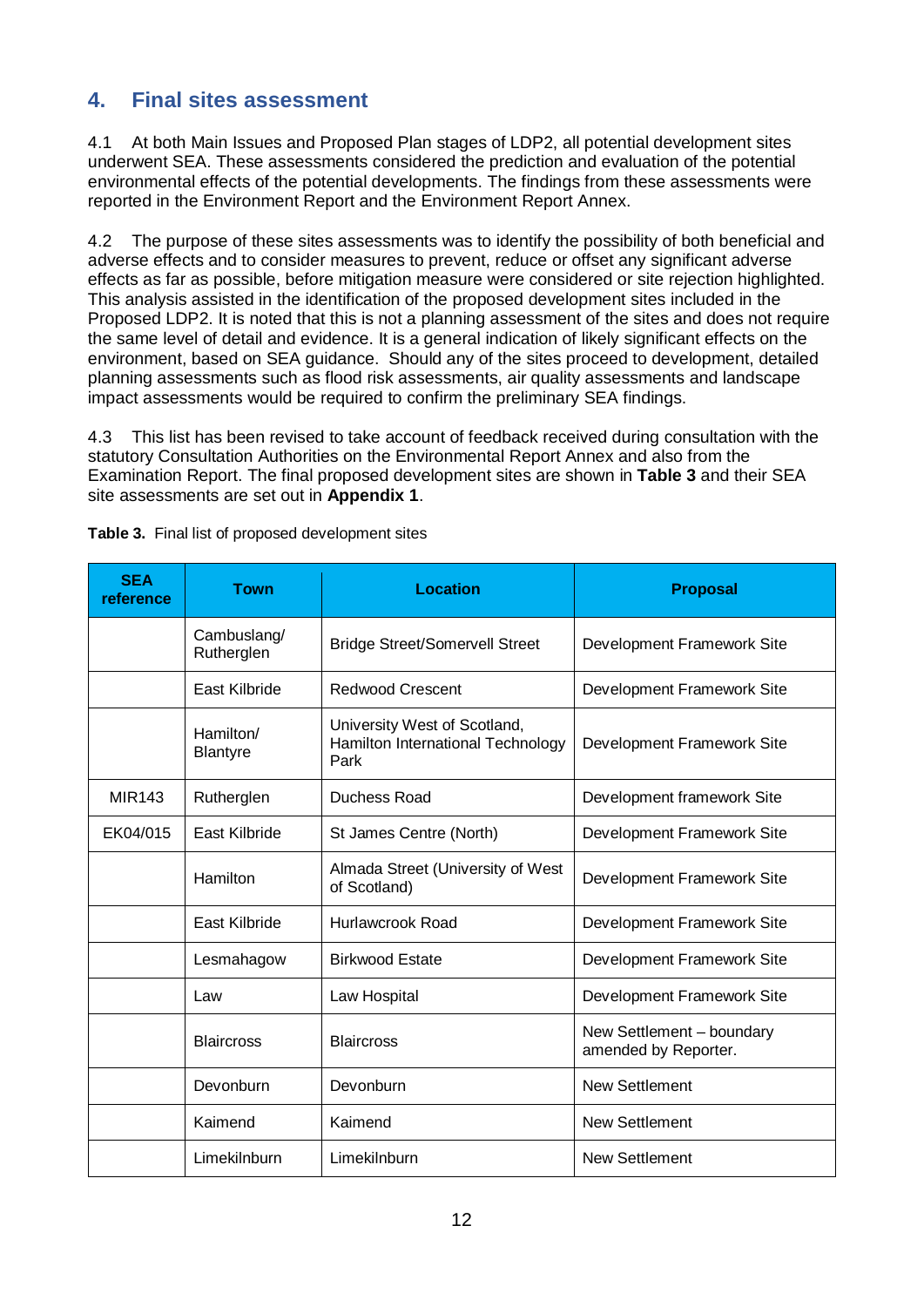## 4. Final sites assessment

4.1 At both Main Issues and Proposed Plan stages of LDP2, all potential development sites underwent SEA. These assessments considered the prediction and evaluation of the potential environmental effects of the potential developments. The findings from these assessments were reported in the Environment Report and the Environment Report Annex.

4.2 The purpose of these sites assessments was to identify the possibility of both beneficial and adverse effects and to consider measures to prevent, reduce or offset any significant adverse effects as far as possible, before mitigation measure were considered or site rejection highlighted. This analysis assisted in the identification of the proposed development sites included in the Proposed LDP2. It is noted that this is not a planning assessment of the sites and does not require the same level of detail and evidence. It is a general indication of likely significant effects on the environment, based on SEA guidance. Should any of the sites proceed to development, detailed planning assessments such as flood risk assessments, air quality assessments and landscape impact assessments would be required to confirm the preliminary SEA findings.

4.3 This list has been revised to take account of feedback received during consultation with the statutory Consultation Authorities on the Environmental Report Annex and also from the Examination Report. The final proposed development sites are shown in **Table 3** and their SEA site assessments are set out in **Appendix 1**.

**Table 3.** Final list of proposed development sites

| SEA reference | Town | Location | Proposal |
|---|---|---|---|
| | Cambuslang/ Rutherglen | Bridge Street/Somervell Street | Development Framework Site |
| | East Kilbride | Redwood Crescent | Development Framework Site |
| | Hamilton/ Blantyre | University West of Scotland, Hamilton International Technology Park | Development Framework Site |
| MIR143 | Rutherglen | Duchess Road | Development framework Site |
| EK04/015 | East Kilbride | St James Centre (North) | Development Framework Site |
| | Hamilton | Almada Street (University of West of Scotland) | Development Framework Site |
| | East Kilbride | Hurlawcrook Road | Development Framework Site |
| | Lesmahagow | Birkwood Estate | Development Framework Site |
| | Law | Law Hospital | Development Framework Site |
| | Blaircross | Blaircross | New Settlement – boundary amended by Reporter. |
| | Devonburn | Devonburn | New Settlement |
| | Kaimend | Kaimend | New Settlement |
| | Limekilnburn | Limekilnburn | New Settlement |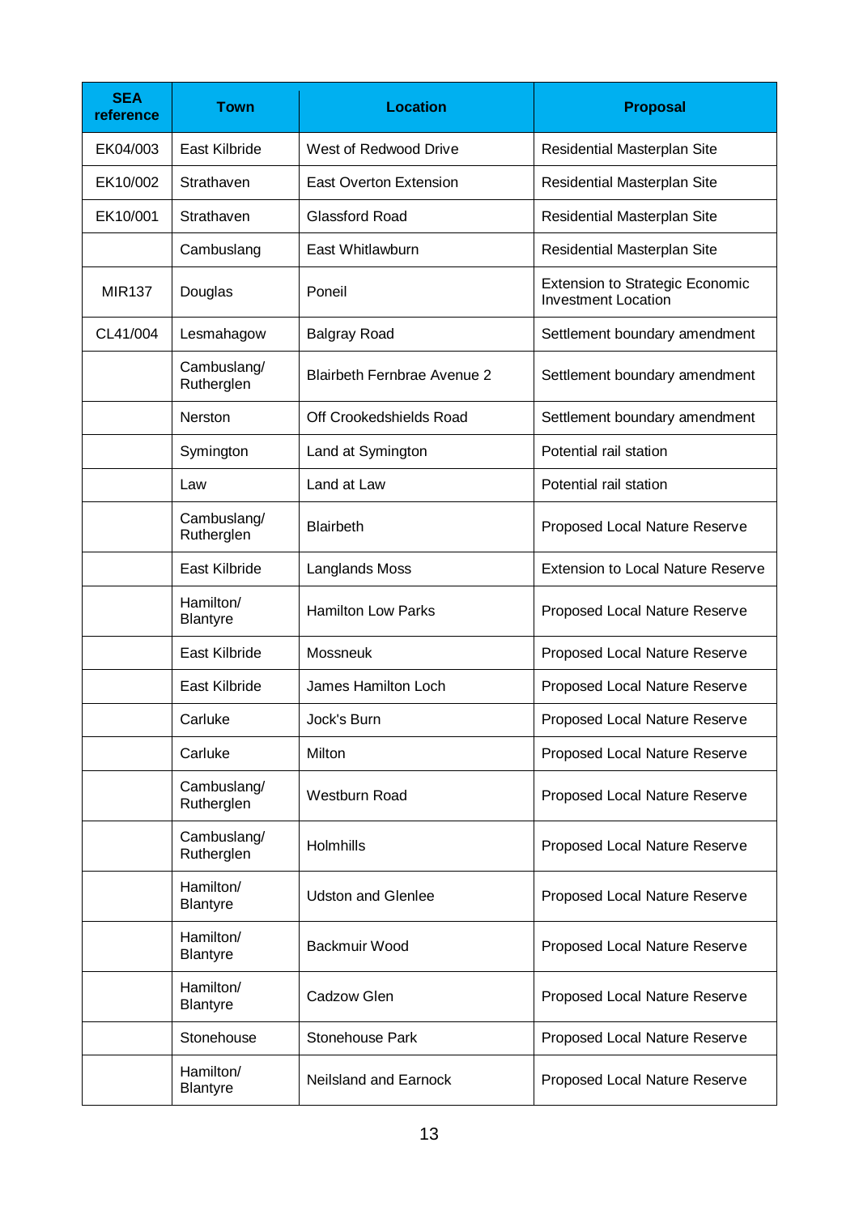| SEA reference | Town | Location | Proposal |
|---|---|---|---|
| EK04/003 | East Kilbride | West of Redwood Drive | Residential Masterplan Site |
| EK10/002 | Strathaven | East Overton Extension | Residential Masterplan Site |
| EK10/001 | Strathaven | Glassford Road | Residential Masterplan Site |
| | Cambuslang | East Whitlawburn | Residential Masterplan Site |
| MIR137 | Douglas | Poneil | Extension to Strategic Economic Investment Location |
| CL41/004 | Lesmahagow | Balgray Road | Settlement boundary amendment |
| | Cambuslang/ Rutherglen | Blairbeth Fernbrae Avenue 2 | Settlement boundary amendment |
| | Nerston | Off Crookedshields Road | Settlement boundary amendment |
| | Symington | Land at Symington | Potential rail station |
| | Law | Land at Law | Potential rail station |
| | Cambuslang/ Rutherglen | Blairbeth | Proposed Local Nature Reserve |
| | East Kilbride | Langlands Moss | Extension to Local Nature Reserve |
| | Hamilton/ Blantyre | Hamilton Low Parks | Proposed Local Nature Reserve |
| | East Kilbride | Mossneuk | Proposed Local Nature Reserve |
| | East Kilbride | James Hamilton Loch | Proposed Local Nature Reserve |
| | Carluke | Jock's Burn | Proposed Local Nature Reserve |
| | Carluke | Milton | Proposed Local Nature Reserve |
| | Cambuslang/ Rutherglen | Westburn Road | Proposed Local Nature Reserve |
| | Cambuslang/ Rutherglen | Holmhills | Proposed Local Nature Reserve |
| | Hamilton/ Blantyre | Udston and Glenlee | Proposed Local Nature Reserve |
| | Hamilton/ Blantyre | Backmuir Wood | Proposed Local Nature Reserve |
| | Hamilton/ Blantyre | Cadzow Glen | Proposed Local Nature Reserve |
| | Stonehouse | Stonehouse Park | Proposed Local Nature Reserve |
| | Hamilton/ Blantyre | Neilsland and Earnock | Proposed Local Nature Reserve |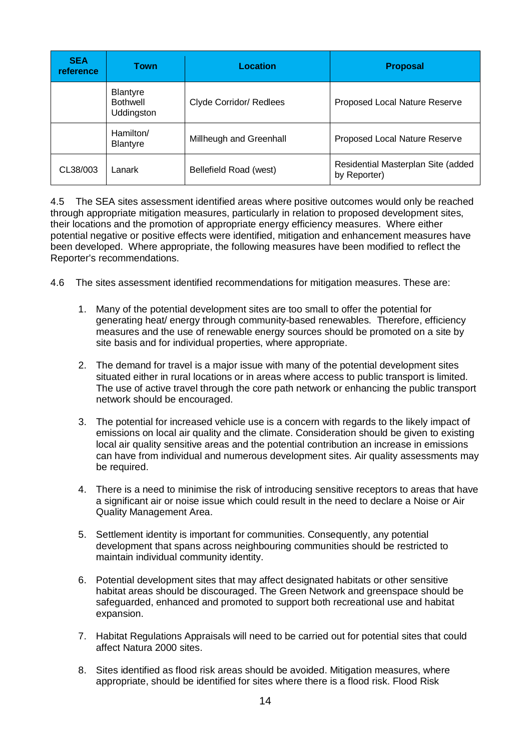| SEA reference | Town | Location | Proposal |
|---|---|---|---|
| | Blantyre Bothwell Uddingston | Clyde Corridor/ Redlees | Proposed Local Nature Reserve |
| | Hamilton/ Blantyre | Millheugh and Greenhall | Proposed Local Nature Reserve |
| CL38/003 | Lanark | Bellefield Road (west) | Residential Masterplan Site (added by Reporter) |

4.5 The SEA sites assessment identified areas where positive outcomes would only be reached through appropriate mitigation measures, particularly in relation to proposed development sites, their locations and the promotion of appropriate energy efficiency measures. Where either potential negative or positive effects were identified, mitigation and enhancement measures have been developed. Where appropriate, the following measures have been modified to reflect the Reporter's recommendations.

4.6 The sites assessment identified recommendations for mitigation measures. These are:

1. Many of the potential development sites are too small to offer the potential for generating heat/ energy through community-based renewables. Therefore, efficiency measures and the use of renewable energy sources should be promoted on a site by site basis and for individual properties, where appropriate.

2. The demand for travel is a major issue with many of the potential development sites situated either in rural locations or in areas where access to public transport is limited. The use of active travel through the core path network or enhancing the public transport network should be encouraged.

3. The potential for increased vehicle use is a concern with regards to the likely impact of emissions on local air quality and the climate. Consideration should be given to existing local air quality sensitive areas and the potential contribution an increase in emissions can have from individual and numerous development sites. Air quality assessments may be required.

4. There is a need to minimise the risk of introducing sensitive receptors to areas that have a significant air or noise issue which could result in the need to declare a Noise or Air Quality Management Area.

5. Settlement identity is important for communities. Consequently, any potential development that spans across neighbouring communities should be restricted to maintain individual community identity.

6. Potential development sites that may affect designated habitats or other sensitive habitat areas should be discouraged. The Green Network and greenspace should be safeguarded, enhanced and promoted to support both recreational use and habitat expansion.

7. Habitat Regulations Appraisals will need to be carried out for potential sites that could affect Natura 2000 sites.

8. Sites identified as flood risk areas should be avoided. Mitigation measures, where appropriate, should be identified for sites where there is a flood risk. Flood Risk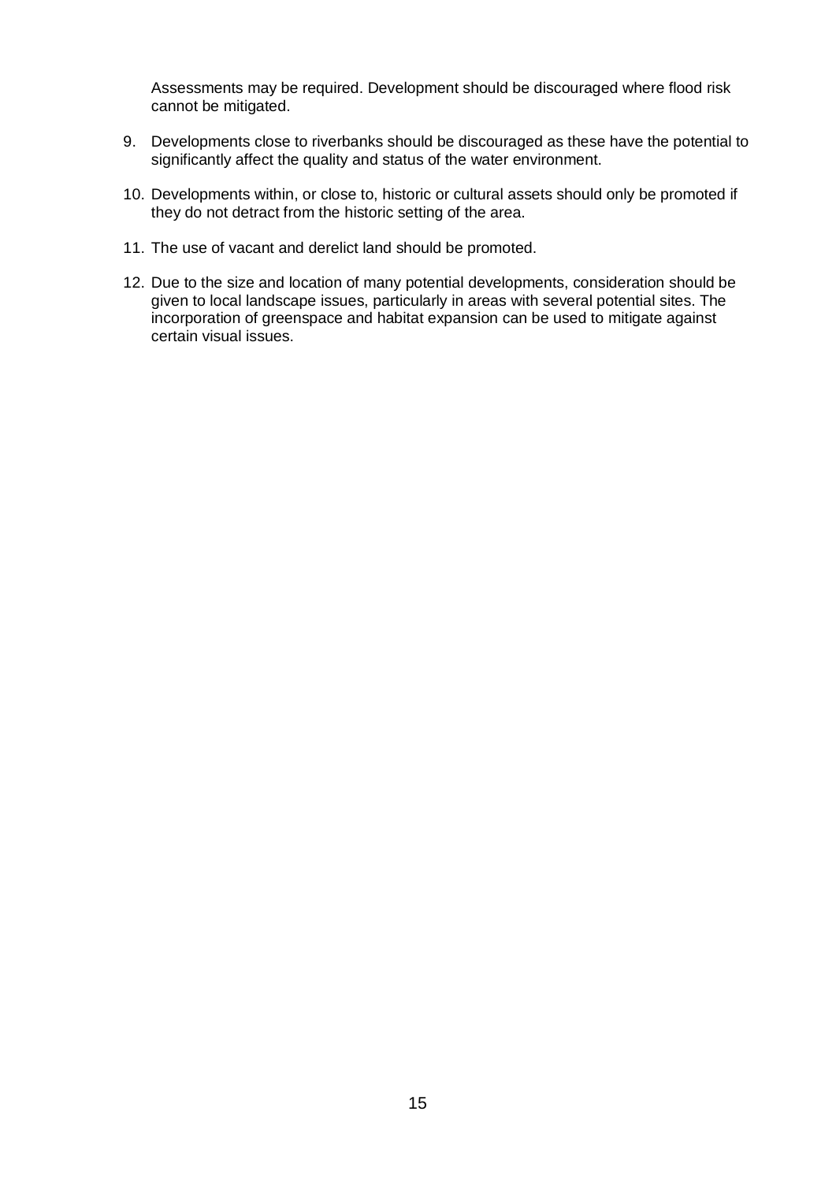Assessments may be required. Development should be discouraged where flood risk cannot be mitigated.

9. Developments close to riverbanks should be discouraged as these have the potential to significantly affect the quality and status of the water environment.

10. Developments within, or close to, historic or cultural assets should only be promoted if they do not detract from the historic setting of the area.

11. The use of vacant and derelict land should be promoted.

12. Due to the size and location of many potential developments, consideration should be given to local landscape issues, particularly in areas with several potential sites. The incorporation of greenspace and habitat expansion can be used to mitigate against certain visual issues.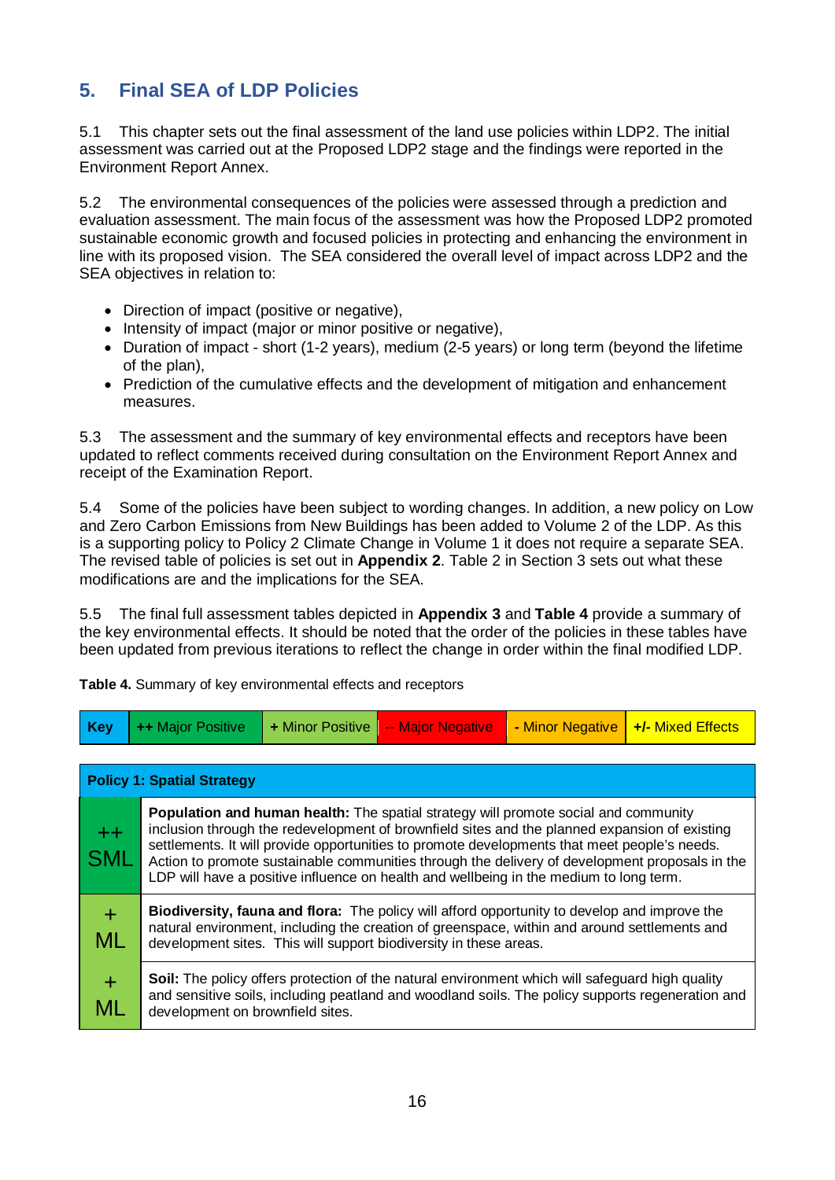## 5. Final SEA of LDP Policies

5.1 This chapter sets out the final assessment of the land use policies within LDP2. The initial assessment was carried out at the Proposed LDP2 stage and the findings were reported in the Environment Report Annex.

5.2 The environmental consequences of the policies were assessed through a prediction and evaluation assessment. The main focus of the assessment was how the Proposed LDP2 promoted sustainable economic growth and focused policies in protecting and enhancing the environment in line with its proposed vision. The SEA considered the overall level of impact across LDP2 and the SEA objectives in relation to:

- Direction of impact (positive or negative),
- Intensity of impact (major or minor positive or negative),
- Duration of impact - short (1-2 years), medium (2-5 years) or long term (beyond the lifetime of the plan),
- Prediction of the cumulative effects and the development of mitigation and enhancement measures.

5.3 The assessment and the summary of key environmental effects and receptors have been updated to reflect comments received during consultation on the Environment Report Annex and receipt of the Examination Report.

5.4 Some of the policies have been subject to wording changes. In addition, a new policy on Low and Zero Carbon Emissions from New Buildings has been added to Volume 2 of the LDP. As this is a supporting policy to Policy 2 Climate Change in Volume 1 it does not require a separate SEA. The revised table of policies is set out in **Appendix 2**. Table 2 in Section 3 sets out what these modifications are and the implications for the SEA.

5.5 The final full assessment tables depicted in **Appendix 3** and **Table 4** provide a summary of the key environmental effects. It should be noted that the order of the policies in these tables have been updated from previous iterations to reflect the change in order within the final modified LDP.

**Table 4.** Summary of key environmental effects and receptors

| **Key** | **++** Major Positive | **+** Minor Positive | **--** Major Negative | **-** Minor Negative | **+/-** Mixed Effects |
|---|---|---|---|---|---|

| **Policy 1: Spatial Strategy** | |
|---|---|
| ++ SML | **Population and human health:** The spatial strategy will promote social and community inclusion through the redevelopment of brownfield sites and the planned expansion of existing settlements. It will provide opportunities to promote developments that meet people's needs. Action to promote sustainable communities through the delivery of development proposals in the LDP will have a positive influence on health and wellbeing in the medium to long term. |
| + ML | **Biodiversity, fauna and flora:** The policy will afford opportunity to develop and improve the natural environment, including the creation of greenspace, within and around settlements and development sites. This will support biodiversity in these areas. |
| + ML | **Soil:** The policy offers protection of the natural environment which will safeguard high quality and sensitive soils, including peatland and woodland soils. The policy supports regeneration and development on brownfield sites. |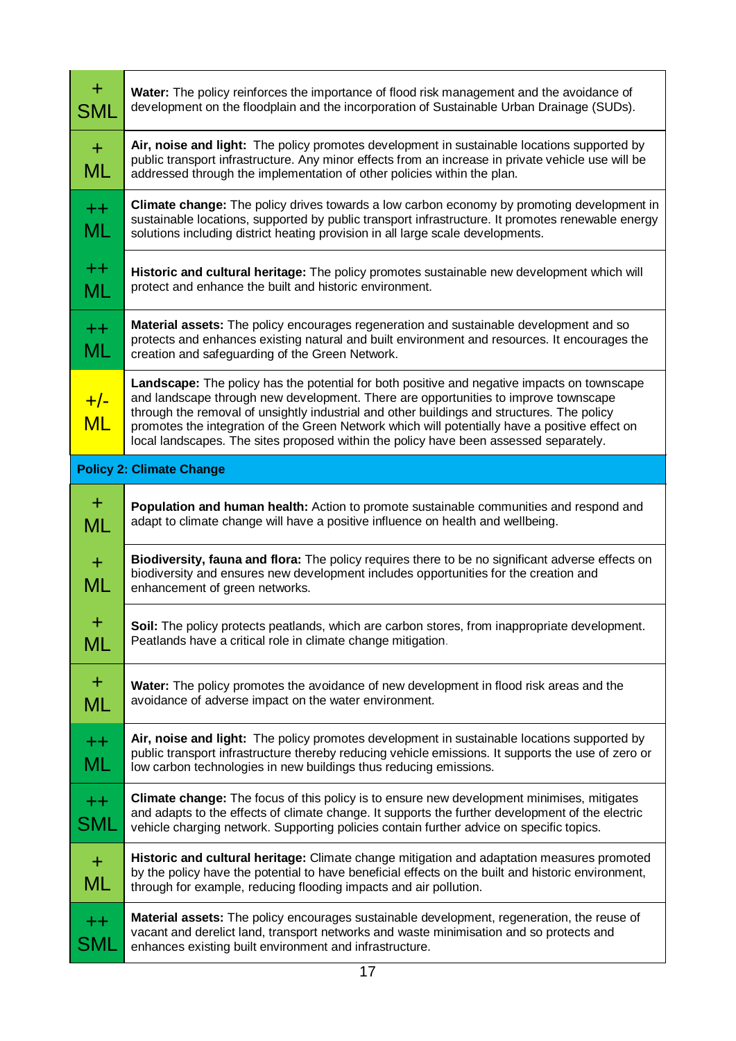| | |
|---|---|
| + SML | **Water:** The policy reinforces the importance of flood risk management and the avoidance of development on the floodplain and the incorporation of Sustainable Urban Drainage (SUDs). |
| + ML | **Air, noise and light:** The policy promotes development in sustainable locations supported by public transport infrastructure. Any minor effects from an increase in private vehicle use will be addressed through the implementation of other policies within the plan. |
| ++ ML | **Climate change:** The policy drives towards a low carbon economy by promoting development in sustainable locations, supported by public transport infrastructure. It promotes renewable energy solutions including district heating provision in all large scale developments. |
| ++ ML | **Historic and cultural heritage:** The policy promotes sustainable new development which will protect and enhance the built and historic environment. |
| ++ ML | **Material assets:** The policy encourages regeneration and sustainable development and so protects and enhances existing natural and built environment and resources. It encourages the creation and safeguarding of the Green Network. |
| +/- ML | **Landscape:** The policy has the potential for both positive and negative impacts on townscape and landscape through new development. There are opportunities to improve townscape through the removal of unsightly industrial and other buildings and structures. The policy promotes the integration of the Green Network which will potentially have a positive effect on local landscapes. The sites proposed within the policy have been assessed separately. |
| **Policy 2: Climate Change** | |
| + ML | **Population and human health:** Action to promote sustainable communities and respond and adapt to climate change will have a positive influence on health and wellbeing. |
| + ML | **Biodiversity, fauna and flora:** The policy requires there to be no significant adverse effects on biodiversity and ensures new development includes opportunities for the creation and enhancement of green networks. |
| + ML | **Soil:** The policy protects peatlands, which are carbon stores, from inappropriate development. Peatlands have a critical role in climate change mitigation. |
| + ML | **Water:** The policy promotes the avoidance of new development in flood risk areas and the avoidance of adverse impact on the water environment. |
| ++ ML | **Air, noise and light:** The policy promotes development in sustainable locations supported by public transport infrastructure thereby reducing vehicle emissions. It supports the use of zero or low carbon technologies in new buildings thus reducing emissions. |
| ++ SML | **Climate change:** The focus of this policy is to ensure new development minimises, mitigates and adapts to the effects of climate change. It supports the further development of the electric vehicle charging network. Supporting policies contain further advice on specific topics. |
| + ML | **Historic and cultural heritage:** Climate change mitigation and adaptation measures promoted by the policy have the potential to have beneficial effects on the built and historic environment, through for example, reducing flooding impacts and air pollution. |
| ++ SML | **Material assets:** The policy encourages sustainable development, regeneration, the reuse of vacant and derelict land, transport networks and waste minimisation and so protects and enhances existing built environment and infrastructure. |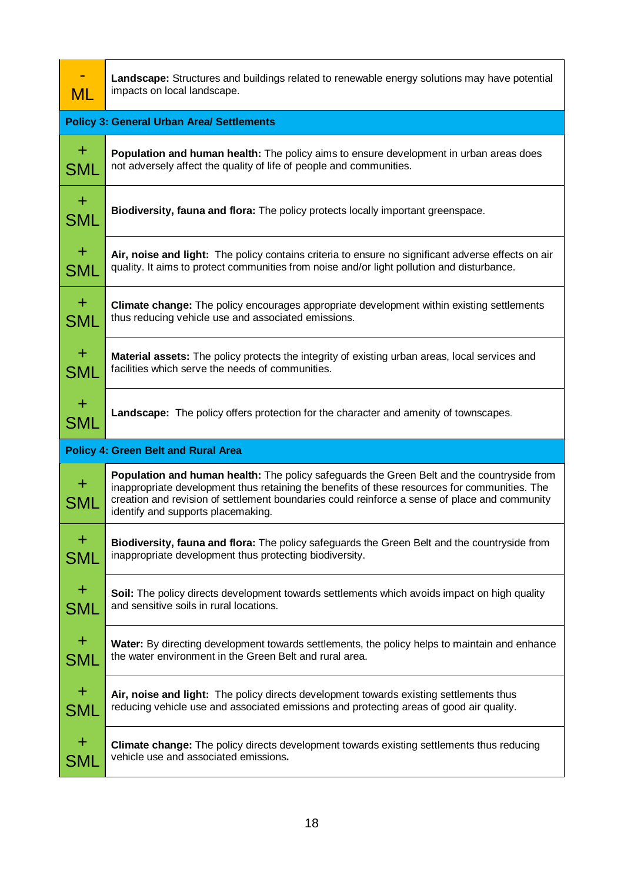| | |
|---|---|
| - ML | **Landscape:** Structures and buildings related to renewable energy solutions may have potential impacts on local landscape. |
| **Policy 3: General Urban Area/ Settlements** | |
| + SML | **Population and human health:** The policy aims to ensure development in urban areas does not adversely affect the quality of life of people and communities. |
| + SML | **Biodiversity, fauna and flora:** The policy protects locally important greenspace. |
| + SML | **Air, noise and light:** The policy contains criteria to ensure no significant adverse effects on air quality. It aims to protect communities from noise and/or light pollution and disturbance. |
| + SML | **Climate change:** The policy encourages appropriate development within existing settlements thus reducing vehicle use and associated emissions. |
| + SML | **Material assets:** The policy protects the integrity of existing urban areas, local services and facilities which serve the needs of communities. |
| + SML | **Landscape:** The policy offers protection for the character and amenity of townscapes. |
| **Policy 4: Green Belt and Rural Area** | |
| + SML | **Population and human health:** The policy safeguards the Green Belt and the countryside from inappropriate development thus retaining the benefits of these resources for communities. The creation and revision of settlement boundaries could reinforce a sense of place and community identify and supports placemaking. |
| + SML | **Biodiversity, fauna and flora:** The policy safeguards the Green Belt and the countryside from inappropriate development thus protecting biodiversity. |
| + SML | **Soil:** The policy directs development towards settlements which avoids impact on high quality and sensitive soils in rural locations. |
| + SML | **Water:** By directing development towards settlements, the policy helps to maintain and enhance the water environment in the Green Belt and rural area. |
| + SML | **Air, noise and light:** The policy directs development towards existing settlements thus reducing vehicle use and associated emissions and protecting areas of good air quality. |
| + SML | **Climate change:** The policy directs development towards existing settlements thus reducing vehicle use and associated emissions. |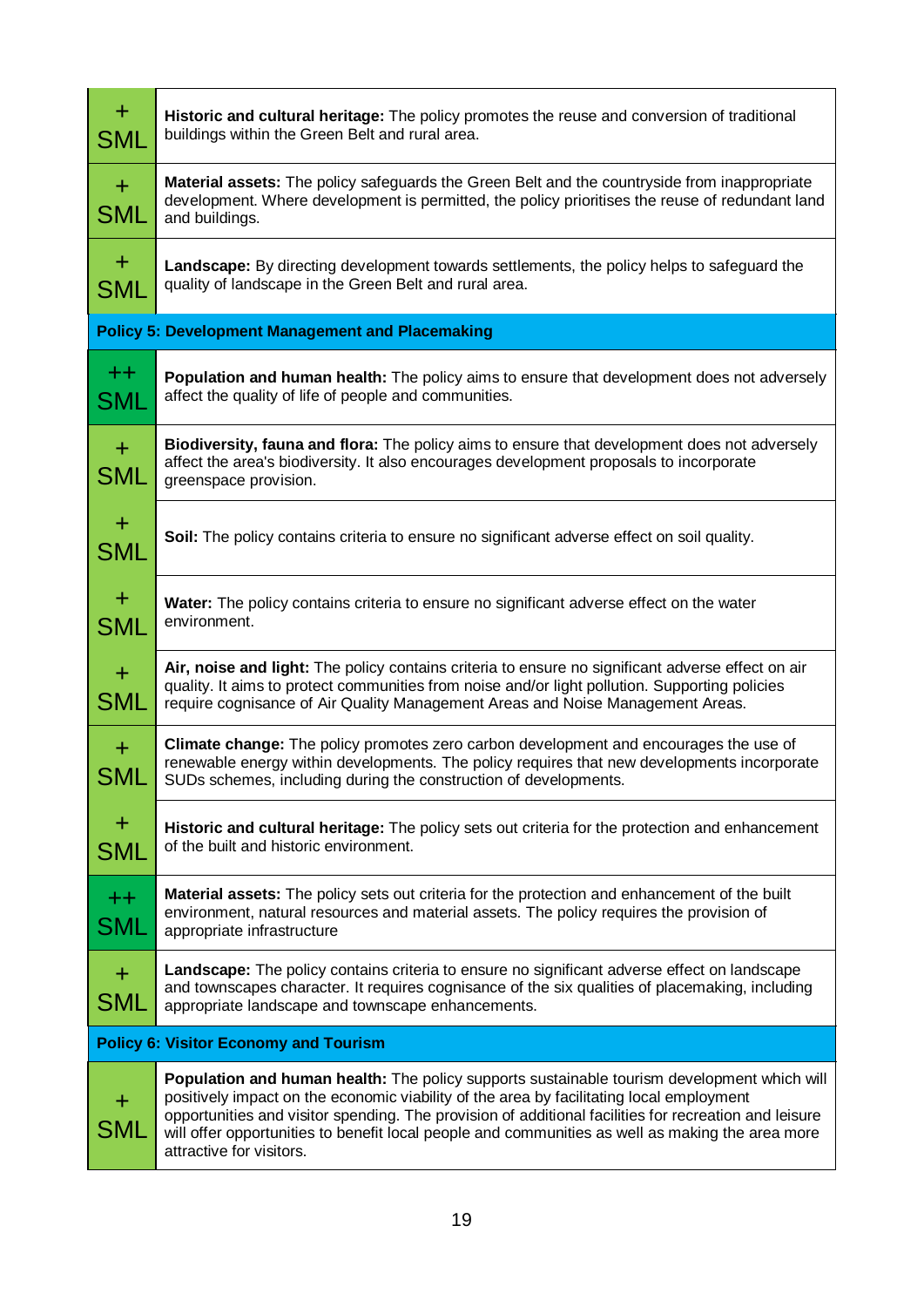| | |
|---|---|
| + SML | **Historic and cultural heritage:** The policy promotes the reuse and conversion of traditional buildings within the Green Belt and rural area. |
| + SML | **Material assets:** The policy safeguards the Green Belt and the countryside from inappropriate development. Where development is permitted, the policy prioritises the reuse of redundant land and buildings. |
| + SML | **Landscape:** By directing development towards settlements, the policy helps to safeguard the quality of landscape in the Green Belt and rural area. |
| **Policy 5: Development Management and Placemaking** | |
| ++ SML | **Population and human health:** The policy aims to ensure that development does not adversely affect the quality of life of people and communities. |
| + SML | **Biodiversity, fauna and flora:** The policy aims to ensure that development does not adversely affect the area's biodiversity. It also encourages development proposals to incorporate greenspace provision. |
| + SML | **Soil:** The policy contains criteria to ensure no significant adverse effect on soil quality. |
| + SML | **Water:** The policy contains criteria to ensure no significant adverse effect on the water environment. |
| + SML | **Air, noise and light:** The policy contains criteria to ensure no significant adverse effect on air quality. It aims to protect communities from noise and/or light pollution. Supporting policies require cognisance of Air Quality Management Areas and Noise Management Areas. |
| + SML | **Climate change:** The policy promotes zero carbon development and encourages the use of renewable energy within developments. The policy requires that new developments incorporate SUDs schemes, including during the construction of developments. |
| + SML | **Historic and cultural heritage:** The policy sets out criteria for the protection and enhancement of the built and historic environment. |
| ++ SML | **Material assets:** The policy sets out criteria for the protection and enhancement of the built environment, natural resources and material assets. The policy requires the provision of appropriate infrastructure |
| + SML | **Landscape:** The policy contains criteria to ensure no significant adverse effect on landscape and townscapes character. It requires cognisance of the six qualities of placemaking, including appropriate landscape and townscape enhancements. |
| **Policy 6: Visitor Economy and Tourism** | |
| + SML | **Population and human health:** The policy supports sustainable tourism development which will positively impact on the economic viability of the area by facilitating local employment opportunities and visitor spending. The provision of additional facilities for recreation and leisure will offer opportunities to benefit local people and communities as well as making the area more attractive for visitors. |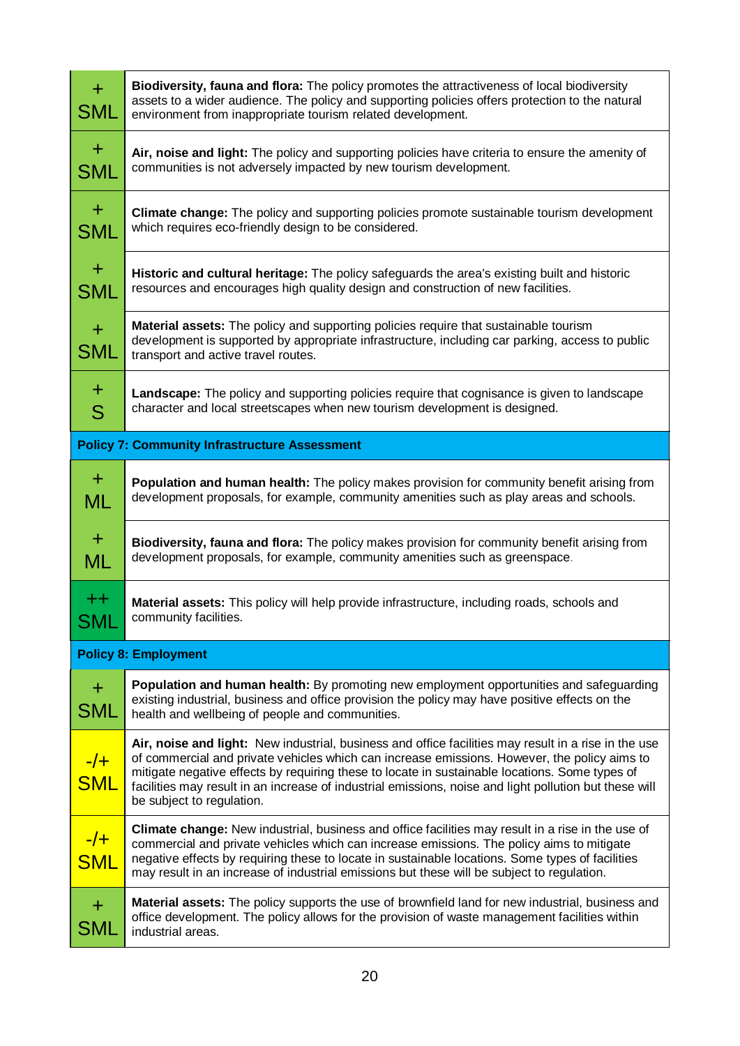| | |
|---|---|
| + SML | **Biodiversity, fauna and flora:** The policy promotes the attractiveness of local biodiversity assets to a wider audience. The policy and supporting policies offers protection to the natural environment from inappropriate tourism related development. |
| + SML | **Air, noise and light:** The policy and supporting policies have criteria to ensure the amenity of communities is not adversely impacted by new tourism development. |
| + SML | **Climate change:** The policy and supporting policies promote sustainable tourism development which requires eco-friendly design to be considered. |
| + SML | **Historic and cultural heritage:** The policy safeguards the area's existing built and historic resources and encourages high quality design and construction of new facilities. |
| + SML | **Material assets:** The policy and supporting policies require that sustainable tourism development is supported by appropriate infrastructure, including car parking, access to public transport and active travel routes. |
| + S | **Landscape:** The policy and supporting policies require that cognisance is given to landscape character and local streetscapes when new tourism development is designed. |
| **Policy 7: Community Infrastructure Assessment** | |
| + ML | **Population and human health:** The policy makes provision for community benefit arising from development proposals, for example, community amenities such as play areas and schools. |
| + ML | **Biodiversity, fauna and flora:** The policy makes provision for community benefit arising from development proposals, for example, community amenities such as greenspace. |
| ++ SML | **Material assets:** This policy will help provide infrastructure, including roads, schools and community facilities. |
| **Policy 8: Employment** | |
| + SML | **Population and human health:** By promoting new employment opportunities and safeguarding existing industrial, business and office provision the policy may have positive effects on the health and wellbeing of people and communities. |
| -/+ SML | **Air, noise and light:** New industrial, business and office facilities may result in a rise in the use of commercial and private vehicles which can increase emissions. However, the policy aims to mitigate negative effects by requiring these to locate in sustainable locations. Some types of facilities may result in an increase of industrial emissions, noise and light pollution but these will be subject to regulation. |
| -/+ SML | **Climate change:** New industrial, business and office facilities may result in a rise in the use of commercial and private vehicles which can increase emissions. The policy aims to mitigate negative effects by requiring these to locate in sustainable locations. Some types of facilities may result in an increase of industrial emissions but these will be subject to regulation. |
| + SML | **Material assets:** The policy supports the use of brownfield land for new industrial, business and office development. The policy allows for the provision of waste management facilities within industrial areas. |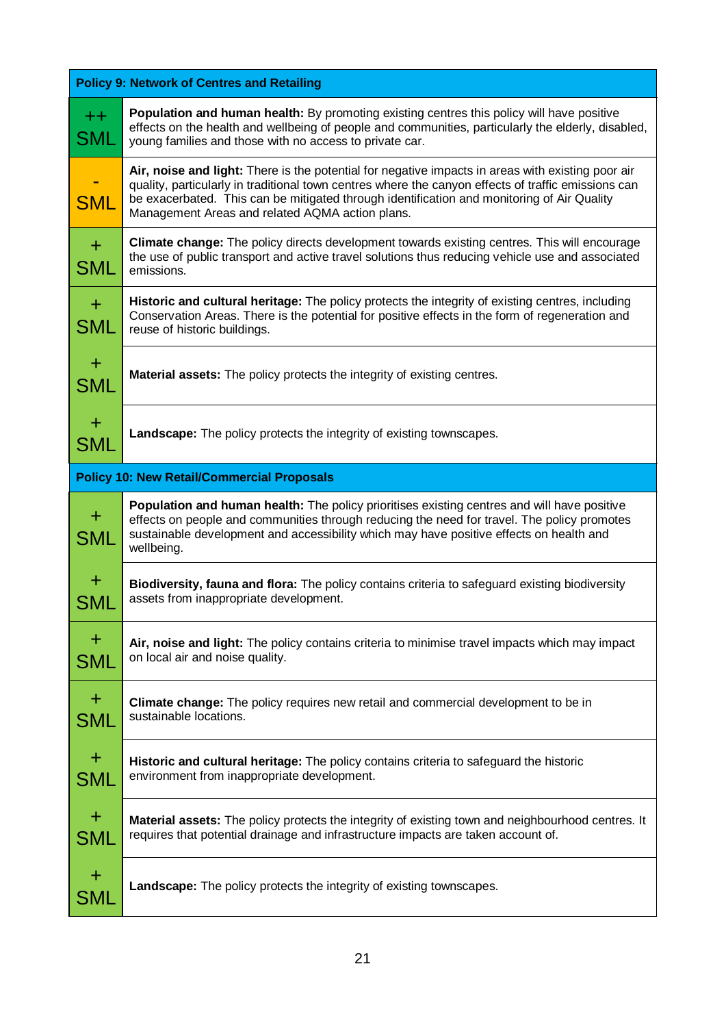| Policy 9: Network of Centres and Retailing | |
|---|---|
| ++ SML | **Population and human health:** By promoting existing centres this policy will have positive effects on the health and wellbeing of people and communities, particularly the elderly, disabled, young families and those with no access to private car. |
| - SML | **Air, noise and light:** There is the potential for negative impacts in areas with existing poor air quality, particularly in traditional town centres where the canyon effects of traffic emissions can be exacerbated. This can be mitigated through identification and monitoring of Air Quality Management Areas and related AQMA action plans. |
| + SML | **Climate change:** The policy directs development towards existing centres. This will encourage the use of public transport and active travel solutions thus reducing vehicle use and associated emissions. |
| + SML | **Historic and cultural heritage:** The policy protects the integrity of existing centres, including Conservation Areas. There is the potential for positive effects in the form of regeneration and reuse of historic buildings. |
| + SML | **Material assets:** The policy protects the integrity of existing centres. |
| + SML | **Landscape:** The policy protects the integrity of existing townscapes. |
| **Policy 10: New Retail/Commercial Proposals** | |
| + SML | **Population and human health:** The policy prioritises existing centres and will have positive effects on people and communities through reducing the need for travel. The policy promotes sustainable development and accessibility which may have positive effects on health and wellbeing. |
| + SML | **Biodiversity, fauna and flora:** The policy contains criteria to safeguard existing biodiversity assets from inappropriate development. |
| + SML | **Air, noise and light:** The policy contains criteria to minimise travel impacts which may impact on local air and noise quality. |
| + SML | **Climate change:** The policy requires new retail and commercial development to be in sustainable locations. |
| + SML | **Historic and cultural heritage:** The policy contains criteria to safeguard the historic environment from inappropriate development. |
| + SML | **Material assets:** The policy protects the integrity of existing town and neighbourhood centres. It requires that potential drainage and infrastructure impacts are taken account of. |
| + SML | **Landscape:** The policy protects the integrity of existing townscapes. |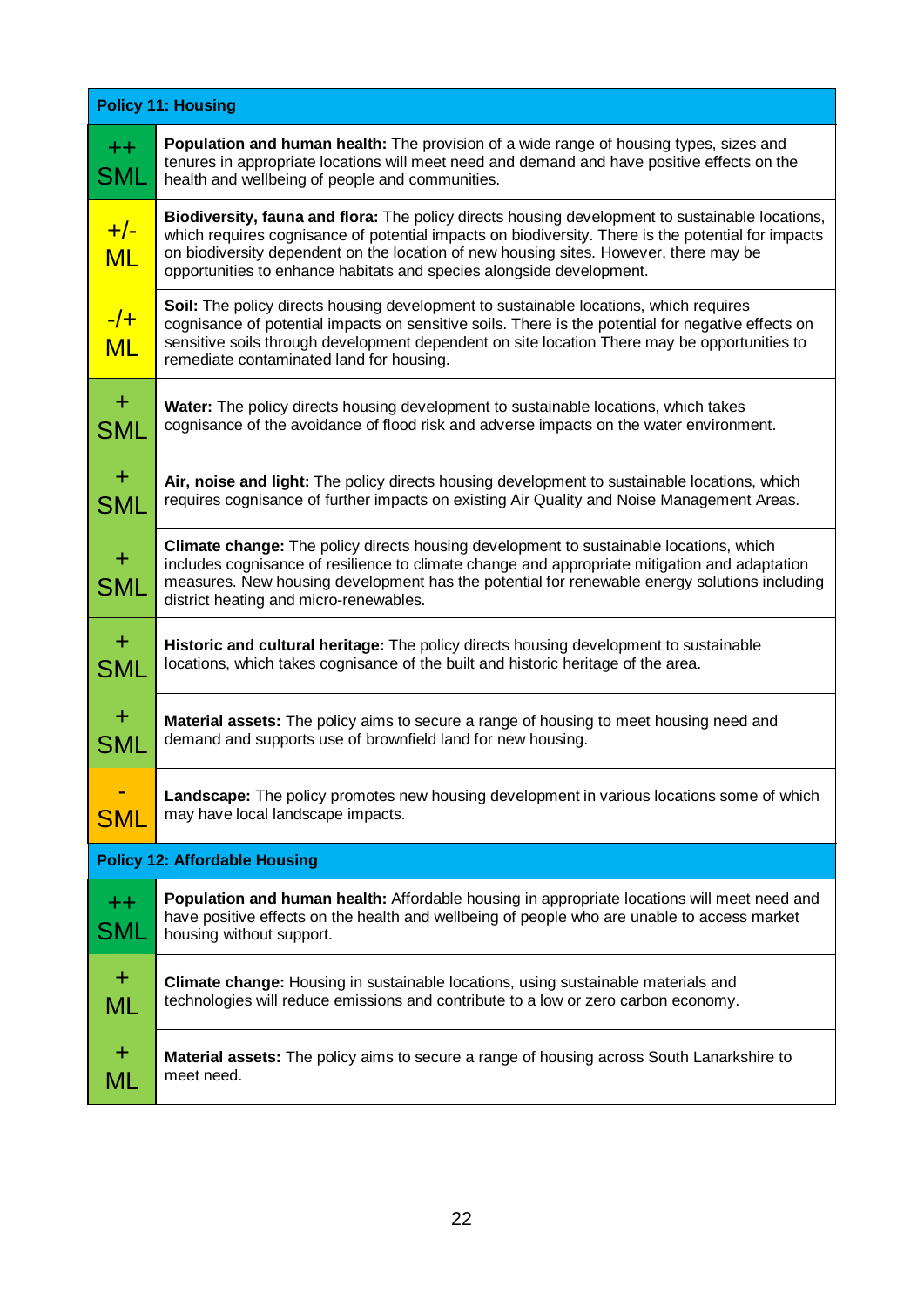| Policy 11: Housing | |
|---|---|
| ++ SML | **Population and human health:** The provision of a wide range of housing types, sizes and tenures in appropriate locations will meet need and demand and have positive effects on the health and wellbeing of people and communities. |
| +/- ML | **Biodiversity, fauna and flora:** The policy directs housing development to sustainable locations, which requires cognisance of potential impacts on biodiversity. There is the potential for impacts on biodiversity dependent on the location of new housing sites. However, there may be opportunities to enhance habitats and species alongside development. |
| -/+ ML | **Soil:** The policy directs housing development to sustainable locations, which requires cognisance of potential impacts on sensitive soils. There is the potential for negative effects on sensitive soils through development dependent on site location There may be opportunities to remediate contaminated land for housing. |
| + SML | **Water:** The policy directs housing development to sustainable locations, which takes cognisance of the avoidance of flood risk and adverse impacts on the water environment. |
| + SML | **Air, noise and light:** The policy directs housing development to sustainable locations, which requires cognisance of further impacts on existing Air Quality and Noise Management Areas. |
| + SML | **Climate change:** The policy directs housing development to sustainable locations, which includes cognisance of resilience to climate change and appropriate mitigation and adaptation measures. New housing development has the potential for renewable energy solutions including district heating and micro-renewables. |
| + SML | **Historic and cultural heritage:** The policy directs housing development to sustainable locations, which takes cognisance of the built and historic heritage of the area. |
| + SML | **Material assets:** The policy aims to secure a range of housing to meet housing need and demand and supports use of brownfield land for new housing. |
| - SML | **Landscape:** The policy promotes new housing development in various locations some of which may have local landscape impacts. |
| **Policy 12: Affordable Housing** | |
| ++ SML | **Population and human health:** Affordable housing in appropriate locations will meet need and have positive effects on the health and wellbeing of people who are unable to access market housing without support. |
| + ML | **Climate change:** Housing in sustainable locations, using sustainable materials and technologies will reduce emissions and contribute to a low or zero carbon economy. |
| + ML | **Material assets:** The policy aims to secure a range of housing across South Lanarkshire to meet need. |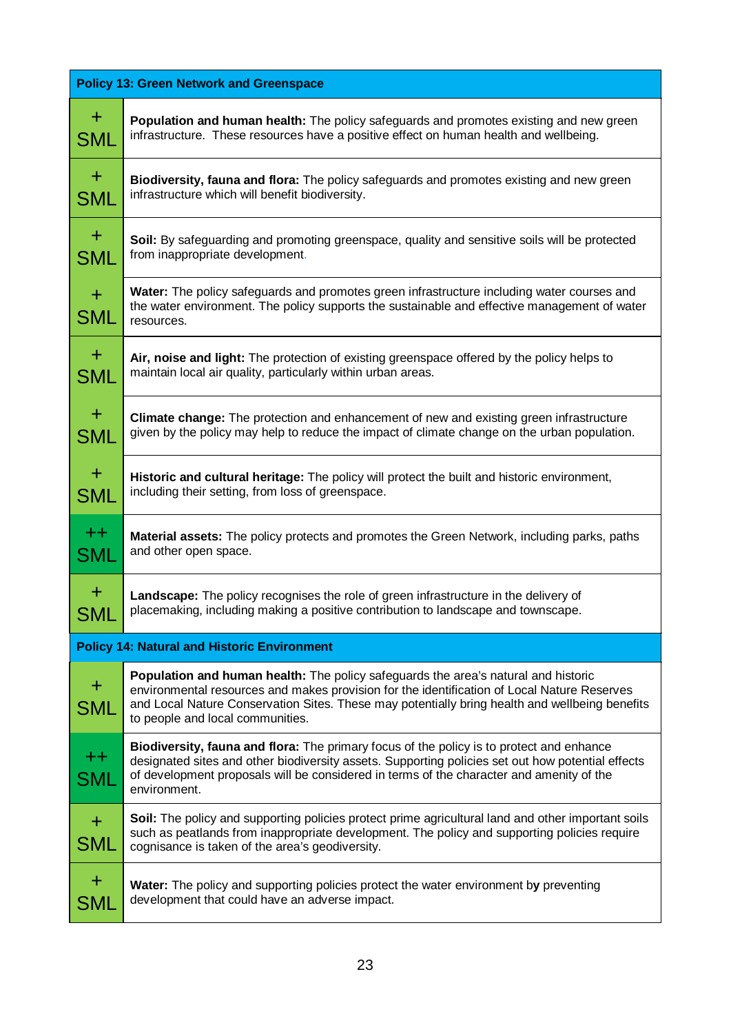| Policy 13: Green Network and Greenspace | |
|---|---|
| + SML | **Population and human health:** The policy safeguards and promotes existing and new green infrastructure. These resources have a positive effect on human health and wellbeing. |
| + SML | **Biodiversity, fauna and flora:** The policy safeguards and promotes existing and new green infrastructure which will benefit biodiversity. |
| + SML | **Soil:** By safeguarding and promoting greenspace, quality and sensitive soils will be protected from inappropriate development. |
| + SML | **Water:** The policy safeguards and promotes green infrastructure including water courses and the water environment. The policy supports the sustainable and effective management of water resources. |
| + SML | **Air, noise and light:** The protection of existing greenspace offered by the policy helps to maintain local air quality, particularly within urban areas. |
| + SML | **Climate change:** The protection and enhancement of new and existing green infrastructure given by the policy may help to reduce the impact of climate change on the urban population. |
| + SML | **Historic and cultural heritage:** The policy will protect the built and historic environment, including their setting, from loss of greenspace. |
| ++ SML | **Material assets:** The policy protects and promotes the Green Network, including parks, paths and other open space. |
| + SML | **Landscape:** The policy recognises the role of green infrastructure in the delivery of placemaking, including making a positive contribution to landscape and townscape. |
| **Policy 14: Natural and Historic Environment** | |
| + SML | **Population and human health:** The policy safeguards the area's natural and historic environmental resources and makes provision for the identification of Local Nature Reserves and Local Nature Conservation Sites. These may potentially bring health and wellbeing benefits to people and local communities. |
| ++ SML | **Biodiversity, fauna and flora:** The primary focus of the policy is to protect and enhance designated sites and other biodiversity assets. Supporting policies set out how potential effects of development proposals will be considered in terms of the character and amenity of the environment. |
| + SML | **Soil:** The policy and supporting policies protect prime agricultural land and other important soils such as peatlands from inappropriate development. The policy and supporting policies require cognisance is taken of the area's geodiversity. |
| + SML | **Water:** The policy and supporting policies protect the water environment by preventing development that could have an adverse impact. |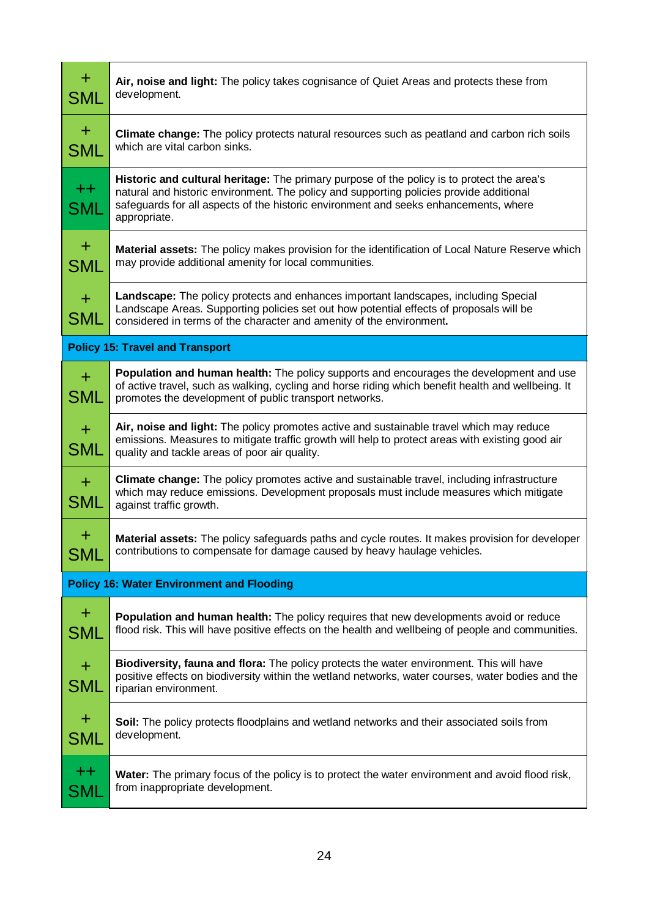| | |
|---|---|
| + SML | **Air, noise and light:** The policy takes cognisance of Quiet Areas and protects these from development. |
| + SML | **Climate change:** The policy protects natural resources such as peatland and carbon rich soils which are vital carbon sinks. |
| ++ SML | **Historic and cultural heritage:** The primary purpose of the policy is to protect the area's natural and historic environment. The policy and supporting policies provide additional safeguards for all aspects of the historic environment and seeks enhancements, where appropriate. |
| + SML | **Material assets:** The policy makes provision for the identification of Local Nature Reserve which may provide additional amenity for local communities. |
| + SML | **Landscape:** The policy protects and enhances important landscapes, including Special Landscape Areas. Supporting policies set out how potential effects of proposals will be considered in terms of the character and amenity of the environment**.** |
| **Policy 15: Travel and Transport** | |
| + SML | **Population and human health:** The policy supports and encourages the development and use of active travel, such as walking, cycling and horse riding which benefit health and wellbeing. It promotes the development of public transport networks. |
| + SML | **Air, noise and light:** The policy promotes active and sustainable travel which may reduce emissions. Measures to mitigate traffic growth will help to protect areas with existing good air quality and tackle areas of poor air quality. |
| + SML | **Climate change:** The policy promotes active and sustainable travel, including infrastructure which may reduce emissions. Development proposals must include measures which mitigate against traffic growth. |
| + SML | **Material assets:** The policy safeguards paths and cycle routes. It makes provision for developer contributions to compensate for damage caused by heavy haulage vehicles. |
| **Policy 16: Water Environment and Flooding** | |
| + SML | **Population and human health:** The policy requires that new developments avoid or reduce flood risk. This will have positive effects on the health and wellbeing of people and communities. |
| + SML | **Biodiversity, fauna and flora:** The policy protects the water environment. This will have positive effects on biodiversity within the wetland networks, water courses, water bodies and the riparian environment. |
| + SML | **Soil:** The policy protects floodplains and wetland networks and their associated soils from development. |
| ++ SML | **Water:** The primary focus of the policy is to protect the water environment and avoid flood risk, from inappropriate development. |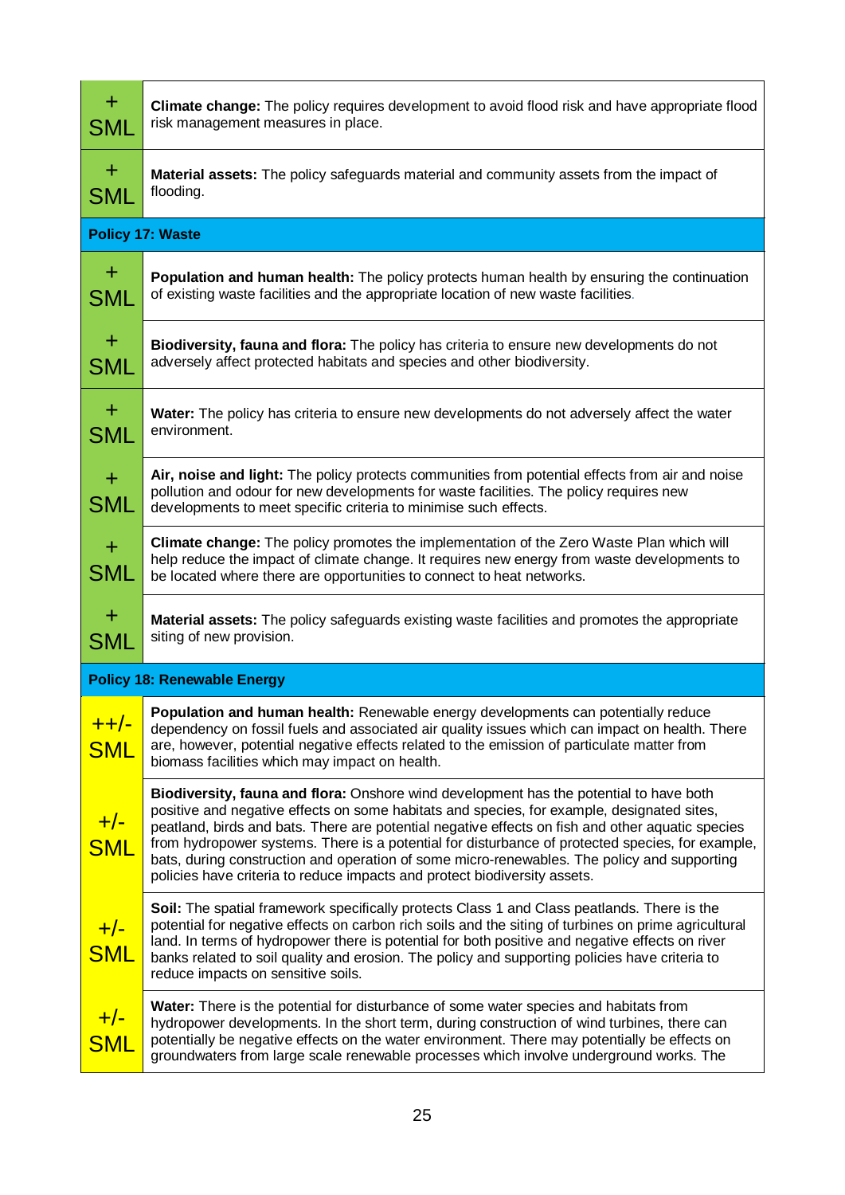| | |
|---|---|
| + SML | **Climate change:** The policy requires development to avoid flood risk and have appropriate flood risk management measures in place. |
| + SML | **Material assets:** The policy safeguards material and community assets from the impact of flooding. |
| **Policy 17: Waste** | |
| + SML | **Population and human health:** The policy protects human health by ensuring the continuation of existing waste facilities and the appropriate location of new waste facilities. |
| + SML | **Biodiversity, fauna and flora:** The policy has criteria to ensure new developments do not adversely affect protected habitats and species and other biodiversity. |
| + SML | **Water:** The policy has criteria to ensure new developments do not adversely affect the water environment. |
| + SML | **Air, noise and light:** The policy protects communities from potential effects from air and noise pollution and odour for new developments for waste facilities. The policy requires new developments to meet specific criteria to minimise such effects. |
| + SML | **Climate change:** The policy promotes the implementation of the Zero Waste Plan which will help reduce the impact of climate change. It requires new energy from waste developments to be located where there are opportunities to connect to heat networks. |
| + SML | **Material assets:** The policy safeguards existing waste facilities and promotes the appropriate siting of new provision. |
| **Policy 18: Renewable Energy** | |
| ++/- SML | **Population and human health:** Renewable energy developments can potentially reduce dependency on fossil fuels and associated air quality issues which can impact on health. There are, however, potential negative effects related to the emission of particulate matter from biomass facilities which may impact on health. |
| +/- SML | **Biodiversity, fauna and flora:** Onshore wind development has the potential to have both positive and negative effects on some habitats and species, for example, designated sites, peatland, birds and bats. There are potential negative effects on fish and other aquatic species from hydropower systems. There is a potential for disturbance of protected species, for example, bats, during construction and operation of some micro-renewables. The policy and supporting policies have criteria to reduce impacts and protect biodiversity assets. |
| +/- SML | **Soil:** The spatial framework specifically protects Class 1 and Class peatlands. There is the potential for negative effects on carbon rich soils and the siting of turbines on prime agricultural land. In terms of hydropower there is potential for both positive and negative effects on river banks related to soil quality and erosion. The policy and supporting policies have criteria to reduce impacts on sensitive soils. |
| +/- SML | **Water:** There is the potential for disturbance of some water species and habitats from hydropower developments. In the short term, during construction of wind turbines, there can potentially be negative effects on the water environment. There may potentially be effects on groundwaters from large scale renewable processes which involve underground works. The |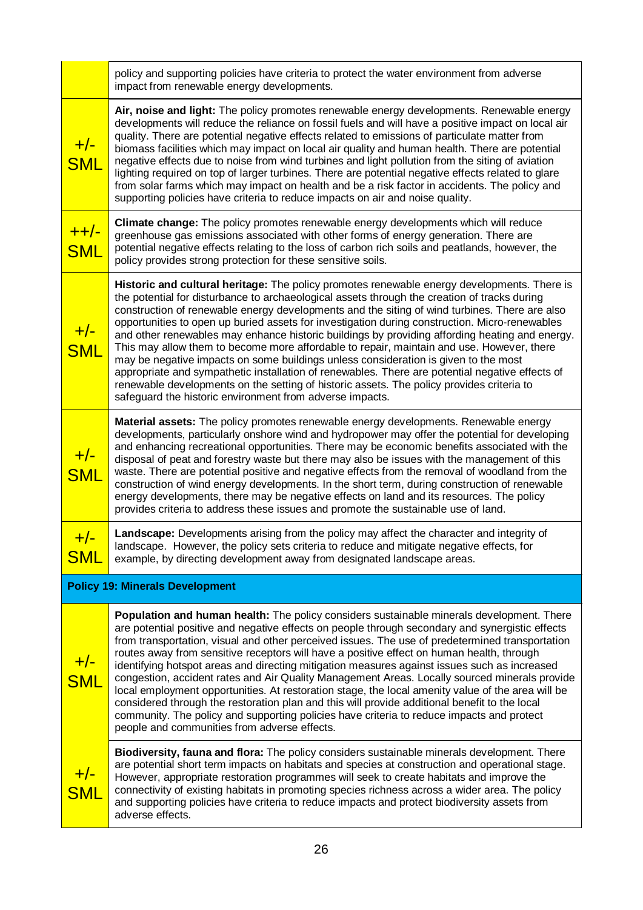| | |
|---|---|
| | policy and supporting policies have criteria to protect the water environment from adverse impact from renewable energy developments. |
| +/- SML | **Air, noise and light:** The policy promotes renewable energy developments. Renewable energy developments will reduce the reliance on fossil fuels and will have a positive impact on local air quality. There are potential negative effects related to emissions of particulate matter from biomass facilities which may impact on local air quality and human health. There are potential negative effects due to noise from wind turbines and light pollution from the siting of aviation lighting required on top of larger turbines. There are potential negative effects related to glare from solar farms which may impact on health and be a risk factor in accidents. The policy and supporting policies have criteria to reduce impacts on air and noise quality. |
| ++/- SML | **Climate change:** The policy promotes renewable energy developments which will reduce greenhouse gas emissions associated with other forms of energy generation. There are potential negative effects relating to the loss of carbon rich soils and peatlands, however, the policy provides strong protection for these sensitive soils. |
| +/- SML | **Historic and cultural heritage:** The policy promotes renewable energy developments. There is the potential for disturbance to archaeological assets through the creation of tracks during construction of renewable energy developments and the siting of wind turbines. There are also opportunities to open up buried assets for investigation during construction. Micro-renewables and other renewables may enhance historic buildings by providing affording heating and energy. This may allow them to become more affordable to repair, maintain and use. However, there may be negative impacts on some buildings unless consideration is given to the most appropriate and sympathetic installation of renewables. There are potential negative effects of renewable developments on the setting of historic assets. The policy provides criteria to safeguard the historic environment from adverse impacts. |
| +/- SML | **Material assets:** The policy promotes renewable energy developments. Renewable energy developments, particularly onshore wind and hydropower may offer the potential for developing and enhancing recreational opportunities. There may be economic benefits associated with the disposal of peat and forestry waste but there may also be issues with the management of this waste. There are potential positive and negative effects from the removal of woodland from the construction of wind energy developments. In the short term, during construction of renewable energy developments, there may be negative effects on land and its resources. The policy provides criteria to address these issues and promote the sustainable use of land. |
| +/- SML | **Landscape:** Developments arising from the policy may affect the character and integrity of landscape. However, the policy sets criteria to reduce and mitigate negative effects, for example, by directing development away from designated landscape areas. |
| **Policy 19: Minerals Development** | |
| +/- SML | **Population and human health:** The policy considers sustainable minerals development. There are potential positive and negative effects on people through secondary and synergistic effects from transportation, visual and other perceived issues. The use of predetermined transportation routes away from sensitive receptors will have a positive effect on human health, through identifying hotspot areas and directing mitigation measures against issues such as increased congestion, accident rates and Air Quality Management Areas. Locally sourced minerals provide local employment opportunities. At restoration stage, the local amenity value of the area will be considered through the restoration plan and this will provide additional benefit to the local community. The policy and supporting policies have criteria to reduce impacts and protect people and communities from adverse effects. |
| +/- SML | **Biodiversity, fauna and flora:** The policy considers sustainable minerals development. There are potential short term impacts on habitats and species at construction and operational stage. However, appropriate restoration programmes will seek to create habitats and improve the connectivity of existing habitats in promoting species richness across a wider area. The policy and supporting policies have criteria to reduce impacts and protect biodiversity assets from adverse effects. |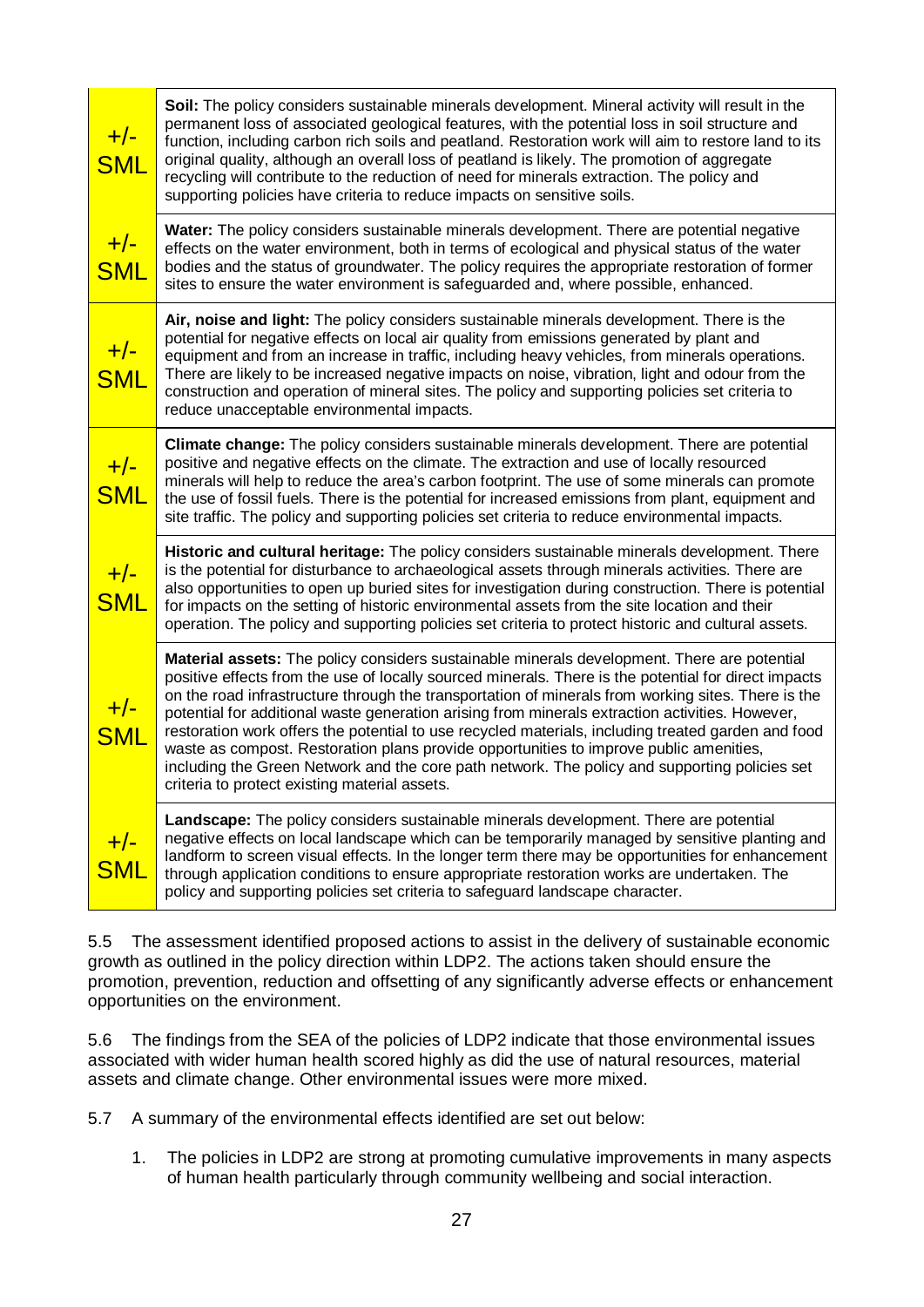| | |
|---|---|
| +/- SML | **Soil:** The policy considers sustainable minerals development. Mineral activity will result in the permanent loss of associated geological features, with the potential loss in soil structure and function, including carbon rich soils and peatland. Restoration work will aim to restore land to its original quality, although an overall loss of peatland is likely. The promotion of aggregate recycling will contribute to the reduction of need for minerals extraction. The policy and supporting policies have criteria to reduce impacts on sensitive soils. |
| +/- SML | **Water:** The policy considers sustainable minerals development. There are potential negative effects on the water environment, both in terms of ecological and physical status of the water bodies and the status of groundwater. The policy requires the appropriate restoration of former sites to ensure the water environment is safeguarded and, where possible, enhanced. |
| +/- SML | **Air, noise and light:** The policy considers sustainable minerals development. There is the potential for negative effects on local air quality from emissions generated by plant and equipment and from an increase in traffic, including heavy vehicles, from minerals operations. There are likely to be increased negative impacts on noise, vibration, light and odour from the construction and operation of mineral sites. The policy and supporting policies set criteria to reduce unacceptable environmental impacts. |
| +/- SML | **Climate change:** The policy considers sustainable minerals development. There are potential positive and negative effects on the climate. The extraction and use of locally resourced minerals will help to reduce the area's carbon footprint. The use of some minerals can promote the use of fossil fuels. There is the potential for increased emissions from plant, equipment and site traffic. The policy and supporting policies set criteria to reduce environmental impacts. |
| +/- SML | **Historic and cultural heritage:** The policy considers sustainable minerals development. There is the potential for disturbance to archaeological assets through minerals activities. There are also opportunities to open up buried sites for investigation during construction. There is potential for impacts on the setting of historic environmental assets from the site location and their operation. The policy and supporting policies set criteria to protect historic and cultural assets. |
| +/- SML | **Material assets:** The policy considers sustainable minerals development. There are potential positive effects from the use of locally sourced minerals. There is the potential for direct impacts on the road infrastructure through the transportation of minerals from working sites. There is the potential for additional waste generation arising from minerals extraction activities. However, restoration work offers the potential to use recycled materials, including treated garden and food waste as compost. Restoration plans provide opportunities to improve public amenities, including the Green Network and the core path network. The policy and supporting policies set criteria to protect existing material assets. |
| +/- SML | **Landscape:** The policy considers sustainable minerals development. There are potential negative effects on local landscape which can be temporarily managed by sensitive planting and landform to screen visual effects. In the longer term there may be opportunities for enhancement through application conditions to ensure appropriate restoration works are undertaken. The policy and supporting policies set criteria to safeguard landscape character. |

5.5 The assessment identified proposed actions to assist in the delivery of sustainable economic growth as outlined in the policy direction within LDP2. The actions taken should ensure the promotion, prevention, reduction and offsetting of any significantly adverse effects or enhancement opportunities on the environment.

5.6 The findings from the SEA of the policies of LDP2 indicate that those environmental issues associated with wider human health scored highly as did the use of natural resources, material assets and climate change. Other environmental issues were more mixed.

5.7 A summary of the environmental effects identified are set out below:

1. The policies in LDP2 are strong at promoting cumulative improvements in many aspects of human health particularly through community wellbeing and social interaction.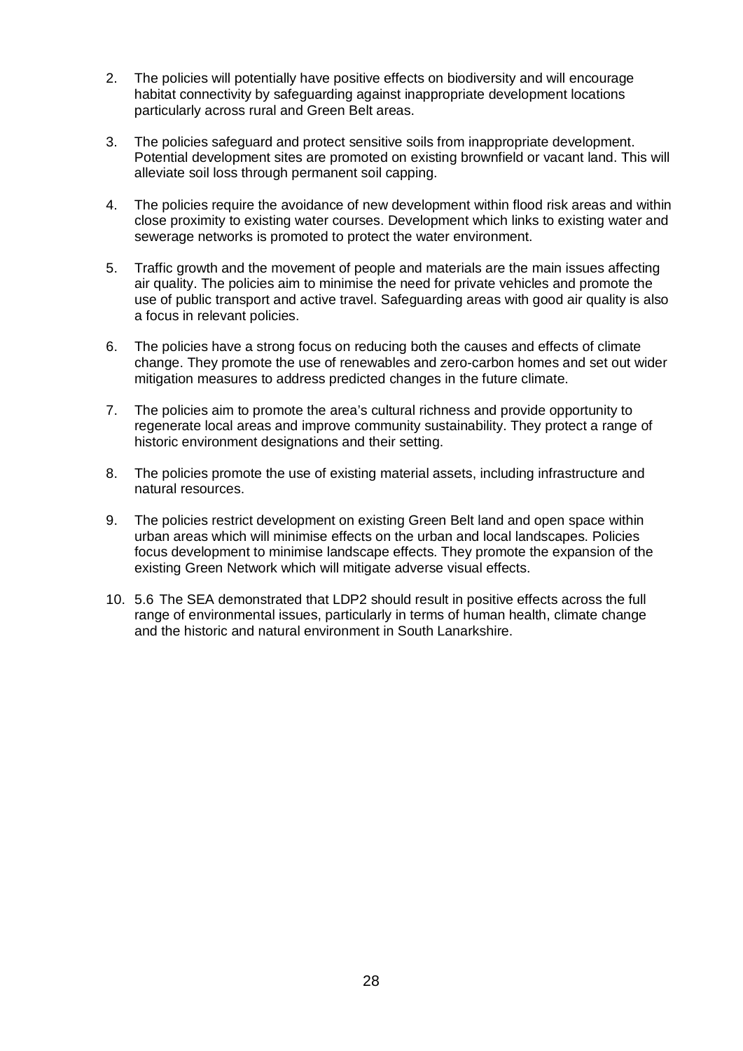2. The policies will potentially have positive effects on biodiversity and will encourage habitat connectivity by safeguarding against inappropriate development locations particularly across rural and Green Belt areas.

3. The policies safeguard and protect sensitive soils from inappropriate development. Potential development sites are promoted on existing brownfield or vacant land. This will alleviate soil loss through permanent soil capping.

4. The policies require the avoidance of new development within flood risk areas and within close proximity to existing water courses. Development which links to existing water and sewerage networks is promoted to protect the water environment.

5. Traffic growth and the movement of people and materials are the main issues affecting air quality. The policies aim to minimise the need for private vehicles and promote the use of public transport and active travel. Safeguarding areas with good air quality is also a focus in relevant policies.

6. The policies have a strong focus on reducing both the causes and effects of climate change. They promote the use of renewables and zero-carbon homes and set out wider mitigation measures to address predicted changes in the future climate.

7. The policies aim to promote the area's cultural richness and provide opportunity to regenerate local areas and improve community sustainability. They protect a range of historic environment designations and their setting.

8. The policies promote the use of existing material assets, including infrastructure and natural resources.

9. The policies restrict development on existing Green Belt land and open space within urban areas which will minimise effects on the urban and local landscapes. Policies focus development to minimise landscape effects. They promote the expansion of the existing Green Network which will mitigate adverse visual effects.

10. 5.6 The SEA demonstrated that LDP2 should result in positive effects across the full range of environmental issues, particularly in terms of human health, climate change and the historic and natural environment in South Lanarkshire.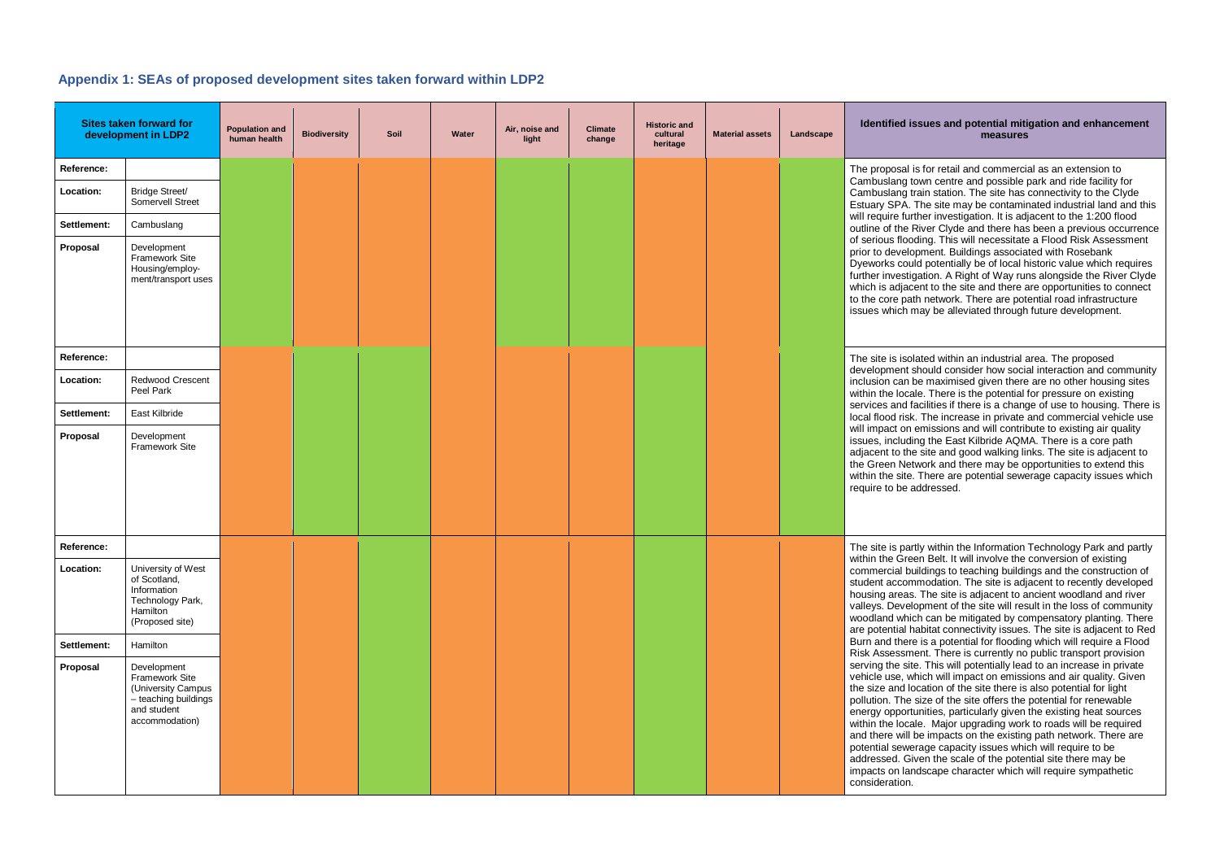## Appendix 1: SEAs of proposed development sites taken forward within LDP2

| Sites taken forward for development in LDP2 | | Population and human health | Biodiversity | Soil | Water | Air, noise and light | Climate change | Historic and cultural heritage | Material assets | Landscape | Identified issues and potential mitigation and enhancement measures |
|---|---|---|---|---|---|---|---|---|---|---|---|
| **Reference:** | | | | | | | | | | | The proposal is for retail and commercial as an extension to Cambuslang town centre and possible park and ride facility for Cambuslang train station. The site has connectivity to the Clyde Estuary SPA. The site may be contaminated industrial land and this will require further investigation. It is adjacent to the 1:200 flood outline of the River Clyde and there has been a previous occurrence of serious flooding. This will necessitate a Flood Risk Assessment prior to development. Buildings associated with Rosebank Dyeworks could potentially be of local historic value which requires further investigation. A Right of Way runs alongside the River Clyde which is adjacent to the site and there are opportunities to connect to the core path network. There are potential road infrastructure issues which may be alleviated through future development. |
| **Location:** | Bridge Street/ Somervell Street | | | | | | | | | | |
| **Settlement:** | Cambuslang | | | | | | | | | | |
| **Proposal** | Development Framework Site Housing/employ-ment/transport uses | | | | | | | | | | |
| **Reference:** | | | | | | | | | | | The site is isolated within an industrial area. The proposed development should consider how social interaction and community inclusion can be maximised given there are no other housing sites within the locale. There is the potential for pressure on existing services and facilities if there is a change of use to housing. There is local flood risk. The increase in private and commercial vehicle use will impact on emissions and will contribute to existing air quality issues, including the East Kilbride AQMA. There is a core path adjacent to the site and good walking links. The site is adjacent to the Green Network and there may be opportunities to extend this within the site. There are potential sewerage capacity issues which require to be addressed. |
| **Location:** | Redwood Crescent Peel Park | | | | | | | | | | |
| **Settlement:** | East Kilbride | | | | | | | | | | |
| **Proposal** | Development Framework Site | | | | | | | | | | |
| **Reference:** | | | | | | | | | | | The site is partly within the Information Technology Park and partly within the Green Belt. It will involve the conversion of existing commercial buildings to teaching buildings and the construction of student accommodation. The site is adjacent to recently developed housing areas. The site is adjacent to ancient woodland and river valleys. Development of the site will result in the loss of community woodland which can be mitigated by compensatory planting. There are potential habitat connectivity issues. The site is adjacent to Red Burn and there is a potential for flooding which will require a Flood Risk Assessment. There is currently no public transport provision serving the site. This will potentially lead to an increase in private vehicle use, which will impact on emissions and air quality. Given the size and location of the site there is also potential for light pollution. The size of the site offers the potential for renewable energy opportunities, particularly given the existing heat sources within the locale. Major upgrading work to roads will be required and there will be impacts on the existing path network. There are potential sewerage capacity issues which will require to be addressed. Given the scale of the potential site there may be impacts on landscape character which will require sympathetic consideration. |
| **Location:** | University of West of Scotland, Information Technology Park, Hamilton (Proposed site) | | | | | | | | | | |
| **Settlement:** | Hamilton | | | | | | | | | | |
| **Proposal** | Development Framework Site (University Campus – teaching buildings and student accommodation) | | | | | | | | | | |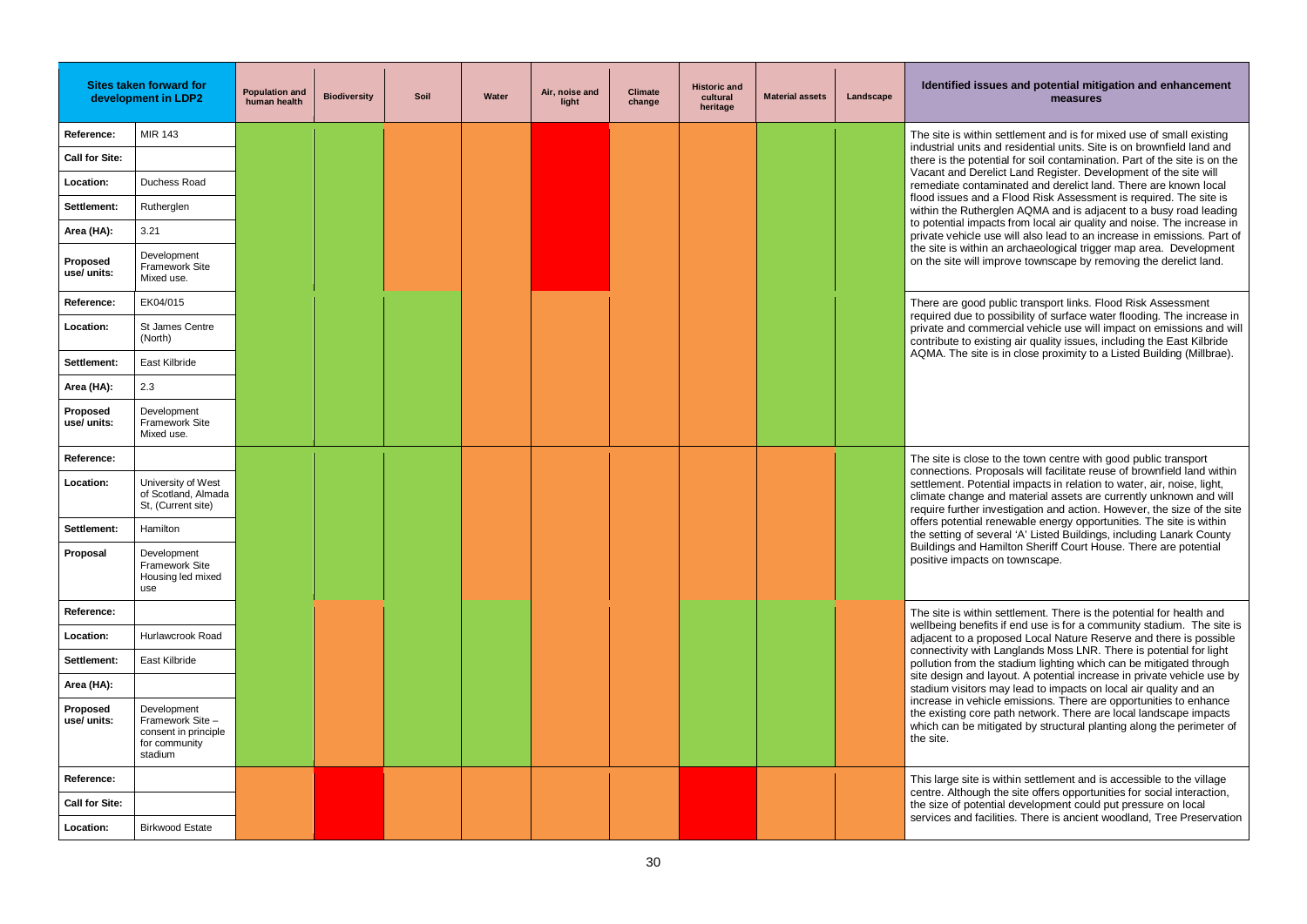| Sites taken forward for development in LDP2 | | Population and human health | Biodiversity | Soil | Water | Air, noise and light | Climate change | Historic and cultural heritage | Material assets | Landscape | Identified issues and potential mitigation and enhancement measures |
|---|---|---|---|---|---|---|---|---|---|---|---|
| **Reference:** | MIR 143 | Green | Green | Orange | Orange | Red | Orange | Orange | Green | Green | The site is within settlement and is for mixed use of small existing industrial units and residential units. Site is on brownfield land and there is the potential for soil contamination. Part of the site is on the Vacant and Derelict Land Register. Development of the site will remediate contaminated and derelict land. There are known local flood issues and a Flood Risk Assessment is required. The site is within the Rutherglen AQMA and is adjacent to a busy road leading to potential impacts from local air quality and noise. The increase in private vehicle use will also lead to an increase in emissions. Part of the site is within an archaeological trigger map area. Development on the site will improve townscape by removing the derelict land. |
| **Call for Site:** | | | | | | | | | | | |
| **Location:** | Duchess Road | | | | | | | | | | |
| **Settlement:** | Rutherglen | | | | | | | | | | |
| **Area (HA):** | 3.21 | | | | | | | | | | |
| **Proposed use/ units:** | Development Framework Site Mixed use. | | | | | | | | | | |
| **Reference:** | EK04/015 | Green | Green | Green | Orange | Orange | Orange | Orange | Green | Green | There are good public transport links. Flood Risk Assessment required due to possibility of surface water flooding. The increase in private and commercial vehicle use will impact on emissions and will contribute to existing air quality issues, including the East Kilbride AQMA. The site is in close proximity to a Listed Building (Millbrae). |
| **Location:** | St James Centre (North) | | | | | | | | | | |
| **Settlement:** | East Kilbride | | | | | | | | | | |
| **Area (HA):** | 2.3 | | | | | | | | | | |
| **Proposed use/ units:** | Development Framework Site Mixed use. | | | | | | | | | | |
| **Reference:** | | Green | Green | Green | Orange | Orange | Orange | Orange | Orange | Green | The site is close to the town centre with good public transport connections. Proposals will facilitate reuse of brownfield land within settlement. Potential impacts in relation to water, air, noise, light, climate change and material assets are currently unknown and will require further investigation and action. However, the size of the site offers potential renewable energy opportunities. The site is within the setting of several 'A' Listed Buildings, including Lanark County Buildings and Hamilton Sheriff Court House. There are potential positive impacts on townscape. |
| **Location:** | University of West of Scotland, Almada St, (Current site) | | | | | | | | | | |
| **Settlement:** | Hamilton | | | | | | | | | | |
| **Proposal** | Development Framework Site Housing led mixed use | | | | | | | | | | |
| **Reference:** | | Green | Orange | Green | Green | Orange | Orange | Green | Green | Orange | The site is within settlement. There is the potential for health and wellbeing benefits if end use is for a community stadium. The site is adjacent to a proposed Local Nature Reserve and there is possible connectivity with Langlands Moss LNR. There is potential for light pollution from the stadium lighting which can be mitigated through site design and layout. A potential increase in private vehicle use by stadium visitors may lead to impacts on local air quality and an increase in vehicle emissions. There are opportunities to enhance the existing core path network. There are local landscape impacts which can be mitigated by structural planting along the perimeter of the site. |
| **Location:** | Hurlawcrook Road | | | | | | | | | | |
| **Settlement:** | East Kilbride | | | | | | | | | | |
| **Area (HA):** | | | | | | | | | | | |
| **Proposed use/ units:** | Development Framework Site – consent in principle for community stadium | | | | | | | | | | |
| **Reference:** | | Orange | Red | Orange | Orange | Orange | Orange | Red | Orange | Orange | This large site is within settlement and is accessible to the village centre. Although the site offers opportunities for social interaction, the size of potential development could put pressure on local services and facilities. There is ancient woodland, Tree Preservation |
| **Call for Site:** | | | | | | | | | | | |
| **Location:** | Birkwood Estate | | | | | | | | | | |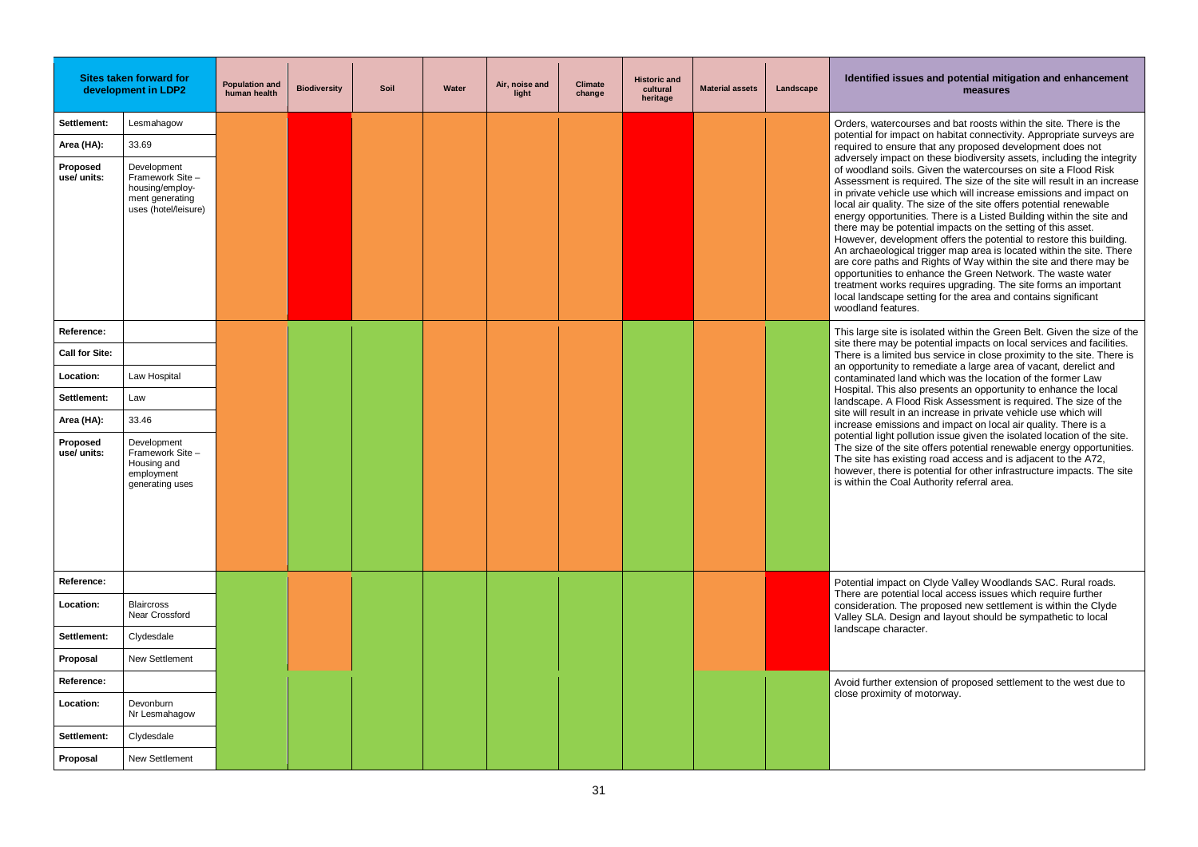| Sites taken forward for development in LDP2 | | Population and human health | Biodiversity | Soil | Water | Air, noise and light | Climate change | Historic and cultural heritage | Material assets | Landscape | Identified issues and potential mitigation and enhancement measures |
|---|---|---|---|---|---|---|---|---|---|---|---|
| **Settlement:** | Lesmahagow | Amber | Red | Amber | Amber | Amber | Amber | Red | Amber | Amber | Orders, watercourses and bat roosts within the site. There is the potential for impact on habitat connectivity. Appropriate surveys are required to ensure that any proposed development does not adversely impact on these biodiversity assets, including the integrity of woodland soils. Given the watercourses on site a Flood Risk Assessment is required. The size of the site will result in an increase in private vehicle use which will increase emissions and impact on local air quality. The size of the site offers potential renewable energy opportunities. There is a Listed Building within the site and there may be potential impacts on the setting of this asset. However, development offers the potential to restore this building. An archaeological trigger map area is located within the site. There are core paths and Rights of Way within the site and there may be opportunities to enhance the Green Network. The waste water treatment works requires upgrading. The site forms an important local landscape setting for the area and contains significant woodland features. |
| **Area (HA):** | 33.69 | | | | | | | | | | |
| **Proposed use/ units:** | Development Framework Site – housing/employ-ment generating uses (hotel/leisure) | | | | | | | | | | |
| **Reference:** | | Amber | Green | Green | Amber | Amber | Amber | Green | Amber | Green | This large site is isolated within the Green Belt. Given the size of the site there may be potential impacts on local services and facilities. There is a limited bus service in close proximity to the site. There is an opportunity to remediate a large area of vacant, derelict and contaminated land which was the location of the former Law Hospital. This also presents an opportunity to enhance the local landscape. A Flood Risk Assessment is required. The size of the site will result in an increase in private vehicle use which will increase emissions and impact on local air quality. There is a potential light pollution issue given the isolated location of the site. The size of the site offers potential renewable energy opportunities. The site has existing road access and is adjacent to the A72, however, there is potential for other infrastructure impacts. The site is within the Coal Authority referral area. |
| **Call for Site:** | | | | | | | | | | | |
| **Location:** | Law Hospital | | | | | | | | | | |
| **Settlement:** | Law | | | | | | | | | | |
| **Area (HA):** | 33.46 | | | | | | | | | | |
| **Proposed use/ units:** | Development Framework Site – Housing and employment generating uses | | | | | | | | | | |
| **Reference:** | | Green | Amber | Green | Green | Green | Green | Green | Amber | Red | Potential impact on Clyde Valley Woodlands SAC. Rural roads. There are potential local access issues which require further consideration. The proposed new settlement is within the Clyde Valley SLA. Design and layout should be sympathetic to local landscape character. |
| **Location:** | Blaircross Near Crossford | | | | | | | | | | |
| **Settlement:** | Clydesdale | | | | | | | | | | |
| **Proposal** | New Settlement | | | | | | | | | | |
| **Reference:** | | Green | Green | Green | Green | Green | Green | Green | Green | Green | Avoid further extension of proposed settlement to the west due to close proximity of motorway. |
| **Location:** | Devonburn Nr Lesmahagow | | | | | | | | | | |
| **Settlement:** | Clydesdale | | | | | | | | | | |
| **Proposal** | New Settlement | | | | | | | | | | |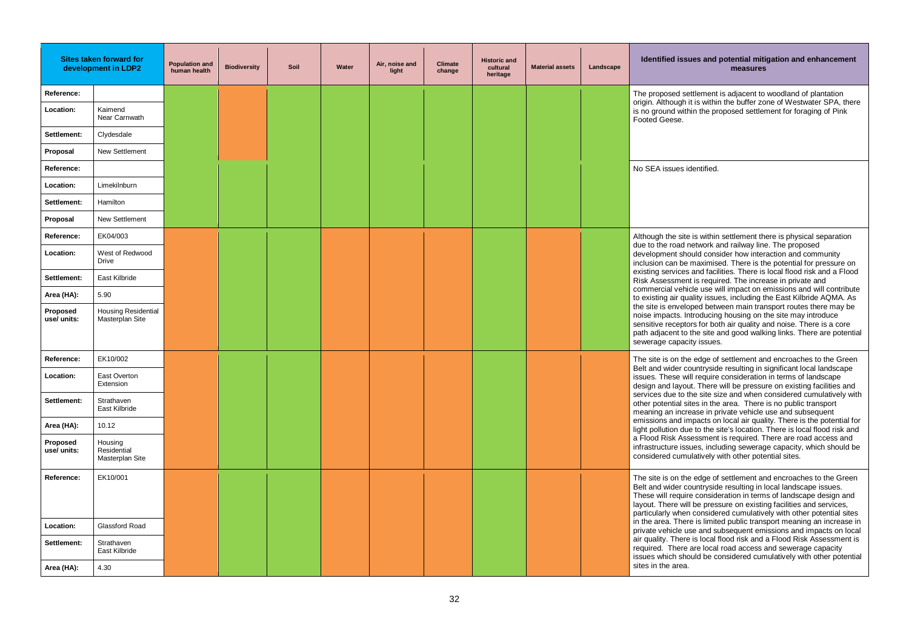| Sites taken forward for development in LDP2 | Population and human health | Biodiversity | Soil | Water | Air, noise and light | Climate change | Historic and cultural heritage | Material assets | Landscape | Identified issues and potential mitigation and enhancement measures |
|---|---|---|---|---|---|---|---|---|---|---|
| **Reference:**<br>**Location:** Kaimend Near Carnwath<br>**Settlement:** Clydesdale<br>**Proposal:** New Settlement | | | | | | | | | | The proposed settlement is adjacent to woodland of plantation origin. Although it is within the buffer zone of Westwater SPA, there is no ground within the proposed settlement for foraging of Pink Footed Geese. |
| **Reference:**<br>**Location:** Limekilnburn<br>**Settlement:** Hamilton<br>**Proposal:** New Settlement | | | | | | | | | | No SEA issues identified. |
| **Reference:** EK04/003<br>**Location:** West of Redwood Drive<br>**Settlement:** East Kilbride<br>**Area (HA):** 5.90<br>**Proposed use/ units:** Housing Residential Masterplan Site | | | | | | | | | | Although the site is within settlement there is physical separation due to the road network and railway line. The proposed development should consider how interaction and community inclusion can be maximised. There is the potential for pressure on existing services and facilities. There is local flood risk and a Flood Risk Assessment is required. The increase in private and commercial vehicle use will impact on emissions and will contribute to existing air quality issues, including the East Kilbride AQMA. As the site is enveloped between main transport routes there may be noise impacts. Introducing housing on the site may introduce sensitive receptors for both air quality and noise. There is a core path adjacent to the site and good walking links. There are potential sewerage capacity issues. |
| **Reference:** EK10/002<br>**Location:** East Overton Extension<br>**Settlement:** Strathaven East Kilbride<br>**Area (HA):** 10.12<br>**Proposed use/ units:** Housing Residential Masterplan Site | | | | | | | | | | The site is on the edge of settlement and encroaches to the Green Belt and wider countryside resulting in significant local landscape issues. These will require consideration in terms of landscape design and layout. There will be pressure on existing facilities and services due to the site size and when considered cumulatively with other potential sites in the area. There is no public transport meaning an increase in private vehicle use and subsequent emissions and impacts on local air quality. There is the potential for light pollution due to the site's location. There is local flood risk and a Flood Risk Assessment is required. There are road access and infrastructure issues, including sewerage capacity, which should be considered cumulatively with other potential sites. |
| **Reference:** EK10/001<br>**Location:** Glassford Road<br>**Settlement:** Strathaven East Kilbride<br>**Area (HA):** 4.30 | | | | | | | | | | The site is on the edge of settlement and encroaches to the Green Belt and wider countryside resulting in local landscape issues. These will require consideration in terms of landscape design and layout. There will be pressure on existing facilities and services, particularly when considered cumulatively with other potential sites in the area. There is limited public transport meaning an increase in private vehicle use and subsequent emissions and impacts on local air quality. There is local flood risk and a Flood Risk Assessment is required. There are local road access and sewerage capacity issues which should be considered cumulatively with other potential sites in the area. |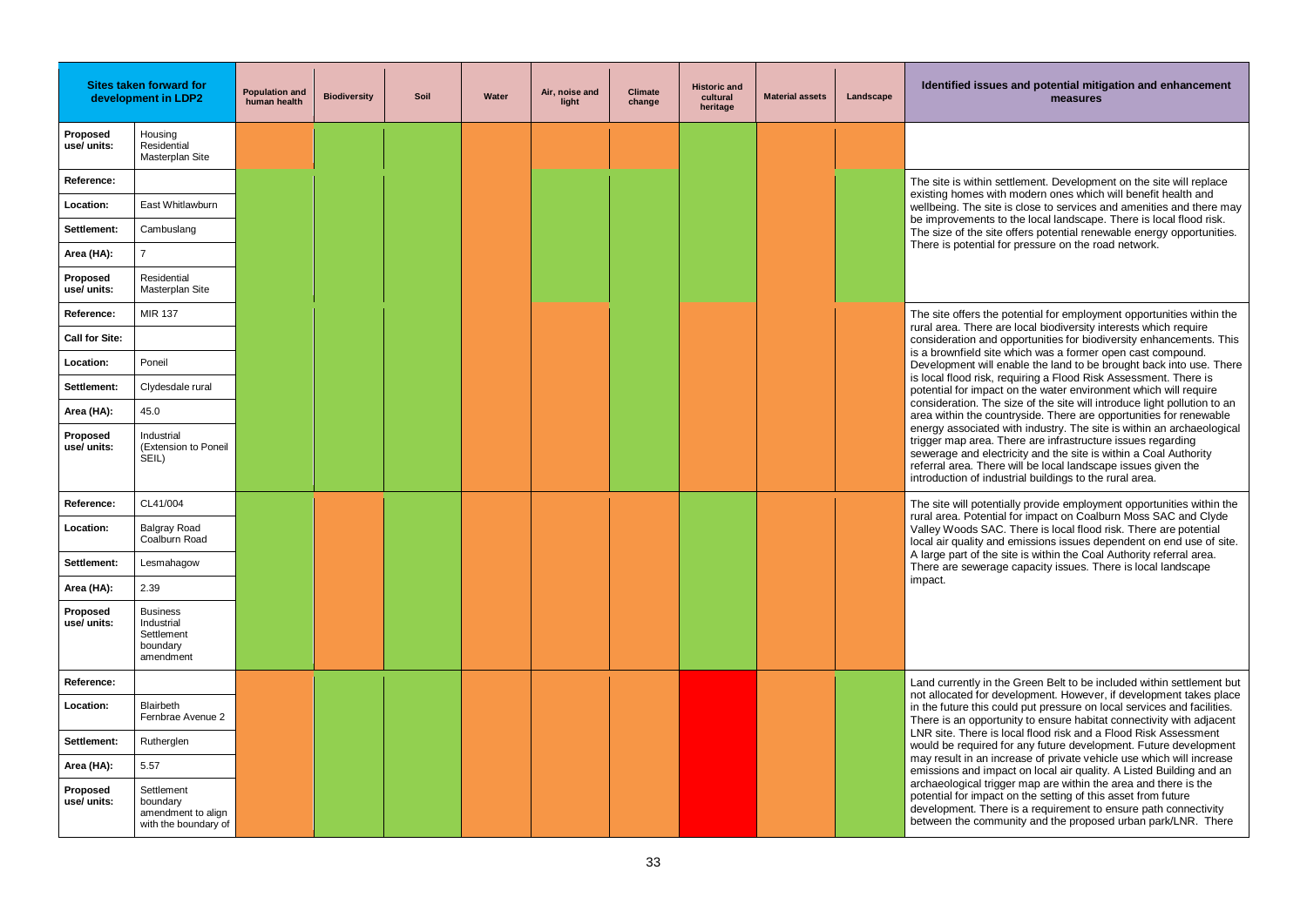| Sites taken forward for development in LDP2 | | Population and human health | Biodiversity | Soil | Water | Air, noise and light | Climate change | Historic and cultural heritage | Material assets | Landscape | Identified issues and potential mitigation and enhancement measures |
|---|---|---|---|---|---|---|---|---|---|---|---|
| **Proposed use/ units:** | Housing Residential Masterplan Site | | | | | | | | | | |
| **Reference:** | | | | | | | | | | | The site is within settlement. Development on the site will replace existing homes with modern ones which will benefit health and wellbeing. The site is close to services and amenities and there may be improvements to the local landscape. There is local flood risk. The size of the site offers potential renewable energy opportunities. There is potential for pressure on the road network. |
| **Location:** | East Whitlawburn | | | | | | | | | | |
| **Settlement:** | Cambuslang | | | | | | | | | | |
| **Area (HA):** | 7 | | | | | | | | | | |
| **Proposed use/ units:** | Residential Masterplan Site | | | | | | | | | | |
| **Reference:** | MIR 137 | | | | | | | | | | The site offers the potential for employment opportunities within the rural area. There are local biodiversity interests which require consideration and opportunities for biodiversity enhancements. This is a brownfield site which was a former open cast compound. Development will enable the land to be brought back into use. There is local flood risk, requiring a Flood Risk Assessment. There is potential for impact on the water environment which will require consideration. The size of the site will introduce light pollution to an area within the countryside. There are opportunities for renewable energy associated with industry. The site is within an archaeological trigger map area. There are infrastructure issues regarding sewerage and electricity and the site is within a Coal Authority referral area. There will be local landscape issues given the introduction of industrial buildings to the rural area. |
| **Call for Site:** | | | | | | | | | | | |
| **Location:** | Poneil | | | | | | | | | | |
| **Settlement:** | Clydesdale rural | | | | | | | | | | |
| **Area (HA):** | 45.0 | | | | | | | | | | |
| **Proposed use/ units:** | Industrial (Extension to Poneil SEIL) | | | | | | | | | | |
| **Reference:** | CL41/004 | | | | | | | | | | The site will potentially provide employment opportunities within the rural area. Potential for impact on Coalburn Moss SAC and Clyde Valley Woods SAC. There is local flood risk. There are potential local air quality and emissions issues dependent on end use of site. A large part of the site is within the Coal Authority referral area. There are sewerage capacity issues. There is local landscape impact. |
| **Location:** | Balgray Road Coalburn Road | | | | | | | | | | |
| **Settlement:** | Lesmahagow | | | | | | | | | | |
| **Area (HA):** | 2.39 | | | | | | | | | | |
| **Proposed use/ units:** | Business Industrial Settlement boundary amendment | | | | | | | | | | |
| **Reference:** | | | | | | | | | | | Land currently in the Green Belt to be included within settlement but not allocated for development. However, if development takes place in the future this could put pressure on local services and facilities. There is an opportunity to ensure habitat connectivity with adjacent LNR site. There is local flood risk and a Flood Risk Assessment would be required for any future development. Future development may result in an increase of private vehicle use which will increase emissions and impact on local air quality. A Listed Building and an archaeological trigger map are within the area and there is the potential for impact on the setting of this asset from future development. There is a requirement to ensure path connectivity between the community and the proposed urban park/LNR. There |
| **Location:** | Blairbeth Fernbrae Avenue 2 | | | | | | | | | | |
| **Settlement:** | Rutherglen | | | | | | | | | | |
| **Area (HA):** | 5.57 | | | | | | | | | | |
| **Proposed use/ units:** | Settlement boundary amendment to align with the boundary of | | | | | | | | | | |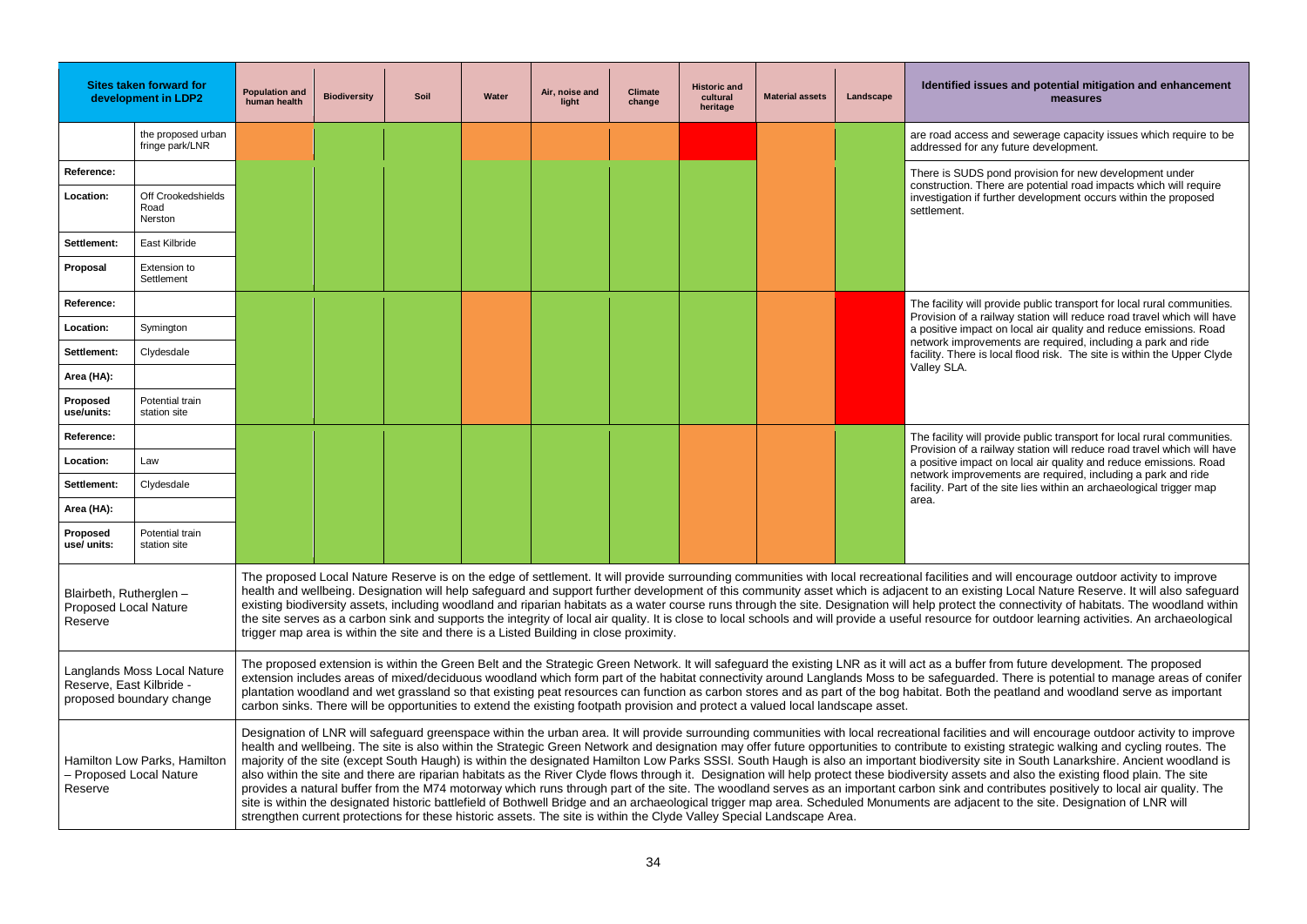| Sites taken forward for development in LDP2 | | Population and human health | Biodiversity | Soil | Water | Air, noise and light | Climate change | Historic and cultural heritage | Material assets | Landscape | Identified issues and potential mitigation and enhancement measures |
|---|---|---|---|---|---|---|---|---|---|---|---|
| | the proposed urban fringe park/LNR | | | | | | | | | | are road access and sewerage capacity issues which require to be addressed for any future development. |
| Reference: | | | | | | | | | | | There is SUDS pond provision for new development under construction. There are potential road impacts which will require investigation if further development occurs within the proposed settlement. |
| Location: | Off Crookedshields Road Nerston | | | | | | | | | | |
| Settlement: | East Kilbride | | | | | | | | | | |
| Proposal | Extension to Settlement | | | | | | | | | | |
| Reference: | | | | | | | | | | | The facility will provide public transport for local rural communities. Provision of a railway station will reduce road travel which will have a positive impact on local air quality and reduce emissions. Road network improvements are required, including a park and ride facility. There is local flood risk. The site is within the Upper Clyde Valley SLA. |
| Location: | Symington | | | | | | | | | | |
| Settlement: | Clydesdale | | | | | | | | | | |
| Area (HA): | | | | | | | | | | | |
| Proposed use/units: | Potential train station site | | | | | | | | | | |
| Reference: | | | | | | | | | | | The facility will provide public transport for local rural communities. Provision of a railway station will reduce road travel which will have a positive impact on local air quality and reduce emissions. Road network improvements are required, including a park and ride facility. Part of the site lies within an archaeological trigger map area. |
| Location: | Law | | | | | | | | | | |
| Settlement: | Clydesdale | | | | | | | | | | |
| Area (HA): | | | | | | | | | | | |
| Proposed use/ units: | Potential train station site | | | | | | | | | | |
| Blairbeth, Rutherglen – Proposed Local Nature Reserve | | The proposed Local Nature Reserve is on the edge of settlement. It will provide surrounding communities with local recreational facilities and will encourage outdoor activity to improve health and wellbeing. Designation will help safeguard and support further development of this community asset which is adjacent to an existing Local Nature Reserve. It will also safeguard existing biodiversity assets, including woodland and riparian habitats as a water course runs through the site. Designation will help protect the connectivity of habitats. The woodland within the site serves as a carbon sink and supports the integrity of local air quality. It is close to local schools and will provide a useful resource for outdoor learning activities. An archaeological trigger map area is within the site and there is a Listed Building in close proximity. | | | | | | | | | |
| Langlands Moss Local Nature Reserve, East Kilbride - proposed boundary change | | The proposed extension is within the Green Belt and the Strategic Green Network. It will safeguard the existing LNR as it will act as a buffer from future development. The proposed extension includes areas of mixed/deciduous woodland which form part of the habitat connectivity around Langlands Moss to be safeguarded. There is potential to manage areas of conifer plantation woodland and wet grassland so that existing peat resources can function as carbon stores and as part of the bog habitat. Both the peatland and woodland serve as important carbon sinks. There will be opportunities to extend the existing footpath provision and protect a valued local landscape asset. | | | | | | | | | |
| Hamilton Low Parks, Hamilton – Proposed Local Nature Reserve | | Designation of LNR will safeguard greenspace within the urban area. It will provide surrounding communities with local recreational facilities and will encourage outdoor activity to improve health and wellbeing. The site is also within the Strategic Green Network and designation may offer future opportunities to contribute to existing strategic walking and cycling routes. The majority of the site (except South Haugh) is within the designated Hamilton Low Parks SSSI. South Haugh is also an important biodiversity site in South Lanarkshire. Ancient woodland is also within the site and there are riparian habitats as the River Clyde flows through it. Designation will help protect these biodiversity assets and also the existing flood plain. The site provides a natural buffer from the M74 motorway which runs through part of the site. The woodland serves as an important carbon sink and contributes positively to local air quality. The site is within the designated historic battlefield of Bothwell Bridge and an archaeological trigger map area. Scheduled Monuments are adjacent to the site. Designation of LNR will strengthen current protections for these historic assets. The site is within the Clyde Valley Special Landscape Area. | | | | | | | | | |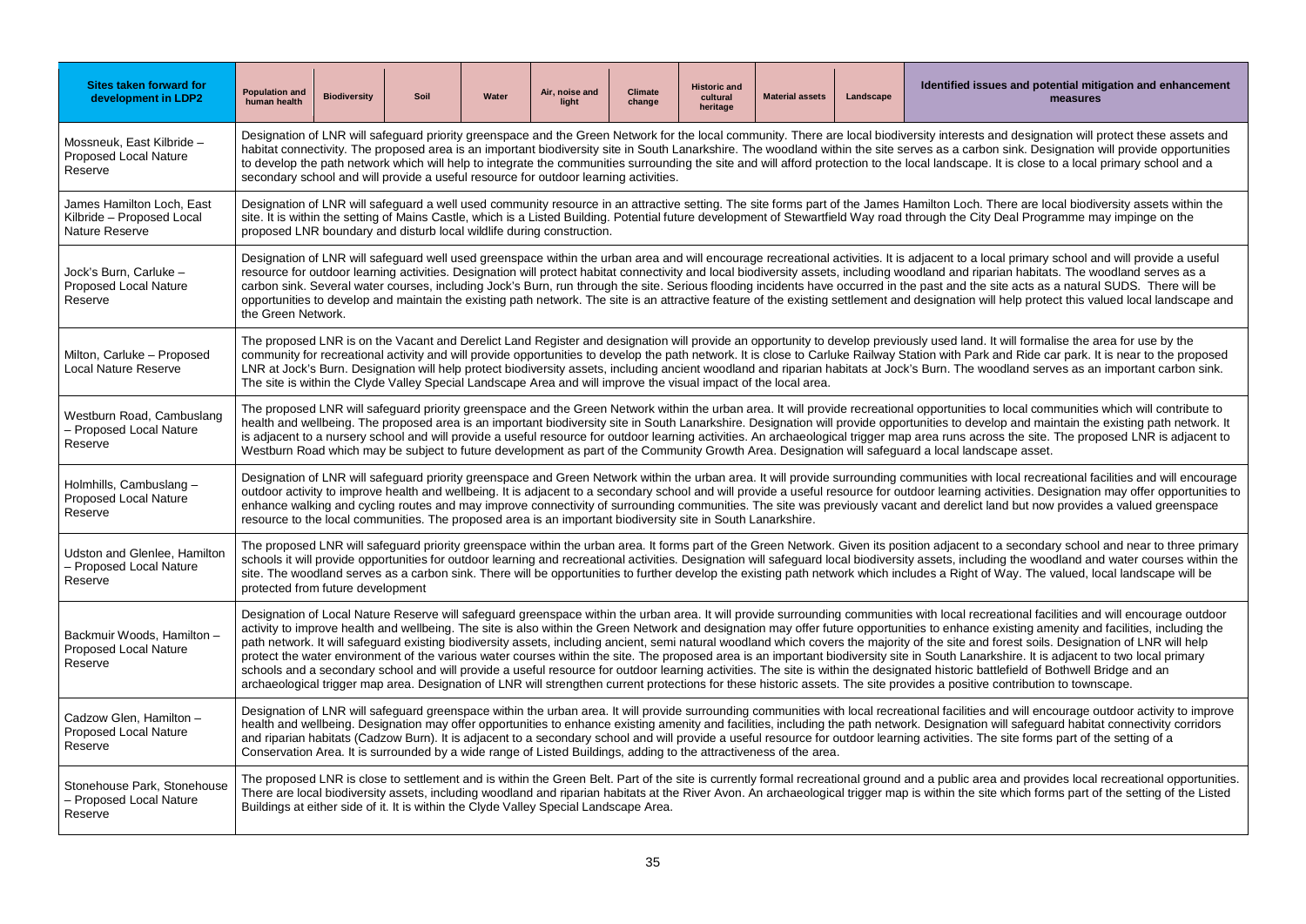| Sites taken forward for development in LDP2 | Population and human health | Biodiversity | Soil | Water | Air, noise and light | Climate change | Historic and cultural heritage | Material assets | Landscape | Identified issues and potential mitigation and enhancement measures |
|---|---|---|---|---|---|---|---|---|---|---|
| Mossneuk, East Kilbride – Proposed Local Nature Reserve | Designation of LNR will safeguard priority greenspace and the Green Network for the local community. There are local biodiversity interests and designation will protect these assets and habitat connectivity. The proposed area is an important biodiversity site in South Lanarkshire. The woodland within the site serves as a carbon sink. Designation will provide opportunities to develop the path network which will help to integrate the communities surrounding the site and will afford protection to the local landscape. It is close to a local primary school and a secondary school and will provide a useful resource for outdoor learning activities. | | | | | | | | | |
| James Hamilton Loch, East Kilbride – Proposed Local Nature Reserve | Designation of LNR will safeguard a well used community resource in an attractive setting. The site forms part of the James Hamilton Loch. There are local biodiversity assets within the site. It is within the setting of Mains Castle, which is a Listed Building. Potential future development of Stewartfield Way road through the City Deal Programme may impinge on the proposed LNR boundary and disturb local wildlife during construction. | | | | | | | | | |
| Jock's Burn, Carluke – Proposed Local Nature Reserve | Designation of LNR will safeguard well used greenspace within the urban area and will encourage recreational activities. It is adjacent to a local primary school and will provide a useful resource for outdoor learning activities. Designation will protect habitat connectivity and local biodiversity assets, including woodland and riparian habitats. The woodland serves as a carbon sink. Several water courses, including Jock's Burn, run through the site. Serious flooding incidents have occurred in the past and the site acts as a natural SUDS. There will be opportunities to develop and maintain the existing path network. The site is an attractive feature of the existing settlement and designation will help protect this valued local landscape and the Green Network. | | | | | | | | | |
| Milton, Carluke – Proposed Local Nature Reserve | The proposed LNR is on the Vacant and Derelict Land Register and designation will provide an opportunity to develop previously used land. It will formalise the area for use by the community for recreational activity and will provide opportunities to develop the path network. It is close to Carluke Railway Station with Park and Ride car park. It is near to the proposed LNR at Jock's Burn. Designation will help protect biodiversity assets, including ancient woodland and riparian habitats at Jock's Burn. The woodland serves as an important carbon sink. The site is within the Clyde Valley Special Landscape Area and will improve the visual impact of the local area. | | | | | | | | | |
| Westburn Road, Cambuslang – Proposed Local Nature Reserve | The proposed LNR will safeguard priority greenspace and the Green Network within the urban area. It will provide recreational opportunities to local communities which will contribute to health and wellbeing. The proposed area is an important biodiversity site in South Lanarkshire. Designation will provide opportunities to develop and maintain the existing path network. It is adjacent to a nursery school and will provide a useful resource for outdoor learning activities. An archaeological trigger map area runs across the site. The proposed LNR is adjacent to Westburn Road which may be subject to future development as part of the Community Growth Area. Designation will safeguard a local landscape asset. | | | | | | | | | |
| Holmhills, Cambuslang – Proposed Local Nature Reserve | Designation of LNR will safeguard priority greenspace and Green Network within the urban area. It will provide surrounding communities with local recreational facilities and will encourage outdoor activity to improve health and wellbeing. It is adjacent to a secondary school and will provide a useful resource for outdoor learning activities. Designation may offer opportunities to enhance walking and cycling routes and may improve connectivity of surrounding communities. The site was previously vacant and derelict land but now provides a valued greenspace resource to the local communities. The proposed area is an important biodiversity site in South Lanarkshire. | | | | | | | | | |
| Udston and Glenlee, Hamilton – Proposed Local Nature Reserve | The proposed LNR will safeguard priority greenspace within the urban area. It forms part of the Green Network. Given its position adjacent to a secondary school and near to three primary schools it will provide opportunities for outdoor learning and recreational activities. Designation will safeguard local biodiversity assets, including the woodland and water courses within the site. The woodland serves as a carbon sink. There will be opportunities to further develop the existing path network which includes a Right of Way. The valued, local landscape will be protected from future development | | | | | | | | | |
| Backmuir Woods, Hamilton – Proposed Local Nature Reserve | Designation of Local Nature Reserve will safeguard greenspace within the urban area. It will provide surrounding communities with local recreational facilities and will encourage outdoor activity to improve health and wellbeing. The site is also within the Green Network and designation may offer future opportunities to enhance existing amenity and facilities, including the path network. It will safeguard existing biodiversity assets, including ancient, semi natural woodland which covers the majority of the site and forest soils. Designation of LNR will help protect the water environment of the various water courses within the site. The proposed area is an important biodiversity site in South Lanarkshire. It is adjacent to two local primary schools and a secondary school and will provide a useful resource for outdoor learning activities. The site is within the designated historic battlefield of Bothwell Bridge and an archaeological trigger map area. Designation of LNR will strengthen current protections for these historic assets. The site provides a positive contribution to townscape. | | | | | | | | | |
| Cadzow Glen, Hamilton – Proposed Local Nature Reserve | Designation of LNR will safeguard greenspace within the urban area. It will provide surrounding communities with local recreational facilities and will encourage outdoor activity to improve health and wellbeing. Designation may offer opportunities to enhance existing amenity and facilities, including the path network. Designation will safeguard habitat connectivity corridors and riparian habitats (Cadzow Burn). It is adjacent to a secondary school and will provide a useful resource for outdoor learning activities. The site forms part of the setting of a Conservation Area. It is surrounded by a wide range of Listed Buildings, adding to the attractiveness of the area. | | | | | | | | | |
| Stonehouse Park, Stonehouse – Proposed Local Nature Reserve | The proposed LNR is close to settlement and is within the Green Belt. Part of the site is currently formal recreational ground and a public area and provides local recreational opportunities. There are local biodiversity assets, including woodland and riparian habitats at the River Avon. An archaeological trigger map is within the site which forms part of the setting of the Listed Buildings at either side of it. It is within the Clyde Valley Special Landscape Area. | | | | | | | | | |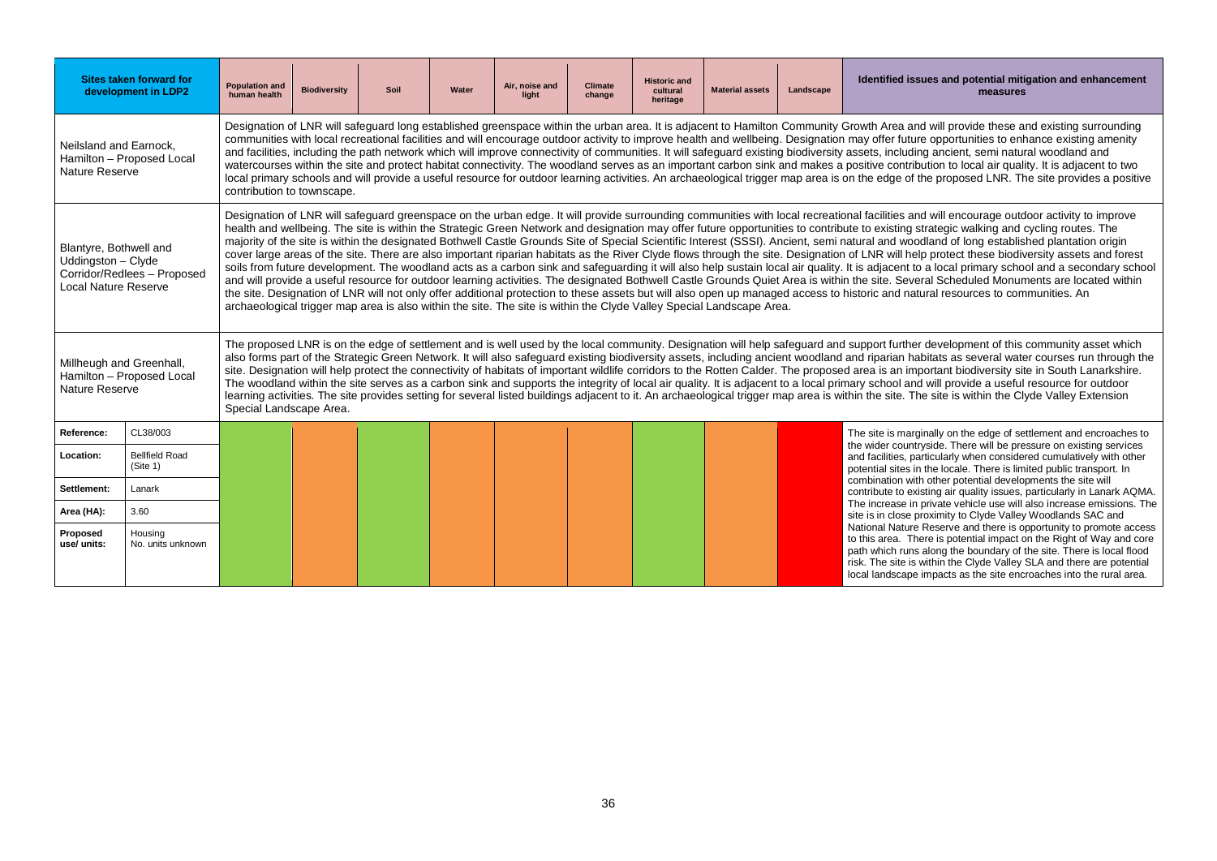| Sites taken forward for development in LDP2 | | Population and human health | Biodiversity | Soil | Water | Air, noise and light | Climate change | Historic and cultural heritage | Material assets | Landscape | Identified issues and potential mitigation and enhancement measures |
|---|---|---|---|---|---|---|---|---|---|---|---|
| Neilsland and Earnock, Hamilton – Proposed Local Nature Reserve | | Designation of LNR will safeguard long established greenspace within the urban area. It is adjacent to Hamilton Community Growth Area and will provide these and existing surrounding communities with local recreational facilities and will encourage outdoor activity to improve health and wellbeing. Designation may offer future opportunities to enhance existing amenity and facilities, including the path network which will improve connectivity of communities. It will safeguard existing biodiversity assets, including ancient, semi natural woodland and watercourses within the site and protect habitat connectivity. The woodland serves as an important carbon sink and makes a positive contribution to local air quality. It is adjacent to two local primary schools and will provide a useful resource for outdoor learning activities. An archaeological trigger map area is on the edge of the proposed LNR. The site provides a positive contribution to townscape. | | | | | | | | | |
| Blantyre, Bothwell and Uddingston – Clyde Corridor/Redlees – Proposed Local Nature Reserve | | Designation of LNR will safeguard greenspace on the urban edge. It will provide surrounding communities with local recreational facilities and will encourage outdoor activity to improve health and wellbeing. The site is within the Strategic Green Network and designation may offer future opportunities to contribute to existing strategic walking and cycling routes. The majority of the site is within the designated Bothwell Castle Grounds Site of Special Scientific Interest (SSSI). Ancient, semi natural and woodland of long established plantation origin cover large areas of the site. There are also important riparian habitats as the River Clyde flows through the site. Designation of LNR will help protect these biodiversity assets and forest soils from future development. The woodland acts as a carbon sink and safeguarding it will also help sustain local air quality. It is adjacent to a local primary school and a secondary school and will provide a useful resource for outdoor learning activities. The designated Bothwell Castle Grounds Quiet Area is within the site. Several Scheduled Monuments are located within the site. Designation of LNR will not only offer additional protection to these assets but will also open up managed access to historic and natural resources to communities. An archaeological trigger map area is also within the site. The site is within the Clyde Valley Special Landscape Area. | | | | | | | | | |
| Millheugh and Greenhall, Hamilton – Proposed Local Nature Reserve | | The proposed LNR is on the edge of settlement and is well used by the local community. Designation will help safeguard and support further development of this community asset which also forms part of the Strategic Green Network. It will also safeguard existing biodiversity assets, including ancient woodland and riparian habitats as several water courses run through the site. Designation will help protect the connectivity of habitats of important wildlife corridors to the Rotten Calder. The proposed area is an important biodiversity site in South Lanarkshire. The woodland within the site serves as a carbon sink and supports the integrity of local air quality. It is adjacent to a local primary school and will provide a useful resource for outdoor learning activities. The site provides setting for several listed buildings adjacent to it. An archaeological trigger map area is within the site. The site is within the Clyde Valley Extension Special Landscape Area. | | | | | | | | | |
| **Reference:** | CL38/003 | | | | | | | | | | The site is marginally on the edge of settlement and encroaches to the wider countryside. There will be pressure on existing services and facilities, particularly when considered cumulatively with other potential sites in the locale. There is limited public transport. In combination with other potential developments the site will contribute to existing air quality issues, particularly in Lanark AQMA. The increase in private vehicle use will also increase emissions. The site is in close proximity to Clyde Valley Woodlands SAC and National Nature Reserve and there is opportunity to promote access to this area. There is potential impact on the Right of Way and core path which runs along the boundary of the site. There is local flood risk. The site is within the Clyde Valley SLA and there are potential local landscape impacts as the site encroaches into the rural area. |
| **Location:** | Bellfield Road (Site 1) | | | | | | | | | | |
| **Settlement:** | Lanark | | | | | | | | | | |
| **Area (HA):** | 3.60 | | | | | | | | | | |
| **Proposed use/ units:** | Housing No. units unknown | | | | | | | | | | |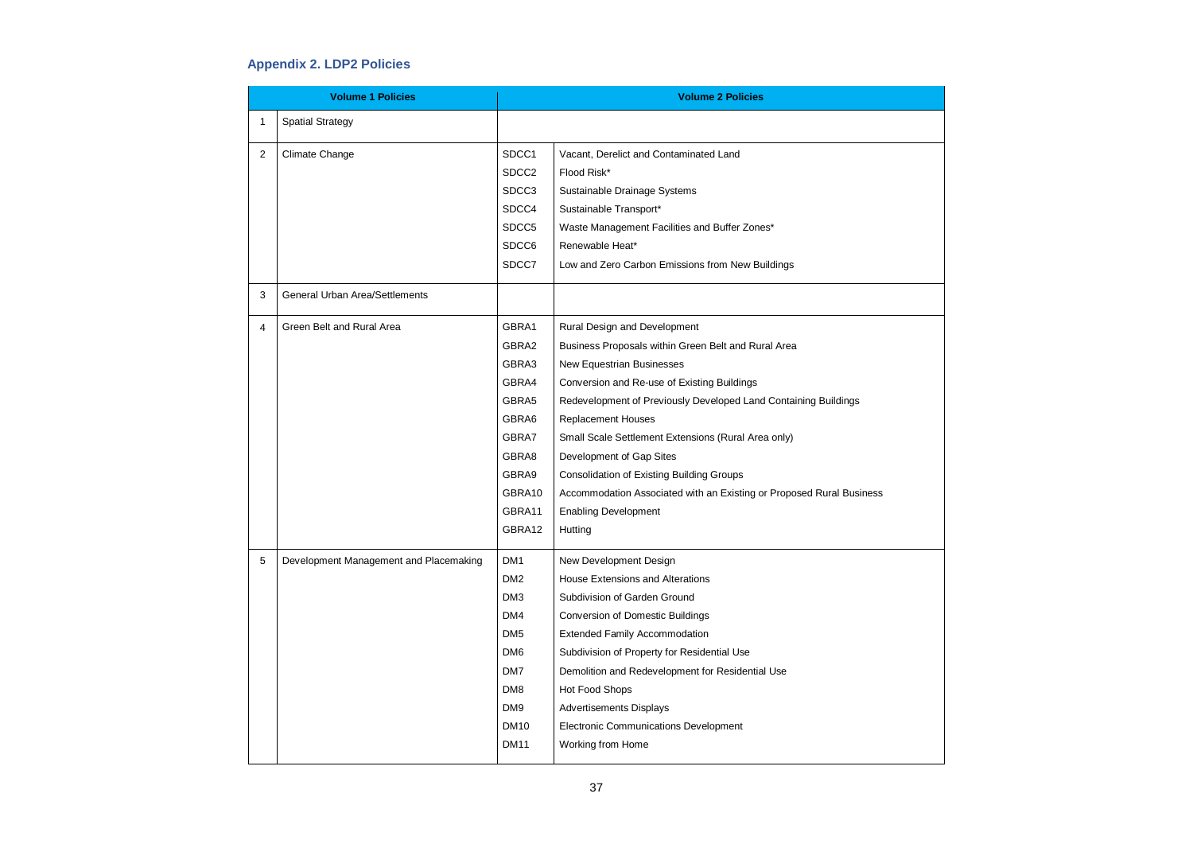## Appendix 2. LDP2 Policies

| Volume 1 Policies | | Volume 2 Policies | |
|---|---|---|---|
| 1 | Spatial Strategy | | |
| 2 | Climate Change | SDCC1 | Vacant, Derelict and Contaminated Land |
| | | SDCC2 | Flood Risk* |
| | | SDCC3 | Sustainable Drainage Systems |
| | | SDCC4 | Sustainable Transport* |
| | | SDCC5 | Waste Management Facilities and Buffer Zones* |
| | | SDCC6 | Renewable Heat* |
| | | SDCC7 | Low and Zero Carbon Emissions from New Buildings |
| 3 | General Urban Area/Settlements | | |
| 4 | Green Belt and Rural Area | GBRA1 | Rural Design and Development |
| | | GBRA2 | Business Proposals within Green Belt and Rural Area |
| | | GBRA3 | New Equestrian Businesses |
| | | GBRA4 | Conversion and Re-use of Existing Buildings |
| | | GBRA5 | Redevelopment of Previously Developed Land Containing Buildings |
| | | GBRA6 | Replacement Houses |
| | | GBRA7 | Small Scale Settlement Extensions (Rural Area only) |
| | | GBRA8 | Development of Gap Sites |
| | | GBRA9 | Consolidation of Existing Building Groups |
| | | GBRA10 | Accommodation Associated with an Existing or Proposed Rural Business |
| | | GBRA11 | Enabling Development |
| | | GBRA12 | Hutting |
| 5 | Development Management and Placemaking | DM1 | New Development Design |
| | | DM2 | House Extensions and Alterations |
| | | DM3 | Subdivision of Garden Ground |
| | | DM4 | Conversion of Domestic Buildings |
| | | DM5 | Extended Family Accommodation |
| | | DM6 | Subdivision of Property for Residential Use |
| | | DM7 | Demolition and Redevelopment for Residential Use |
| | | DM8 | Hot Food Shops |
| | | DM9 | Advertisements Displays |
| | | DM10 | Electronic Communications Development |
| | | DM11 | Working from Home |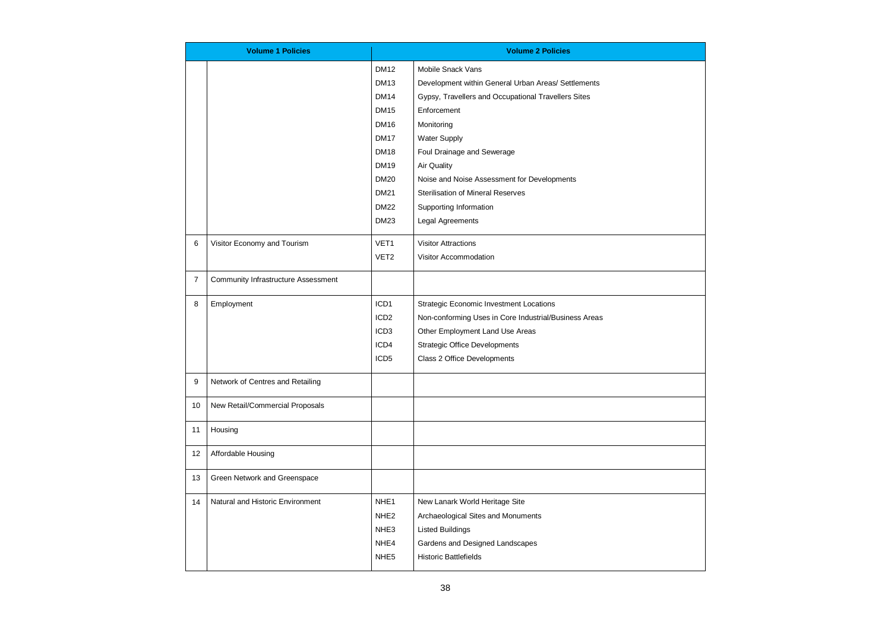| Volume 1 Policies | | Volume 2 Policies | |
|---|---|---|---|
| | | DM12 | Mobile Snack Vans |
| | | DM13 | Development within General Urban Areas/ Settlements |
| | | DM14 | Gypsy, Travellers and Occupational Travellers Sites |
| | | DM15 | Enforcement |
| | | DM16 | Monitoring |
| | | DM17 | Water Supply |
| | | DM18 | Foul Drainage and Sewerage |
| | | DM19 | Air Quality |
| | | DM20 | Noise and Noise Assessment for Developments |
| | | DM21 | Sterilisation of Mineral Reserves |
| | | DM22 | Supporting Information |
| | | DM23 | Legal Agreements |
| 6 | Visitor Economy and Tourism | VET1 | Visitor Attractions |
| | | VET2 | Visitor Accommodation |
| 7 | Community Infrastructure Assessment | | |
| 8 | Employment | ICD1 | Strategic Economic Investment Locations |
| | | ICD2 | Non-conforming Uses in Core Industrial/Business Areas |
| | | ICD3 | Other Employment Land Use Areas |
| | | ICD4 | Strategic Office Developments |
| | | ICD5 | Class 2 Office Developments |
| 9 | Network of Centres and Retailing | | |
| 10 | New Retail/Commercial Proposals | | |
| 11 | Housing | | |
| 12 | Affordable Housing | | |
| 13 | Green Network and Greenspace | | |
| 14 | Natural and Historic Environment | NHE1 | New Lanark World Heritage Site |
| | | NHE2 | Archaeological Sites and Monuments |
| | | NHE3 | Listed Buildings |
| | | NHE4 | Gardens and Designed Landscapes |
| | | NHE5 | Historic Battlefields |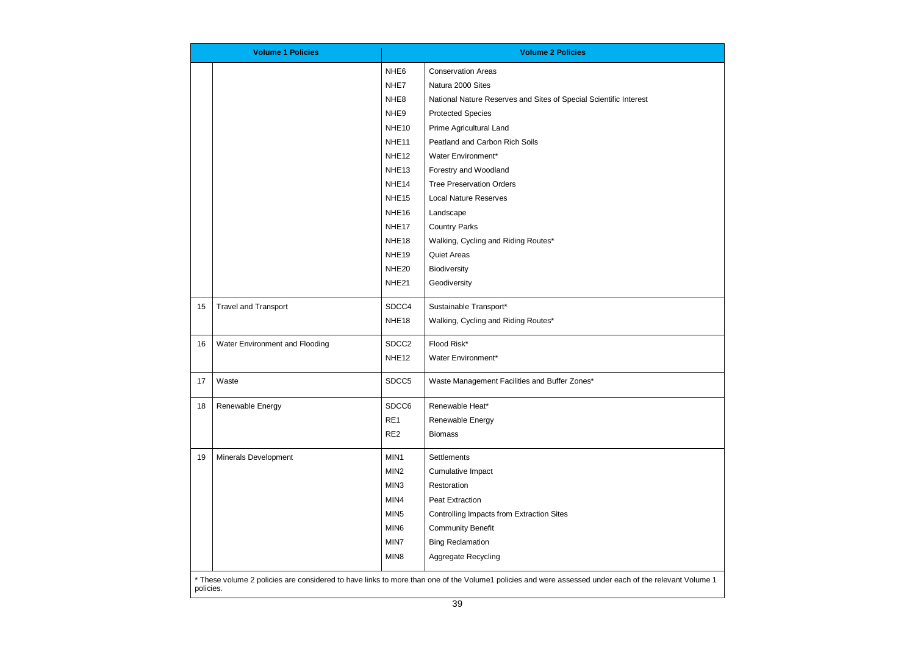| Volume 1 Policies | | Volume 2 Policies | |
|---|---|---|---|
| | | NHE6 | Conservation Areas |
| | | NHE7 | Natura 2000 Sites |
| | | NHE8 | National Nature Reserves and Sites of Special Scientific Interest |
| | | NHE9 | Protected Species |
| | | NHE10 | Prime Agricultural Land |
| | | NHE11 | Peatland and Carbon Rich Soils |
| | | NHE12 | Water Environment* |
| | | NHE13 | Forestry and Woodland |
| | | NHE14 | Tree Preservation Orders |
| | | NHE15 | Local Nature Reserves |
| | | NHE16 | Landscape |
| | | NHE17 | Country Parks |
| | | NHE18 | Walking, Cycling and Riding Routes* |
| | | NHE19 | Quiet Areas |
| | | NHE20 | Biodiversity |
| | | NHE21 | Geodiversity |
| 15 | Travel and Transport | SDCC4 | Sustainable Transport* |
| | | NHE18 | Walking, Cycling and Riding Routes* |
| 16 | Water Environment and Flooding | SDCC2 | Flood Risk* |
| | | NHE12 | Water Environment* |
| 17 | Waste | SDCC5 | Waste Management Facilities and Buffer Zones* |
| 18 | Renewable Energy | SDCC6 | Renewable Heat* |
| | | RE1 | Renewable Energy |
| | | RE2 | Biomass |
| 19 | Minerals Development | MIN1 | Settlements |
| | | MIN2 | Cumulative Impact |
| | | MIN3 | Restoration |
| | | MIN4 | Peat Extraction |
| | | MIN5 | Controlling Impacts from Extraction Sites |
| | | MIN6 | Community Benefit |
| | | MIN7 | Bing Reclamation |
| | | MIN8 | Aggregate Recycling |

* These volume 2 policies are considered to have links to more than one of the Volume1 policies and were assessed under each of the relevant Volume 1 policies.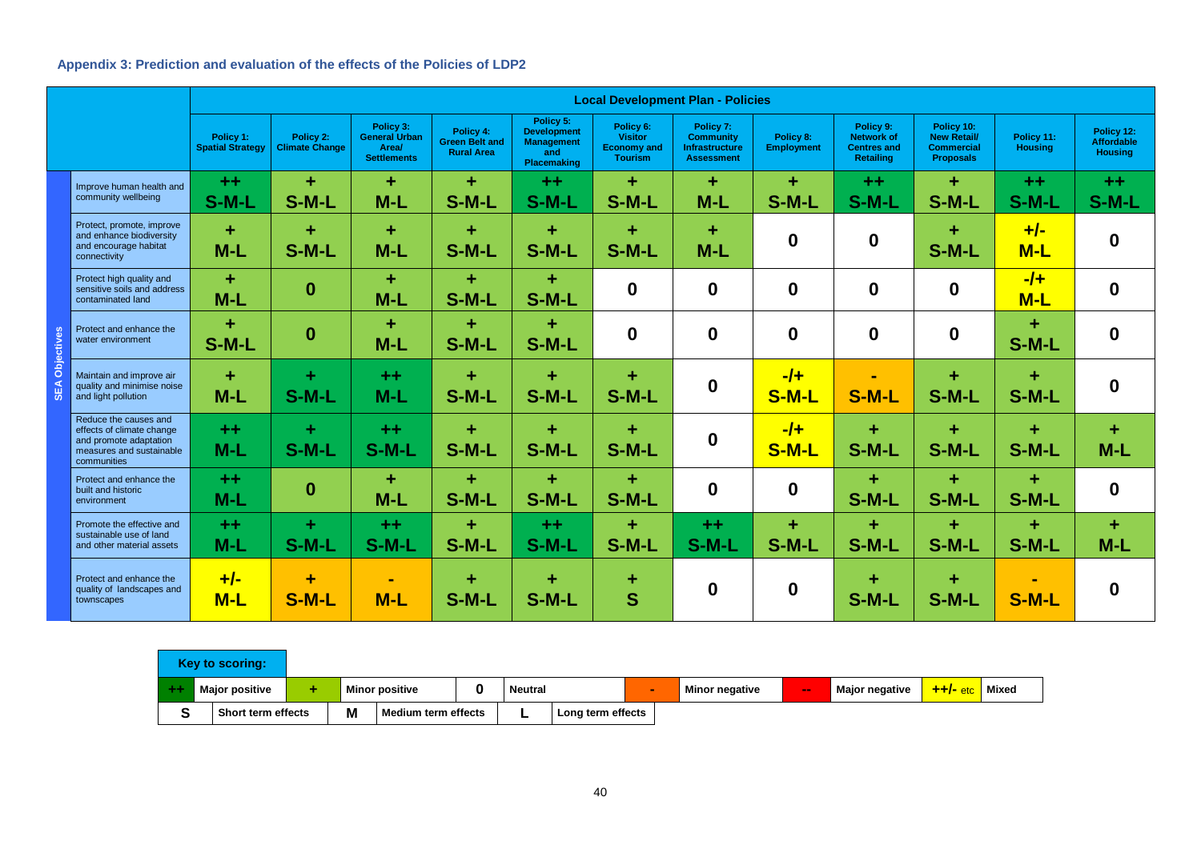### Appendix 3: Prediction and evaluation of the effects of the Policies of LDP2

| | | Local Development Plan - Policies | | | | | | | | | | | |
|---|---|---|---|---|---|---|---|---|---|---|---|---|---|
| | | Policy 1: Spatial Strategy | Policy 2: Climate Change | Policy 3: General Urban Area/ Settlements | Policy 4: Green Belt and Rural Area | Policy 5: Development Management and Placemaking | Policy 6: Visitor Economy and Tourism | Policy 7: Community Infrastructure Assessment | Policy 8: Employment | Policy 9: Network of Centres and Retailing | Policy 10: New Retail/ Commercial Proposals | Policy 11: Housing | Policy 12: Affordable Housing |
| SEA Objectives | Improve human health and community wellbeing | ++ S-M-L | + S-M-L | + M-L | + S-M-L | ++ S-M-L | + S-M-L | + M-L | + S-M-L | ++ S-M-L | + S-M-L | ++ S-M-L | ++ S-M-L |
| | Protect, promote, improve and enhance biodiversity and encourage habitat connectivity | + M-L | + S-M-L | + M-L | + S-M-L | + S-M-L | + S-M-L | + M-L | 0 | 0 | + S-M-L | +/- M-L | 0 |
| | Protect high quality and sensitive soils and address contaminated land | + M-L | 0 | + M-L | + S-M-L | + S-M-L | 0 | 0 | 0 | 0 | 0 | -/+ M-L | 0 |
| | Protect and enhance the water environment | + S-M-L | 0 | + M-L | + S-M-L | + S-M-L | 0 | 0 | 0 | 0 | 0 | + S-M-L | 0 |
| | Maintain and improve air quality and minimise noise and light pollution | + M-L | + S-M-L | ++ M-L | + S-M-L | + S-M-L | + S-M-L | 0 | -/+ S-M-L | - S-M-L | + S-M-L | + S-M-L | 0 |
| | Reduce the causes and effects of climate change and promote adaptation measures and sustainable communities | ++ M-L | + S-M-L | ++ S-M-L | + S-M-L | + S-M-L | + S-M-L | 0 | -/+ S-M-L | + S-M-L | + S-M-L | + S-M-L | + M-L |
| | Protect and enhance the built and historic environment | ++ M-L | 0 | + M-L | + S-M-L | + S-M-L | + S-M-L | 0 | 0 | + S-M-L | + S-M-L | + S-M-L | 0 |
| | Promote the effective and sustainable use of land and other material assets | ++ M-L | + S-M-L | ++ S-M-L | + S-M-L | ++ S-M-L | + S-M-L | ++ S-M-L | + S-M-L | + S-M-L | + S-M-L | + S-M-L | + M-L |
| | Protect and enhance the quality of landscapes and townscapes | +/- M-L | + S-M-L | - M-L | + S-M-L | + S-M-L | + S | 0 | 0 | + S-M-L | + S-M-L | - S-M-L | 0 |

**Key to scoring:**

| ++ | Major positive | + | Minor positive | 0 | Neutral | - | Minor negative | -- | Major negative | ++/- etc | Mixed |
|---|---|---|---|---|---|---|---|---|---|---|---|
| S | Short term effects | M | Medium term effects | L | Long term effects | | | | | | |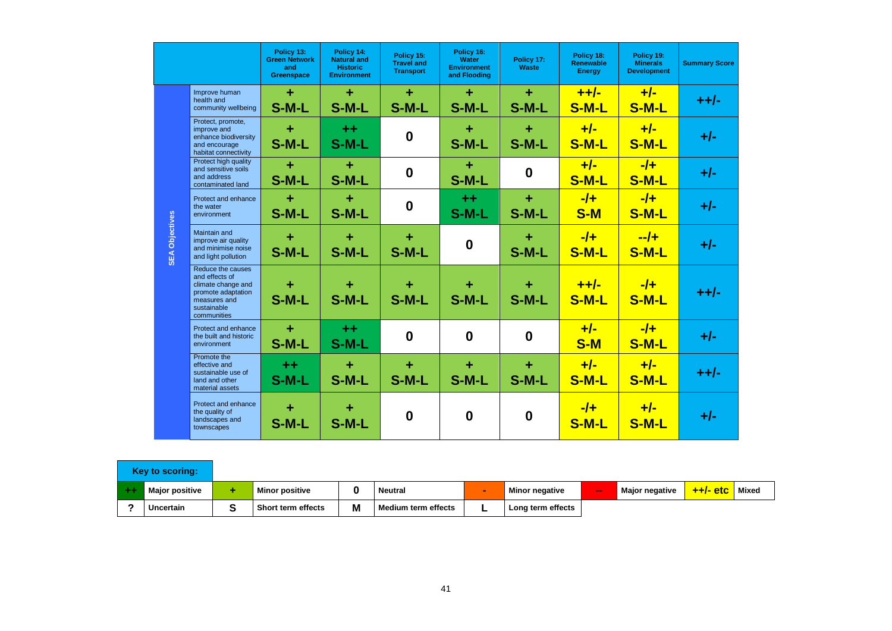| | | Policy 13: Green Network and Greenspace | Policy 14: Natural and Historic Environment | Policy 15: Travel and Transport | Policy 16: Water Environment and Flooding | Policy 17: Waste | Policy 18: Renewable Energy | Policy 19: Minerals Development | Summary Score |
|---|---|---|---|---|---|---|---|---|---|
| SEA Objectives | Improve human health and community wellbeing | + S-M-L | + S-M-L | + S-M-L | + S-M-L | + S-M-L | ++/- S-M-L | +/- S-M-L | ++/- |
| | Protect, promote, improve and enhance biodiversity and encourage habitat connectivity | + S-M-L | ++ S-M-L | 0 | + S-M-L | + S-M-L | +/- S-M-L | +/- S-M-L | +/- |
| | Protect high quality and sensitive soils and address contaminated land | + S-M-L | + S-M-L | 0 | + S-M-L | 0 | +/- S-M-L | -/+ S-M-L | +/- |
| | Protect and enhance the water environment | + S-M-L | + S-M-L | 0 | ++ S-M-L | + S-M-L | -/+ S-M | -/+ S-M-L | +/- |
| | Maintain and improve air quality and minimise noise and light pollution | + S-M-L | + S-M-L | + S-M-L | 0 | + S-M-L | -/+ S-M-L | --/+ S-M-L | +/- |
| | Reduce the causes and effects of climate change and promote adaptation measures and sustainable communities | + S-M-L | + S-M-L | + S-M-L | + S-M-L | + S-M-L | ++/- S-M-L | -/+ S-M-L | ++/- |
| | Protect and enhance the built and historic environment | + S-M-L | ++ S-M-L | 0 | 0 | 0 | +/- S-M | -/+ S-M-L | +/- |
| | Promote the effective and sustainable use of land and other material assets | ++ S-M-L | + S-M-L | + S-M-L | + S-M-L | + S-M-L | +/- S-M-L | +/- S-M-L | ++/- |
| | Protect and enhance the quality of landscapes and townscapes | + S-M-L | + S-M-L | 0 | 0 | 0 | -/+ S-M-L | +/- S-M-L | +/- |

**Key to scoring:**

| | | | | | | | | | | | |
|---|---|---|---|---|---|---|---|---|---|---|---|
| ++ | Major positive | + | Minor positive | 0 | Neutral | - | Minor negative | -- | Major negative | ++/- etc | Mixed |
| ? | Uncertain | S | Short term effects | M | Medium term effects | L | Long term effects | | | | |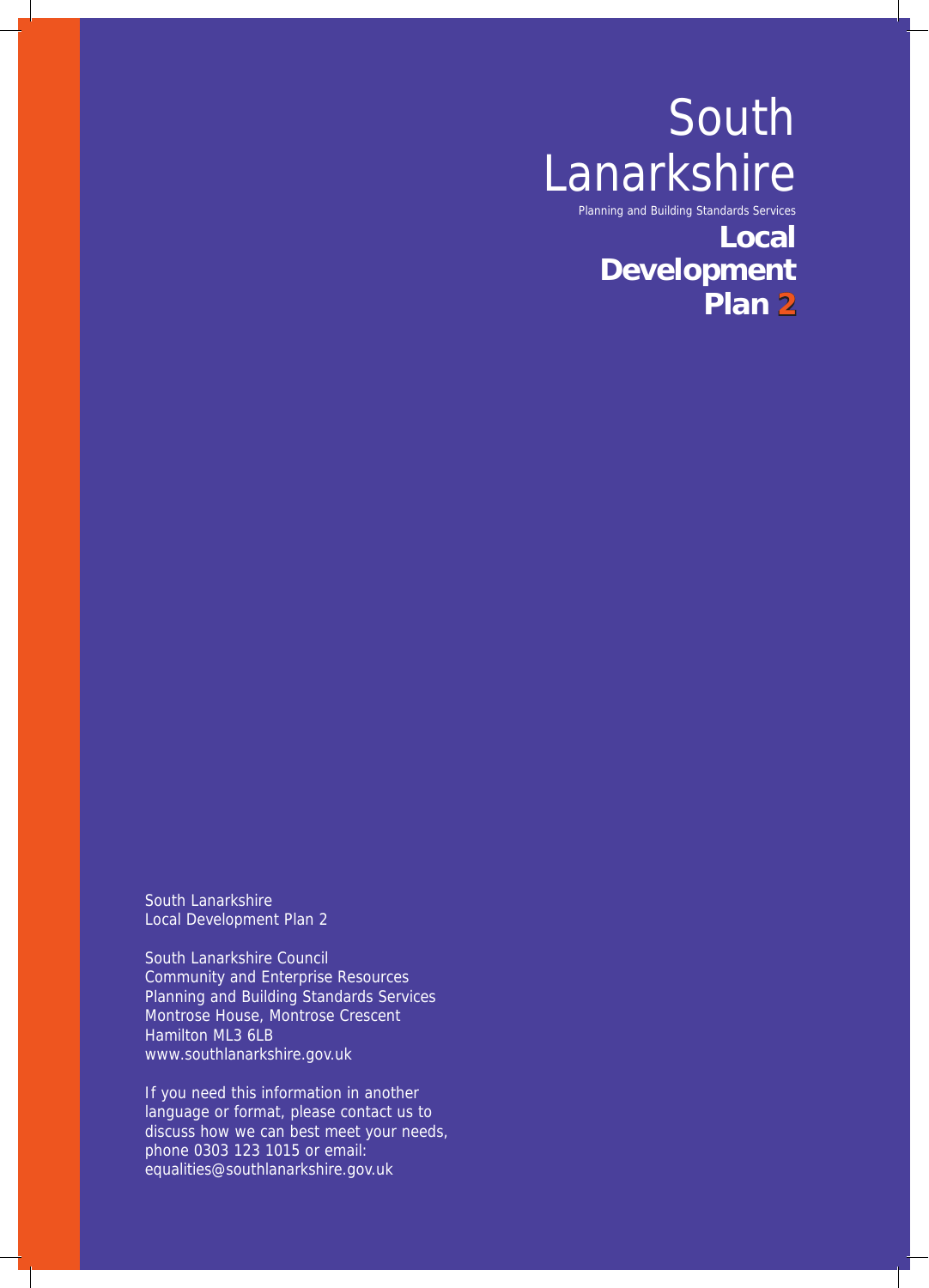# South Lanarkshire

Planning and Building Standards Services

## Local Development Plan 2

South Lanarkshire
Local Development Plan 2

South Lanarkshire Council
Community and Enterprise Resources
Planning and Building Standards Services
Montrose House, Montrose Crescent
Hamilton ML3 6LB
www.southlanarkshire.gov.uk

If you need this information in another language or format, please contact us to discuss how we can best meet your needs, phone 0303 123 1015 or email: equalities@southlanarkshire.gov.uk